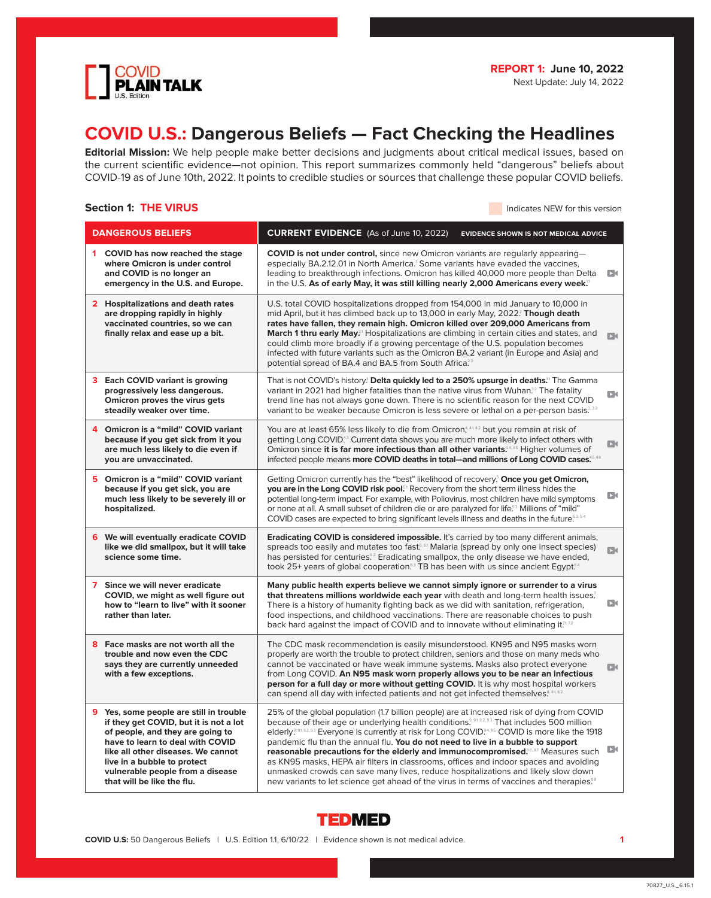COVID PLAIN TALK
U.S. Edition

**REPORT 1: June 10, 2022**
Next Update: July 14, 2022

# COVID U.S.: Dangerous Beliefs — Fact Checking the Headlines

**Editorial Mission:** We help people make better decisions and judgments about critical medical issues, based on the current scientific evidence—not opinion. This report summarizes commonly held "dangerous" beliefs about COVID-19 as of June 10th, 2022. It points to credible studies or sources that challenge these popular COVID beliefs.

## Section 1: THE VIRUS

Indicates NEW for this version

| DANGEROUS BELIEFS | CURRENT EVIDENCE (As of June 10, 2022) EVIDENCE SHOWN IS NOT MEDICAL ADVICE |
|---|---|
| **1 COVID has now reached the stage where Omicron is under control and COVID is no longer an emergency in the U.S. and Europe.** | **COVID is not under control,** since new Omicron variants are regularly appearing—especially BA.2.12.01 in North America.[1] Some variants have evaded the vaccines, leading to breakthrough infections. Omicron has killed 40,000 more people than Delta in the U.S. **As of early May, it was still killing nearly 2,000 Americans every week.**[11] |
| **2 Hospitalizations and death rates are dropping rapidly in highly vaccinated countries, so we can finally relax and ease up a bit.** | U.S. total COVID hospitalizations dropped from 154,000 in mid January to 10,000 in mid April, but it has climbed back up to 13,000 in early May, 2022.[2] **Though death rates have fallen, they remain high. Omicron killed over 209,000 Americans from March 1 thru early May.**[21] Hospitalizations are climbing in certain cities and states, and could climb more broadly if a growing percentage of the U.S. population becomes infected with future variants such as the Omicron BA.2 variant (in Europe and Asia) and potential spread of BA.4 and BA.5 from South Africa.[22] |
| **3 Each COVID variant is growing progressively less dangerous. Omicron proves the virus gets steadily weaker over time.** | That is not COVID's history.[3] **Delta quickly led to a 250% upsurge in deaths.**[31] The Gamma variant in 2021 had higher fatalities than the native virus from Wuhan.[32] The fatality trend line has not always gone down. There is no scientific reason for the next COVID variant to be weaker because Omicron is less severe or lethal on a per-person basis.[3,33] |
| **4 Omicron is a "mild" COVID variant because if you get sick from it you are much less likely to die even if you are unvaccinated.** | You are at least 65% less likely to die from Omicron,[4,41,42] but you remain at risk of getting Long COVID.[43] Current data shows you are much more likely to infect others with Omicron since **it is far more infectious than all other variants.**[44,45] Higher volumes of infected people means **more COVID deaths in total—and millions of Long COVID cases.**[45,46] |
| **5 Omicron is a "mild" COVID variant because if you get sick, you are much less likely to be severely ill or hospitalized.** | Getting Omicron currently has the "best" likelihood of recovery.[5] **Once you get Omicron, you are in the Long COVID risk pool.**[51] Recovery from the short term illness hides the potential long-term impact. For example, with Poliovirus, most children have mild symptoms or none at all. A small subset of children die or are paralyzed for life.[52] Millions of "mild" COVID cases are expected to bring significant levels illness and deaths in the future.[53,54] |
| **6 We will eventually eradicate COVID like we did smallpox, but it will take science some time.** | **Eradicating COVID is considered impossible.** It's carried by too many different animals, spreads too easily and mutates too fast.[6,61] Malaria (spread by only one insect species) has persisted for centuries.[62] Eradicating smallpox, the only disease we have ended, took 25+ years of global cooperation.[63] TB has been with us since ancient Egypt.[64] |
| **7 Since we will never eradicate COVID, we might as well figure out how to "learn to live" with it sooner rather than later.** | **Many public health experts believe we cannot simply ignore or surrender to a virus that threatens millions worldwide each year** with death and long-term health issues.[7] There is a history of humanity fighting back as we did with sanitation, refrigeration, food inspections, and childhood vaccinations. There are reasonable choices to push back hard against the impact of COVID and to innovate without eliminating it.[71,72] |
| **8 Face masks are not worth all the trouble and now even the CDC says they are currently unneeded with a few exceptions.** | The CDC mask recommendation is easily misunderstood. KN95 and N95 masks worn properly are worth the trouble to protect children, seniors and those on many meds who cannot be vaccinated or have weak immune systems. Masks also protect everyone from Long COVID. **An N95 mask worn properly allows you to be near an infectious person for a full day or more without getting COVID.** It is why most hospital workers can spend all day with infected patients and not get infected themselves.[8,81,82] |
| **9 Yes, some people are still in trouble if they get COVID, but it is not a lot of people, and they are going to have to learn to deal with COVID like all other diseases. We cannot live in a bubble to protect vulnerable people from a disease that will be like the flu.** | 25% of the global population (1.7 billion people) are at increased risk of dying from COVID because of their age or underlying health conditions.[9,91,92,93] That includes 500 million elderly.[9,91,92,93] Everyone is currently at risk for Long COVID.[94,95] COVID is more like the 1918 pandemic flu than the annual flu. **You do not need to live in a bubble to support reasonable precautions for the elderly and immunocompromised.**[96,97] Measures such as KN95 masks, HEPA air filters in classrooms, offices and indoor spaces and avoiding unmasked crowds can save many lives, reduce hospitalizations and likely slow down new variants to let science get ahead of the virus in terms of vaccines and therapies.[98] |

TEDMED

COVID U.S: 50 Dangerous Beliefs | U.S. Edition 1.1, 6/10/22 | Evidence shown is not medical advice.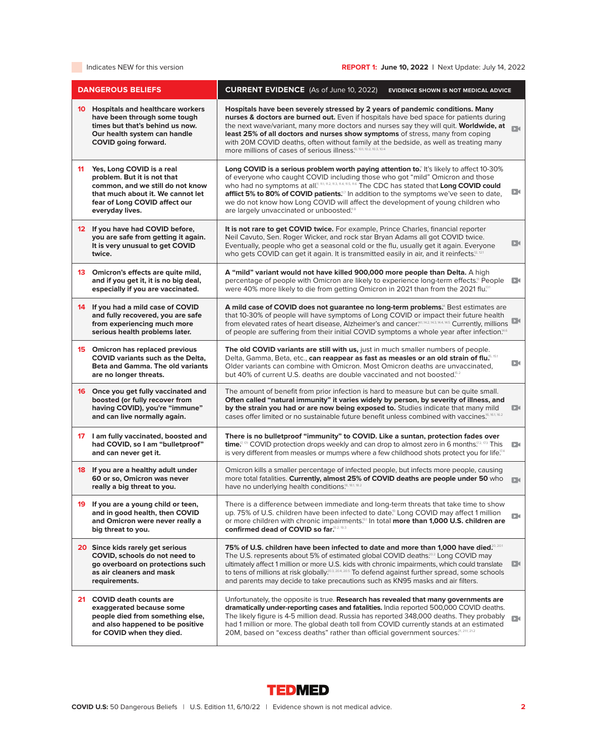Indicates NEW for this version

**REPORT 1: June 10, 2022** | Next Update: July 14, 2022

| DANGEROUS BELIEFS | CURRENT EVIDENCE (As of June 10, 2022) EVIDENCE SHOWN IS NOT MEDICAL ADVICE |
|---|---|
| **10 Hospitals and healthcare workers have been through some tough times but that's behind us now. Our health system can handle COVID going forward.** | **Hospitals have been severely stressed by 2 years of pandemic conditions. Many nurses & doctors are burned out.** Even if hospitals have bed space for patients during the next wave/variant, many more doctors and nurses say they will quit. **Worldwide, at least 25% of all doctors and nurses show symptoms** of stress, many from coping with 20M COVID deaths, often without family at the bedside, as well as treating many more millions of cases of serious illness.[10, 10.1, 10.2, 10.3, 10.4] |
| **11 Yes, Long COVID is a real problem. But it is not that common, and we still do not know that much about it. We cannot let fear of Long COVID affect our everyday lives.** | **Long COVID is a serious problem worth paying attention to.**[11] It's likely to affect 10-30% of everyone who caught COVID including those who got "mild" Omicron and those who had no symptoms at all.[11, 11.1, 11.2, 11.3, 11.4, 11.5, 11.6] The CDC has stated that **Long COVID could afflict 5% to 80% of COVID patients.**[11.7] In addition to the symptoms we've seen to date, we do not know how Long COVID will affect the development of young children who are largely unvaccinated or unboosted.[11.8] |
| **12 If you have had COVID before, you are safe from getting it again. It is very unusual to get COVID twice.** | **It is not rare to get COVID twice.** For example, Prince Charles, financial reporter Neil Cavuto, Sen. Roger Wicker, and rock star Bryan Adams all got COVID twice. Eventually, people who get a seasonal cold or the flu, usually get it again. Everyone who gets COVID can get it again. It is transmitted easily in air, and it reinfects.[12, 12.1] |
| **13 Omicron's effects are quite mild, and if you get it, it is no big deal, especially if you are vaccinated.** | **A "mild" variant would not have killed 900,000 more people than Delta.** A high percentage of people with Omicron are likely to experience long-term effects.[11] People were 40% more likely to die from getting Omicron in 2021 than from the 2021 flu.[13.1] |
| **14 If you had a mild case of COVID and fully recovered, you are safe from experiencing much more serious health problems later.** | **A mild case of COVID does not guarantee no long-term problems.**[11] Best estimates are that 10-30% of people will have symptoms of Long COVID or impact their future health from elevated rates of heart disease, Alzheimer's and cancer.[14.1, 14.2, 14.3, 14.4, 14.5] Currently, millions of people are suffering from their initial COVID symptoms a whole year after infection.[14.6] |
| **15 Omicron has replaced previous COVID variants such as the Delta, Beta and Gamma. The old variants are no longer threats.** | **The old COVID variants are still with us,** just in much smaller numbers of people. Delta, Gamma, Beta, etc., **can reappear as fast as measles or an old strain of flu.**[15, 15.1] Older variants can combine with Omicron. Most Omicron deaths are unvaccinated, but 40% of current U.S. deaths are double vaccinated and not boosted.[15.2] |
| **16 Once you get fully vaccinated and boosted (or fully recover from having COVID), you're "immune" and can live normally again.** | The amount of benefit from prior infection is hard to measure but can be quite small. **Often called "natural immunity" it varies widely by person, by severity of illness, and by the strain you had or are now being exposed to.** Studies indicate that many mild cases offer limited or no sustainable future benefit unless combined with vaccines.[16, 16.1, 16.2] |
| **17 I am fully vaccinated, boosted and had COVID, so I am "bulletproof" and can never get it.** | **There is no bulletproof "immunity" to COVID. Like a suntan, protection fades over time.**[17, 17.1] COVID protection drops weekly and can drop to almost zero in 6 months.[17.2, 17.3] This is very different from measles or mumps where a few childhood shots protect you for life.[17.4] |
| **18 If you are a healthy adult under 60 or so, Omicron was never really a big threat to you.** | Omicron kills a smaller percentage of infected people, but infects more people, causing more total fatalities. **Currently, almost 25% of COVID deaths are people under 50** who have no underlying health conditions.[18, 18.1, 18.2] |
| **19 If you are a young child or teen, and in good health, then COVID and Omicron were never really a big threat to you.** | There is a difference between immediate and long-term threats that take time to show up. 75% of U.S. children have been infected to date.[11] Long COVID may affect 1 million or more children with chronic impairments.[19.1] In total **more than 1,000 U.S. children are confirmed dead of COVID so far.**[19.2, 19.3] |
| **20 Since kids rarely get serious COVID, schools do not need to go overboard on protections such as air cleaners and mask requirements.** | **75% of U.S. children have been infected to date and more than 1,000 have died.**[20, 20.1] The U.S. represents about 5% of estimated global COVID deaths.[20.2] Long COVID may ultimately affect 1 million or more U.S. kids with chronic impairments, which could translate to tens of millions at risk globally.[20.3, 20.4, 20.5] To defend against further spread, some schools and parents may decide to take precautions such as KN95 masks and air filters. |
| **21 COVID death counts are exaggerated because some people died from something else, and also happened to be positive for COVID when they died.** | Unfortunately, the opposite is true. **Research has revealed that many governments are dramatically under-reporting cases and fatalities.** India reported 500,000 COVID deaths. The likely figure is 4-5 million dead. Russia has reported 348,000 deaths. They probably had 1 million or more. The global death toll from COVID currently stands at an estimated 20M, based on "excess deaths" rather than official government sources.[21, 21.1, 21.2] |

TEDMED

**COVID U.S:** 50 Dangerous Beliefs | U.S. Edition 1.1, 6/10/22 | Evidence shown is not medical advice.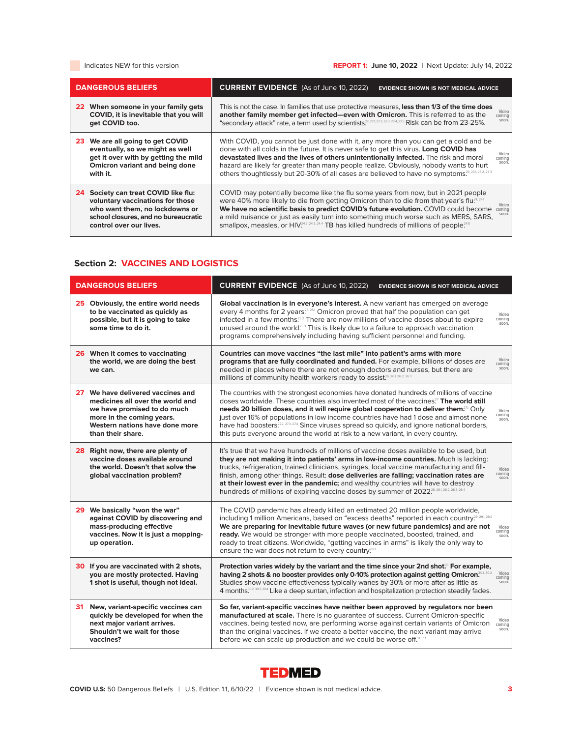Indicates NEW for this version

**REPORT 1: June 10, 2022** | Next Update: July 14, 2022

| DANGEROUS BELIEFS | CURRENT EVIDENCE (As of June 10, 2022) EVIDENCE SHOWN IS NOT MEDICAL ADVICE | |
|---|---|---|
| **22 When someone in your family gets COVID, it is inevitable that you will get COVID too.** | This is not the case. In families that use protective measures, **less than 1/3 of the time does another family member get infected—even with Omicron.** This is referred to as the "secondary attack" rate, a term used by scientists.[22, 22.1, 22.2, 22.3, 22.4, 22.5] Risk can be from 23-25%. | Video coming soon. |
| **23 We are all going to get COVID eventually, so we might as well get it over with by getting the mild Omicron variant and being done with it.** | With COVID, you cannot be just done with it, any more than you can get a cold and be done with all colds in the future. It is never safe to get this virus. **Long COVID has devastated lives and the lives of others unintentionally infected.** The risk and moral hazard are likely far greater than many people realize. Obviously, nobody wants to hurt others thoughtlessly but 20-30% of all cases are believed to have no symptoms.[23, 23.1, 23.2, 23.3] | Video coming soon. |
| **24 Society can treat COVID like flu: voluntary vaccinations for those who want them, no lockdowns or school closures, and no bureaucratic control over our lives.** | COVID may potentially become like the flu some years from now, but in 2021 people were 40% more likely to die from getting Omicron than to die from that year's flu.[24, 24.1] **We have no scientific basis to predict COVID's future evolution.** COVID could become a mild nuisance or just as easily turn into something much worse such as MERS, SARS, smallpox, measles, or HIV.[24.2, 24.3, 24.4] TB has killed hundreds of millions of people.[24.5] | Video coming soon. |

## Section 2: VACCINES AND LOGISTICS

| DANGEROUS BELIEFS | CURRENT EVIDENCE (As of June 10, 2022) EVIDENCE SHOWN IS NOT MEDICAL ADVICE | |
|---|---|---|
| **25 Obviously, the entire world needs to be vaccinated as quickly as possible, but it is going to take some time to do it.** | **Global vaccination is in everyone's interest.** A new variant has emerged on average every 4 months for 2 years.[25, 25.1] Omicron proved that half the population can get infected in a few months.[25.2] There are now millions of vaccine doses about to expire unused around the world.[25.3] This is likely due to a failure to approach vaccination programs comprehensively including having sufficient personnel and funding. | Video coming soon. |
| **26 When it comes to vaccinating the world, we are doing the best we can.** | **Countries can move vaccines "the last mile" into patient's arms with more programs that are fully coordinated and funded.** For example, billions of doses are needed in places where there are not enough doctors and nurses, but there are millions of community health workers ready to assist.[26, 26.1, 26.2, 26.3] | Video coming soon. |
| **27 We have delivered vaccines and medicines all over the world and we have promised to do much more in the coming years. Western nations have done more than their share.** | The countries with the strongest economies have donated hundreds of millions of vaccine doses worldwide. These countries also invented most of the vaccines.[27] **The world still needs 20 billion doses, and it will require global cooperation to deliver them.**[27.1] Only just over 16% of populations in low income countries have had 1 dose and almost none have had boosters.[27.2, 27.3, 27.4] Since viruses spread so quickly, and ignore national borders, this puts everyone around the world at risk to a new variant, in every country. | Video coming soon. |
| **28 Right now, there are plenty of vaccine doses available around the world. Doesn't that solve the global vaccination problem?** | It's true that we have hundreds of millions of vaccine doses available to be used, but **they are not making it into patients' arms in low-income countries.** Much is lacking: trucks, refrigeration, trained clinicians, syringes, local vaccine manufacturing and fill-finish, among other things. Result: **dose deliveries are falling; vaccination rates are at their lowest ever in the pandemic;** and wealthy countries will have to destroy hundreds of millions of expiring vaccine doses by summer of 2022.[28, 28.1, 28.2, 28.3, 28.4] | Video coming soon. |
| **29 We basically "won the war" against COVID by discovering and mass-producing effective vaccines. Now it is just a mopping-up operation.** | The COVID pandemic has already killed an estimated 20 million people worldwide, including 1 million Americans, based on "excess deaths" reported in each country.[29, 29.1, 29.2] **We are preparing for inevitable future waves (or new future pandemics) and are not ready.** We would be stronger with more people vaccinated, boosted, trained, and ready to treat citizens. Worldwide, "getting vaccines in arms" is likely the only way to ensure the war does not return to every country.[29.3] | Video coming soon. |
| **30 If you are vaccinated with 2 shots, you are mostly protected. Having 1 shot is useful, though not ideal.** | **Protection varies widely by the variant and the time since your 2nd shot.**[30] **For example, having 2 shots & no booster provides only 0-10% protection against getting Omicron.**[30.1, 30.2] Studies show vaccine effectiveness typically wanes by 30% or more after as little as 4 months.[30.2, 30.3, 30.4] Like a deep suntan, infection and hospitalization protection steadily fades. | Video coming soon. |
| **31 New, variant-specific vaccines can quickly be developed for when the next major variant arrives. Shouldn't we wait for those vaccines?** | **So far, variant-specific vaccines have neither been approved by regulators nor been manufactured at scale.** There is no guarantee of success. Current Omicron-specific vaccines, being tested now, are performing worse against certain variants of Omicron than the original vaccines. If we create a better vaccine, the next variant may arrive before we can scale up production and we could be worse off.[31, 31.1] | Video coming soon. |

TEDMED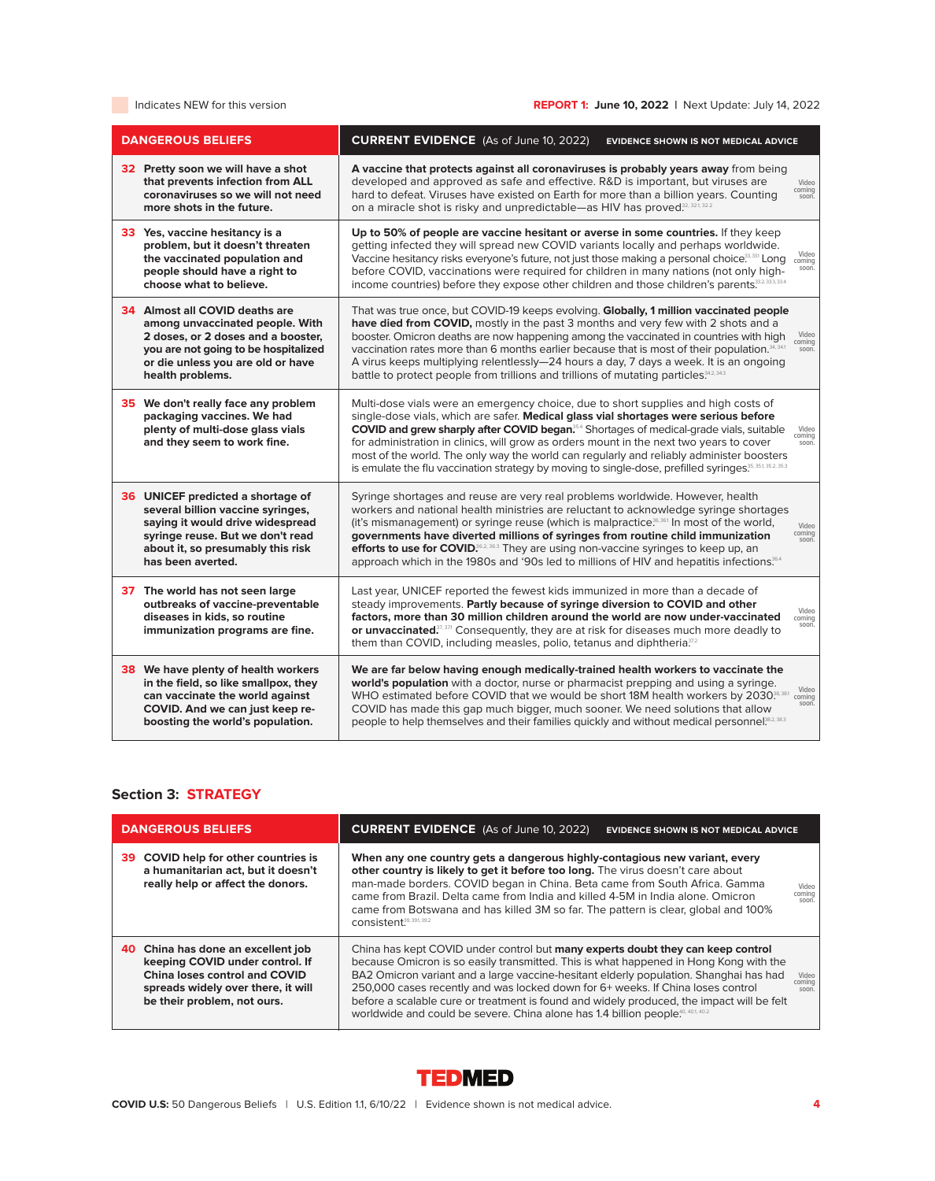Indicates NEW for this version

**REPORT 1: June 10, 2022** | Next Update: July 14, 2022

| DANGEROUS BELIEFS | CURRENT EVIDENCE (As of June 10, 2022) EVIDENCE SHOWN IS NOT MEDICAL ADVICE | |
|---|---|---|
| **32 Pretty soon we will have a shot that prevents infection from ALL coronaviruses so we will not need more shots in the future.** | **A vaccine that protects against all coronaviruses is probably years away** from being developed and approved as safe and effective. R&D is important, but viruses are hard to defeat. Viruses have existed on Earth for more than a billion years. Counting on a miracle shot is risky and unpredictable—as HIV has proved.[32, 32.1, 32.2] | Video coming soon. |
| **33 Yes, vaccine hesitancy is a problem, but it doesn't threaten the vaccinated population and people should have a right to choose what to believe.** | **Up to 50% of people are vaccine hesitant or averse in some countries.** If they keep getting infected they will spread new COVID variants locally and perhaps worldwide. Vaccine hesitancy risks everyone's future, not just those making a personal choice.[33, 33.1] Long before COVID, vaccinations were required for children in many nations (not only high-income countries) before they expose other children and those children's parents.[33.2, 33.3, 33.4] | Video coming soon. |
| **34 Almost all COVID deaths are among unvaccinated people. With 2 doses, or 2 doses and a booster, you are not going to be hospitalized or die unless you are old or have health problems.** | That was true once, but COVID-19 keeps evolving. **Globally, 1 million vaccinated people have died from COVID,** mostly in the past 3 months and very few with 2 shots and a booster. Omicron deaths are now happening among the vaccinated in countries with high vaccination rates more than 6 months earlier because that is most of their population.[34, 34.1] A virus keeps multiplying relentlessly—24 hours a day, 7 days a week. It is an ongoing battle to protect people from trillions and trillions of mutating particles.[34.2, 34.3] | Video coming soon. |
| **35 We don't really face any problem packaging vaccines. We had plenty of multi-dose glass vials and they seem to work fine.** | Multi-dose vials were an emergency choice, due to short supplies and high costs of single-dose vials, which are safer. **Medical glass vial shortages were serious before COVID and grew sharply after COVID began.**[35.4] Shortages of medical-grade vials, suitable for administration in clinics, will grow as orders mount in the next two years to cover most of the world. The only way the world can regularly and reliably administer boosters is emulate the flu vaccination strategy by moving to single-dose, prefilled syringes.[35, 35.1, 35.2, 35.3] | Video coming soon. |
| **36 UNICEF predicted a shortage of several billion vaccine syringes, saying it would drive widespread syringe reuse. But we don't read about it, so presumably this risk has been averted.** | Syringe shortages and reuse are very real problems worldwide. However, health workers and national health ministries are reluctant to acknowledge syringe shortages (it's mismanagement) or syringe reuse (which is malpractice.[36, 36.1] In most of the world, **governments have diverted millions of syringes from routine child immunization efforts to use for COVID.**[36.2, 36.3] They are using non-vaccine syringes to keep up, an approach which in the 1980s and '90s led to millions of HIV and hepatitis infections.[36.4] | Video coming soon. |
| **37 The world has not seen large outbreaks of vaccine-preventable diseases in kids, so routine immunization programs are fine.** | Last year, UNICEF reported the fewest kids immunized in more than a decade of steady improvements. **Partly because of syringe diversion to COVID and other factors, more than 30 million children around the world are now under-vaccinated or unvaccinated.**[37, 37.1] Consequently, they are at risk for diseases much more deadly to them than COVID, including measles, polio, tetanus and diphtheria.[37.2] | Video coming soon. |
| **38 We have plenty of health workers in the field, so like smallpox, they can vaccinate the world against COVID. And we can just keep re-boosting the world's population.** | **We are far below having enough medically-trained health workers to vaccinate the world's population** with a doctor, nurse or pharmacist prepping and using a syringe. WHO estimated before COVID that we would be short 18M health workers by 2030.[38, 38.1] COVID has made this gap much bigger, much sooner. We need solutions that allow people to help themselves and their families quickly and without medical personnel.[38.2, 38.3] | Video coming soon. |

## Section 3: STRATEGY

| DANGEROUS BELIEFS | CURRENT EVIDENCE (As of June 10, 2022) EVIDENCE SHOWN IS NOT MEDICAL ADVICE | |
|---|---|---|
| **39 COVID help for other countries is a humanitarian act, but it doesn't really help or affect the donors.** | **When any one country gets a dangerous highly-contagious new variant, every other country is likely to get it before too long.** The virus doesn't care about man-made borders. COVID began in China. Beta came from South Africa. Gamma came from Brazil. Delta came from India and killed 4-5M in India alone. Omicron came from Botswana and has killed 3M so far. The pattern is clear, global and 100% consistent.[39, 39.1, 39.2] | Video coming soon. |
| **40 China has done an excellent job keeping COVID under control. If China loses control and COVID spreads widely over there, it will be their problem, not ours.** | China has kept COVID under control but **many experts doubt they can keep control** because Omicron is so easily transmitted. This is what happened in Hong Kong with the BA2 Omicron variant and a large vaccine-hesitant elderly population. Shanghai has had 250,000 cases recently and was locked down for 6+ weeks. If China loses control before a scalable cure or treatment is found and widely produced, the impact will be felt worldwide and could be severe. China alone has 1.4 billion people.[40, 40.1, 40.2] | Video coming soon. |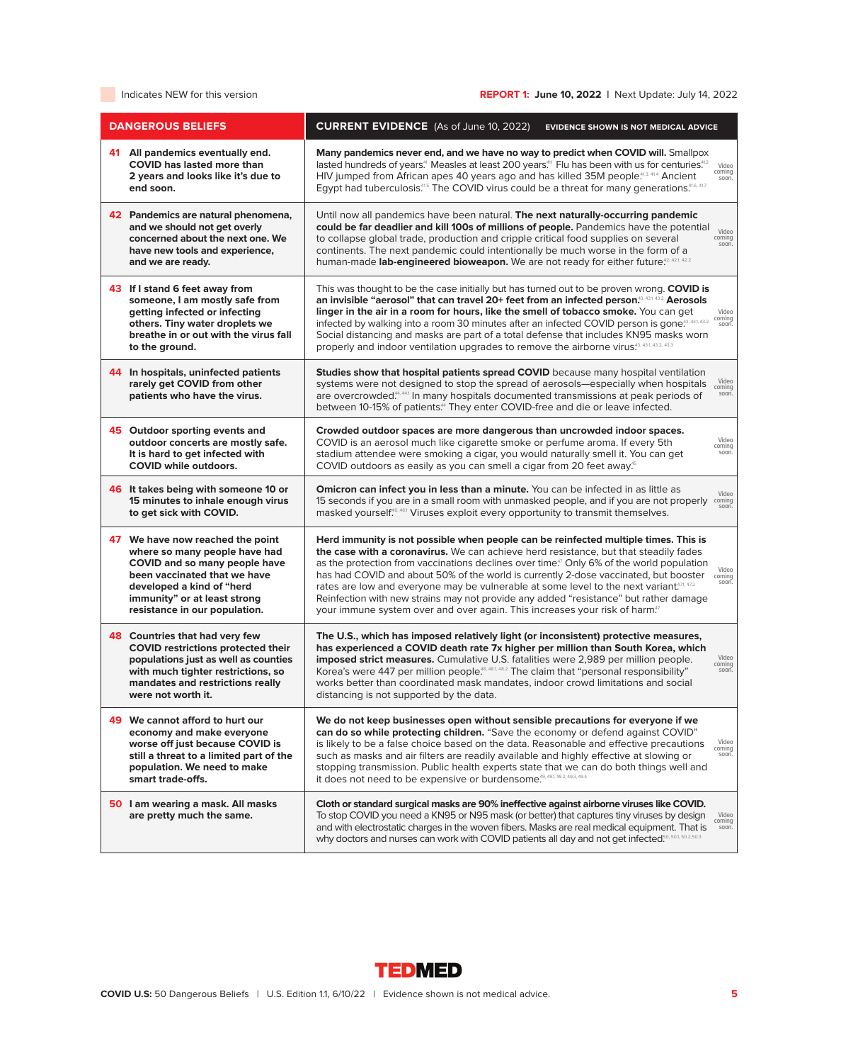Indicates NEW for this version

**REPORT 1: June 10, 2022** | Next Update: July 14, 2022

| DANGEROUS BELIEFS | CURRENT EVIDENCE (As of June 10, 2022) EVIDENCE SHOWN IS NOT MEDICAL ADVICE | |
|---|---|---|
| **41 All pandemics eventually end. COVID has lasted more than 2 years and looks like it's due to end soon.** | **Many pandemics never end, and we have no way to predict when COVID will.** Smallpox lasted hundreds of years.[41] Measles at least 200 years.[41.1] Flu has been with us for centuries.[41.2] HIV jumped from African apes 40 years ago and has killed 35M people.[41.3, 41.4] Ancient Egypt had tuberculosis.[41.5] The COVID virus could be a threat for many generations.[41.6, 41.7] | Video coming soon. |
| **42 Pandemics are natural phenomena, and we should not get overly concerned about the next one. We have new tools and experience, and we are ready.** | Until now all pandemics have been natural. **The next naturally-occurring pandemic could be far deadlier and kill 100s of millions of people.** Pandemics have the potential to collapse global trade, production and cripple critical food supplies on several continents. The next pandemic could intentionally be much worse in the form of a human-made **lab-engineered bioweapon.** We are not ready for either future.[42, 42.1, 42.2] | Video coming soon. |
| **43 If I stand 6 feet away from someone, I am mostly safe from getting infected or infecting others. Tiny water droplets we breathe in or out with the virus fall to the ground.** | This was thought to be the case initially but has turned out to be proven wrong. **COVID is an invisible "aerosol" that can travel 20+ feet from an infected person.**[43, 43.1, 43.2] **Aerosols linger in the air in a room for hours, like the smell of tobacco smoke.** You can get infected by walking into a room 30 minutes after an infected COVID person is gone.[43, 43.1, 43.2] Social distancing and masks are part of a total defense that includes KN95 masks worn properly and indoor ventilation upgrades to remove the airborne virus.[43, 43.1, 43.2, 43.3] | Video coming soon. |
| **44 In hospitals, uninfected patients rarely get COVID from other patients who have the virus.** | **Studies show that hospital patients spread COVID** because many hospital ventilation systems were not designed to stop the spread of aerosols—especially when hospitals are overcrowded.[44, 44.1] In many hospitals documented transmissions at peak periods of between 10-15% of patients.[44] They enter COVID-free and die or leave infected. | Video coming soon. |
| **45 Outdoor sporting events and outdoor concerts are mostly safe. It is hard to get infected with COVID while outdoors.** | **Crowded outdoor spaces are more dangerous than uncrowded indoor spaces.** COVID is an aerosol much like cigarette smoke or perfume aroma. If every 5th stadium attendee were smoking a cigar, you would naturally smell it. You can get COVID outdoors as easily as you can smell a cigar from 20 feet away.[45] | Video coming soon. |
| **46 It takes being with someone 10 or 15 minutes to inhale enough virus to get sick with COVID.** | **Omicron can infect you in less than a minute.** You can be infected in as little as 15 seconds if you are in a small room with unmasked people, and if you are not properly masked yourself.[46, 46.1] Viruses exploit every opportunity to transmit themselves. | Video coming soon. |
| **47 We have now reached the point where so many people have had COVID and so many people have been vaccinated that we have developed a kind of "herd immunity" or at least strong resistance in our population.** | **Herd immunity is not possible when people can be reinfected multiple times. This is the case with a coronavirus.** We can achieve herd resistance, but that steadily fades as the protection from vaccinations declines over time.[47] Only 6% of the world population has had COVID and about 50% of the world is currently 2-dose vaccinated, but booster rates are low and everyone may be vulnerable at some level to the next variant.[47.1, 47.2] Reinfection with new strains may not provide any added "resistance" but rather damage your immune system over and over again. This increases your risk of harm.[47] | Video coming soon. |
| **48 Countries that had very few COVID restrictions protected their populations just as well as counties with much tighter restrictions, so mandates and restrictions really were not worth it.** | **The U.S., which has imposed relatively light (or inconsistent) protective measures, has experienced a COVID death rate 7x higher per million than South Korea, which imposed strict measures.** Cumulative U.S. fatalities were 2,989 per million people. Korea's were 447 per million people.[48, 48.1, 48.2] The claim that "personal responsibility" works better than coordinated mask mandates, indoor crowd limitations and social distancing is not supported by the data. | Video coming soon. |
| **49 We cannot afford to hurt our economy and make everyone worse off just because COVID is still a threat to a limited part of the population. We need to make smart trade-offs.** | **We do not keep businesses open without sensible precautions for everyone if we can do so while protecting children.** "Save the economy or defend against COVID" is likely to be a false choice based on the data. Reasonable and effective precautions such as masks and air filters are readily available and highly effective at slowing or stopping transmission. Public health experts state that we can do both things well and it does not need to be expensive or burdensome.[49, 49.1, 49.2, 49.3, 49.4] | Video coming soon. |
| **50 I am wearing a mask. All masks are pretty much the same.** | **Cloth or standard surgical masks are 90% ineffective against airborne viruses like COVID.** To stop COVID you need a KN95 or N95 mask (or better) that captures tiny viruses by design and with electrostatic charges in the woven fibers. Masks are real medical equipment. That is why doctors and nurses can work with COVID patients all day and not get infected.[50, 50.1, 50.2, 50.3] | Video coming soon. |

TEDMED

**COVID U.S:** 50 Dangerous Beliefs | U.S. Edition 1.1, 6/10/22 | Evidence shown is not medical advice.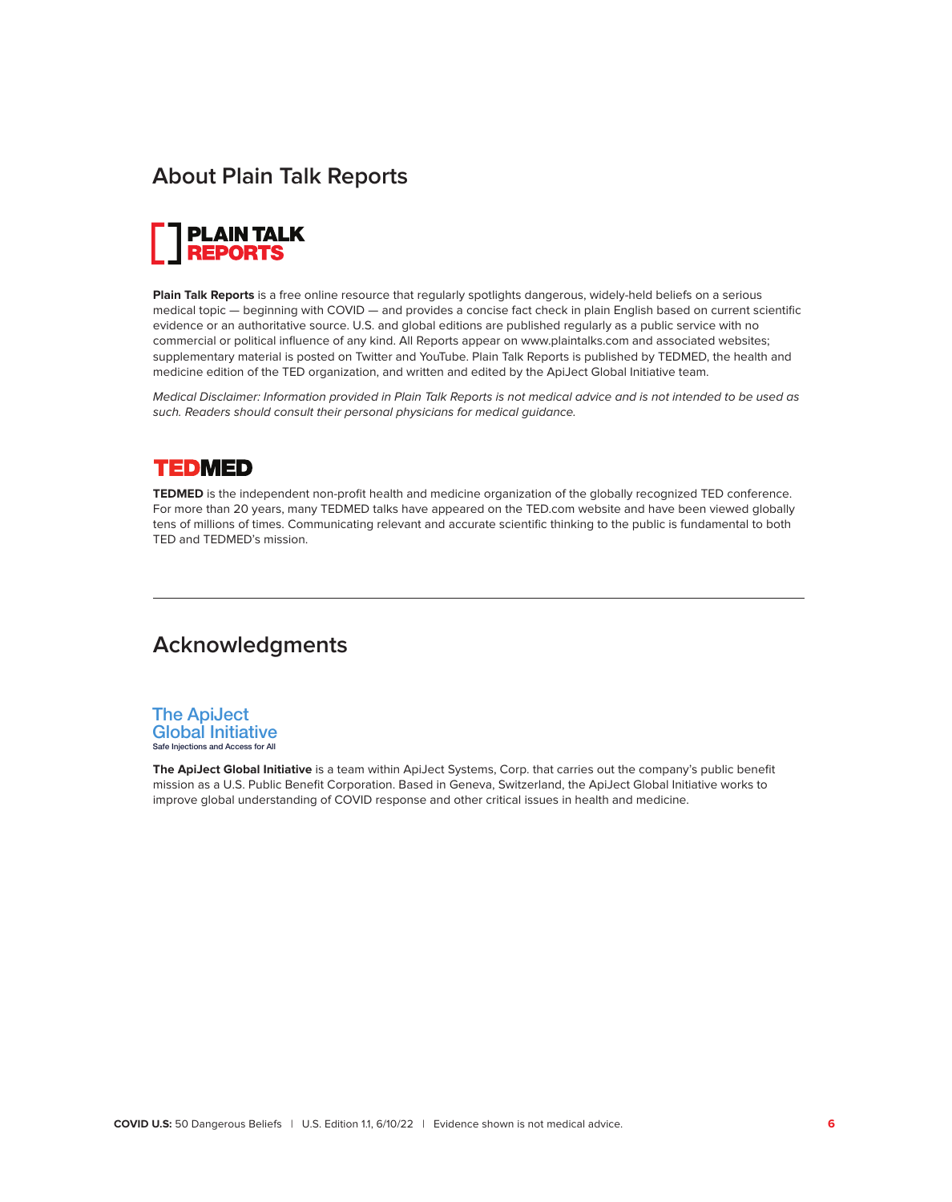## About Plain Talk Reports

PLAIN TALK REPORTS

**Plain Talk Reports** is a free online resource that regularly spotlights dangerous, widely-held beliefs on a serious medical topic — beginning with COVID — and provides a concise fact check in plain English based on current scientific evidence or an authoritative source. U.S. and global editions are published regularly as a public service with no commercial or political influence of any kind. All Reports appear on www.plaintalks.com and associated websites; supplementary material is posted on Twitter and YouTube. Plain Talk Reports is published by TEDMED, the health and medicine edition of the TED organization, and written and edited by the ApiJect Global Initiative team.

*Medical Disclaimer: Information provided in Plain Talk Reports is not medical advice and is not intended to be used as such. Readers should consult their personal physicians for medical guidance.*

TEDMED

**TEDMED** is the independent non-profit health and medicine organization of the globally recognized TED conference. For more than 20 years, many TEDMED talks have appeared on the TED.com website and have been viewed globally tens of millions of times. Communicating relevant and accurate scientific thinking to the public is fundamental to both TED and TEDMED's mission.

---

## Acknowledgments

The ApiJect Global Initiative
Safe Injections and Access for All

**The ApiJect Global Initiative** is a team within ApiJect Systems, Corp. that carries out the company's public benefit mission as a U.S. Public Benefit Corporation. Based in Geneva, Switzerland, the ApiJect Global Initiative works to improve global understanding of COVID response and other critical issues in health and medicine.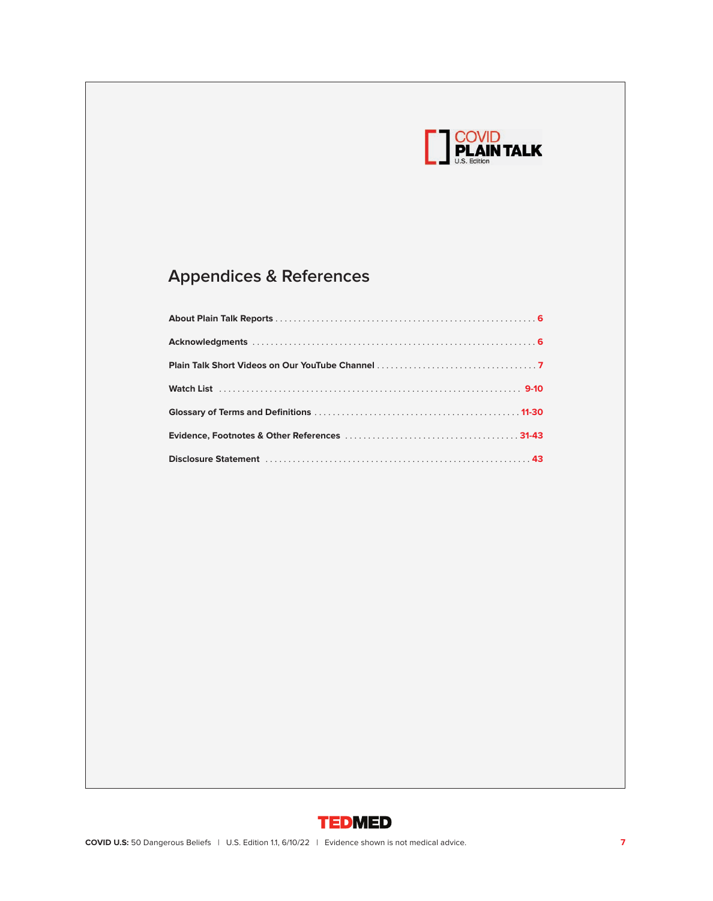COVID
PLAIN TALK
U.S. Edition

## Appendices & References

| | |
|---|---|
| **About Plain Talk Reports** | 6 |
| **Acknowledgments** | 6 |
| **Plain Talk Short Videos on Our YouTube Channel** | 7 |
| **Watch List** | 9-10 |
| **Glossary of Terms and Definitions** | 11-30 |
| **Evidence, Footnotes & Other References** | 31-43 |
| **Disclosure Statement** | 43 |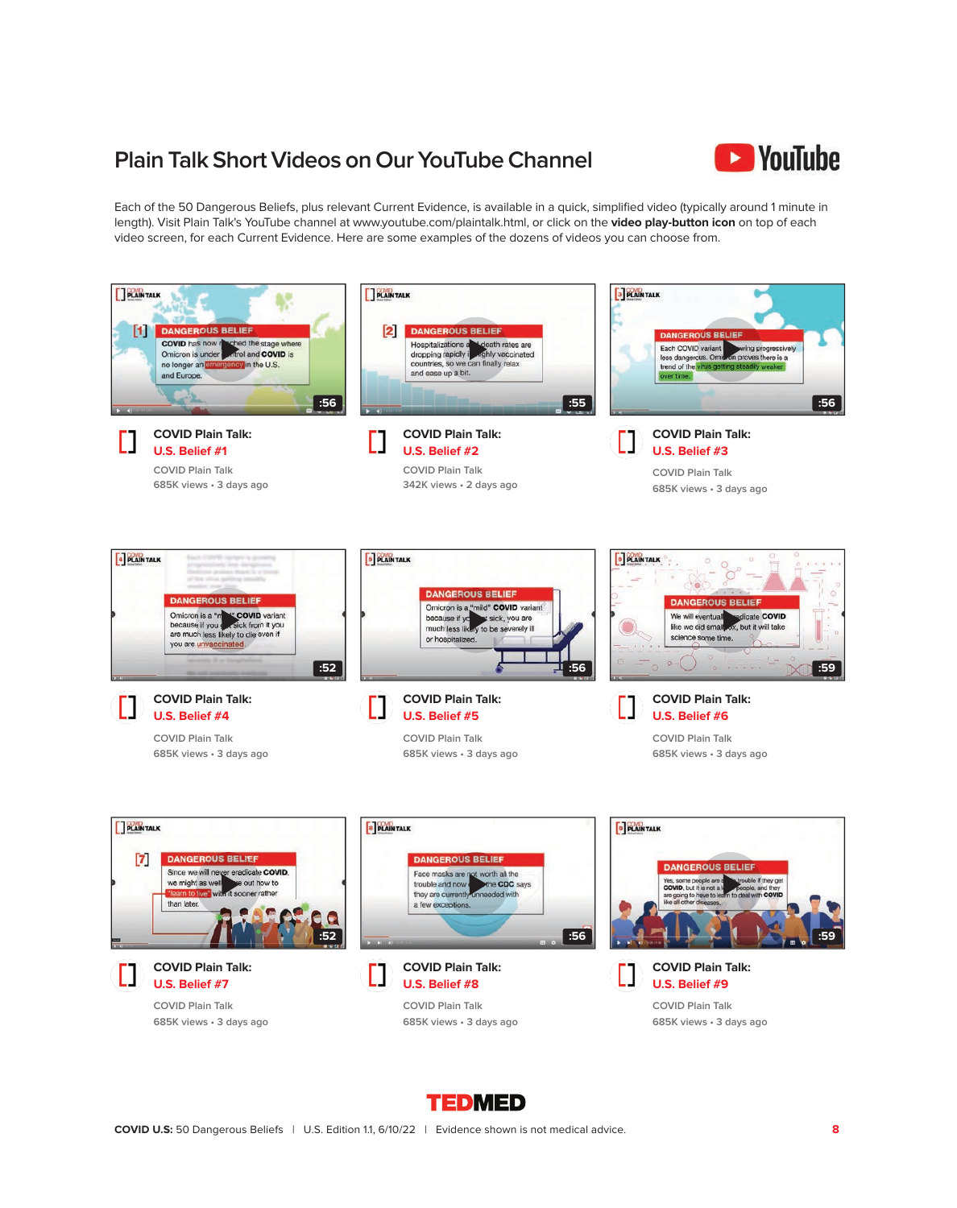# Plain Talk Short Videos on Our YouTube Channel

Each of the 50 Dangerous Beliefs, plus relevant Current Evidence, is available in a quick, simplified video (typically around 1 minute in length). Visit Plain Talk's YouTube channel at www.youtube.com/plaintalk.html, or click on the **video play-button icon** on top of each video screen, for each Current Evidence. Here are some examples of the dozens of videos you can choose from.

**DANGEROUS BELIEF** [1] COVID has now reached the stage where Omicron is under control and COVID is no longer an emergency in the U.S. and Europe. :56

**COVID Plain Talk: U.S. Belief #1**
COVID Plain Talk
685K views • 3 days ago

**DANGEROUS BELIEF** [2] Hospitalizations and death rates are dropping rapidly in highly vaccinated countries, so we can finally relax and ease up a bit. :55

**COVID Plain Talk: U.S. Belief #2**
COVID Plain Talk
342K views • 2 days ago

**DANGEROUS BELIEF** [3] Each COVID variant is growing progressively less dangerous. Omicron proves there is a trend of the virus getting steadily weaker over time. :56

**COVID Plain Talk: U.S. Belief #3**
COVID Plain Talk
685K views • 3 days ago

**DANGEROUS BELIEF** [4] Omicron is a "mild" COVID variant because if you get sick from it you are much less likely to die even if you are unvaccinated. :52

**COVID Plain Talk: U.S. Belief #4**
COVID Plain Talk
685K views • 3 days ago

**DANGEROUS BELIEF** [5] Omicron is a "mild" COVID variant because if you get sick, you are much less likely to be severely ill or hospitalized. :56

**COVID Plain Talk: U.S. Belief #5**
COVID Plain Talk
685K views • 3 days ago

**DANGEROUS BELIEF** [6] We will eventually eradicate COVID like we did smallpox, but it will take science some time. :59

**COVID Plain Talk: U.S. Belief #6**
COVID Plain Talk
685K views • 3 days ago

**DANGEROUS BELIEF** [7] Since we will never eradicate COVID, we might as well figure out how to "learn to live" with it sooner rather than later. :52

**COVID Plain Talk: U.S. Belief #7**
COVID Plain Talk
685K views • 3 days ago

**DANGEROUS BELIEF** [8] Face masks are not worth all the trouble and now the CDC says they are currently unneeded with a few exceptions. :56

**COVID Plain Talk: U.S. Belief #8**
COVID Plain Talk
685K views • 3 days ago

**DANGEROUS BELIEF** [9] Yes, some people are in trouble if they get COVID, but it is not a lot of people, and they are going to have to learn to deal with COVID like all other diseases. :59

**COVID Plain Talk: U.S. Belief #9**
COVID Plain Talk
685K views • 3 days ago

TEDMED

**COVID U.S:** 50 Dangerous Beliefs | U.S. Edition 1.1, 6/10/22 | Evidence shown is not medical advice.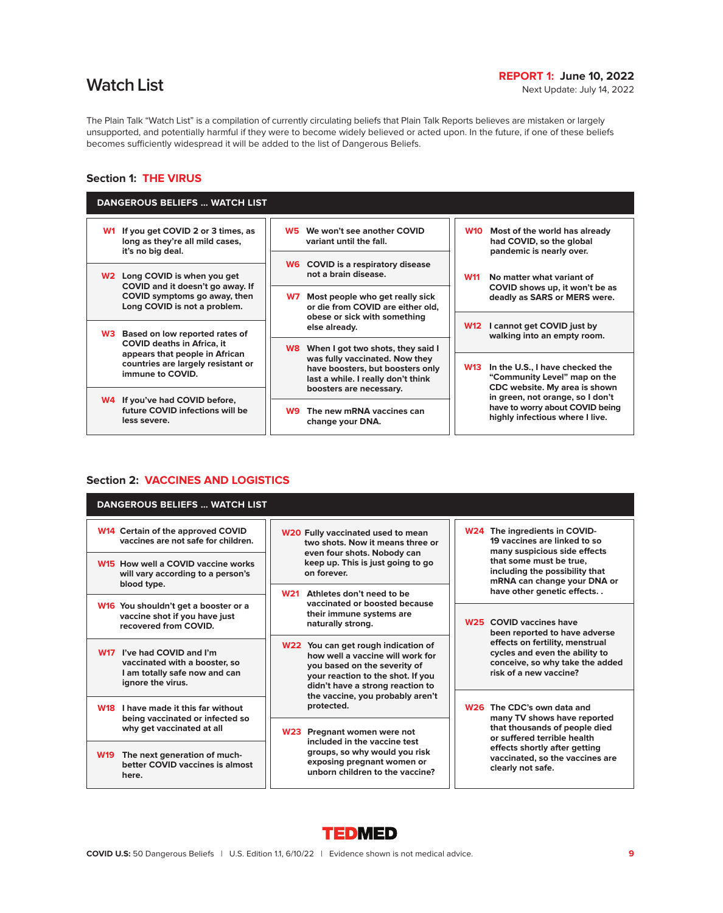# Watch List

**REPORT 1: June 10, 2022**
Next Update: July 14, 2022

The Plain Talk "Watch List" is a compilation of currently circulating beliefs that Plain Talk Reports believes are mistaken or largely unsupported, and potentially harmful if they were to become widely believed or acted upon. In the future, if one of these beliefs becomes sufficiently widespread it will be added to the list of Dangerous Beliefs.

## Section 1: THE VIRUS

### DANGEROUS BELIEFS ... WATCH LIST

- **W1** If you get COVID 2 or 3 times, as long as they're all mild cases, it's no big deal.
- **W2** Long COVID is when you get COVID and it doesn't go away. If COVID symptoms go away, then Long COVID is not a problem.
- **W3** Based on low reported rates of COVID deaths in Africa, it appears that people in African countries are largely resistant or immune to COVID.
- **W4** If you've had COVID before, future COVID infections will be less severe.
- **W5** We won't see another COVID variant until the fall.
- **W6** COVID is a respiratory disease not a brain disease.
- **W7** Most people who get really sick or die from COVID are either old, obese or sick with something else already.
- **W8** When I got two shots, they said I was fully vaccinated. Now they have boosters, but boosters only last a while. I really don't think boosters are necessary.
- **W9** The new mRNA vaccines can change your DNA.
- **W10** Most of the world has already had COVID, so the global pandemic is nearly over.
- **W11** No matter what variant of COVID shows up, it won't be as deadly as SARS or MERS were.
- **W12** I cannot get COVID just by walking into an empty room.
- **W13** In the U.S., I have checked the "Community Level" map on the CDC website. My area is shown in green, not orange, so I don't have to worry about COVID being highly infectious where I live.

## Section 2: VACCINES AND LOGISTICS

### DANGEROUS BELIEFS ... WATCH LIST

- **W14** Certain of the approved COVID vaccines are not safe for children.
- **W15** How well a COVID vaccine works will vary according to a person's blood type.
- **W16** You shouldn't get a booster or a vaccine shot if you have just recovered from COVID.
- **W17** I've had COVID and I'm vaccinated with a booster, so I am totally safe now and can ignore the virus.
- **W18** I have made it this far without being vaccinated or infected so why get vaccinated at all
- **W19** The next generation of much-better COVID vaccines is almost here.
- **W20** Fully vaccinated used to mean two shots. Now it means three or even four shots. Nobody can keep up. This is just going to go on forever.
- **W21** Athletes don't need to be vaccinated or boosted because their immune systems are naturally strong.
- **W22** You can get rough indication of how well a vaccine will work for you based on the severity of your reaction to the shot. If you didn't have a strong reaction to the vaccine, you probably aren't protected.
- **W23** Pregnant women were not included in the vaccine test groups, so why would you risk exposing pregnant women or unborn children to the vaccine?
- **W24** The ingredients in COVID-19 vaccines are linked to so many suspicious side effects that some must be true, including the possibility that mRNA can change your DNA or have other genetic effects. .
- **W25** COVID vaccines have been reported to have adverse effects on fertility, menstrual cycles and even the ability to conceive, so why take the added risk of a new vaccine?
- **W26** The CDC's own data and many TV shows have reported that thousands of people died or suffered terrible health effects shortly after getting vaccinated, so the vaccines are clearly not safe.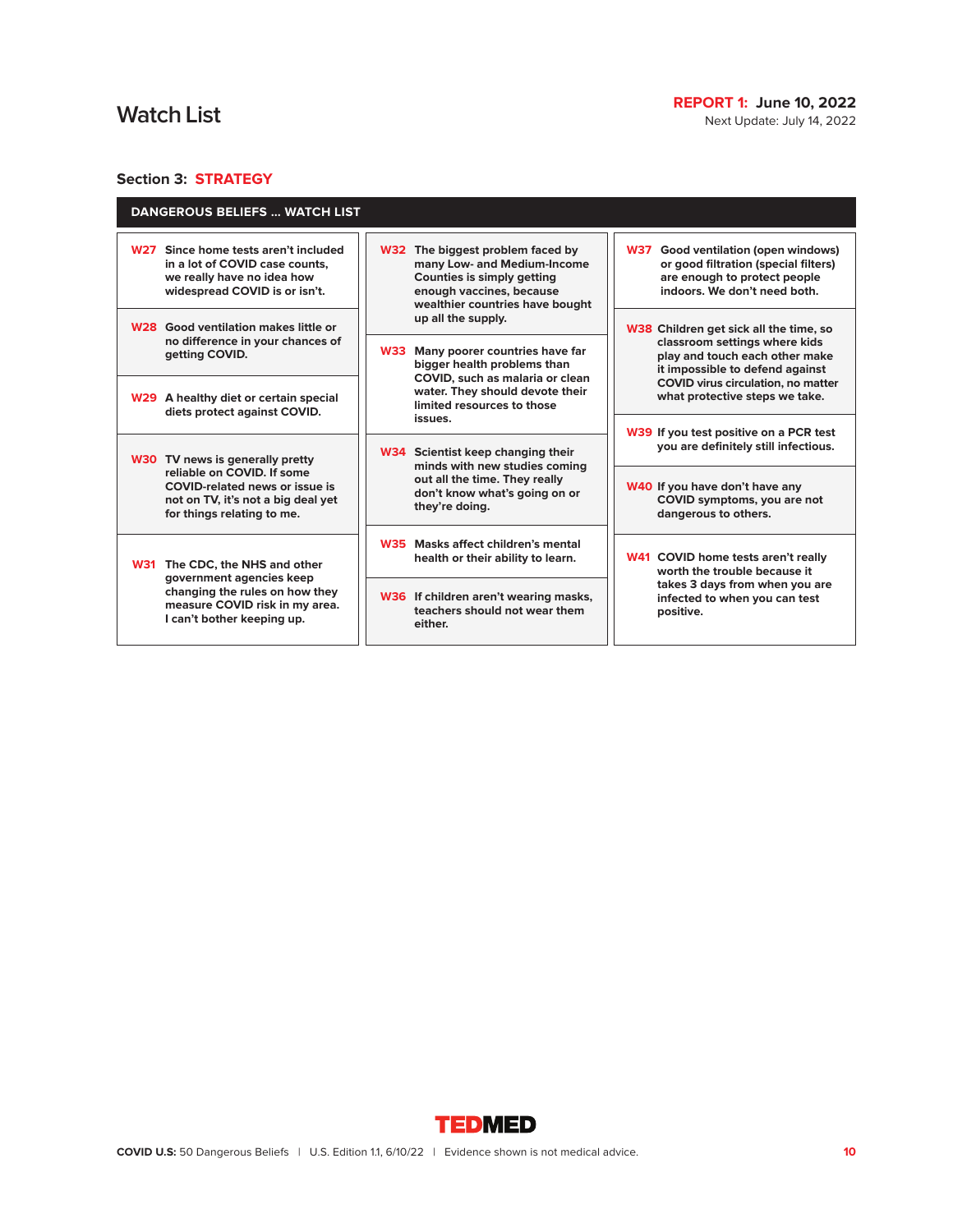# Watch List

**REPORT 1: June 10, 2022**
Next Update: July 14, 2022

## Section 3: STRATEGY

### DANGEROUS BELIEFS ... WATCH LIST

**W27** Since home tests aren't included in a lot of COVID case counts, we really have no idea how widespread COVID is or isn't.

**W28** Good ventilation makes little or no difference in your chances of getting COVID.

**W29** A healthy diet or certain special diets protect against COVID.

**W30** TV news is generally pretty reliable on COVID. If some COVID-related news or issue is not on TV, it's not a big deal yet for things relating to me.

**W31** The CDC, the NHS and other government agencies keep changing the rules on how they measure COVID risk in my area. I can't bother keeping up.

**W32** The biggest problem faced by many Low- and Medium-Income Counties is simply getting enough vaccines, because wealthier countries have bought up all the supply.

**W33** Many poorer countries have far bigger health problems than COVID, such as malaria or clean water. They should devote their limited resources to those issues.

**W34** Scientist keep changing their minds with new studies coming out all the time. They really don't know what's going on or they're doing.

**W35** Masks affect children's mental health or their ability to learn.

**W36** If children aren't wearing masks, teachers should not wear them either.

**W37** Good ventilation (open windows) or good filtration (special filters) are enough to protect people indoors. We don't need both.

**W38** Children get sick all the time, so classroom settings where kids play and touch each other make it impossible to defend against COVID virus circulation, no matter what protective steps we take.

**W39** If you test positive on a PCR test you are definitely still infectious.

**W40** If you have don't have any COVID symptoms, you are not dangerous to others.

**W41** COVID home tests aren't really worth the trouble because it takes 3 days from when you are infected to when you can test positive.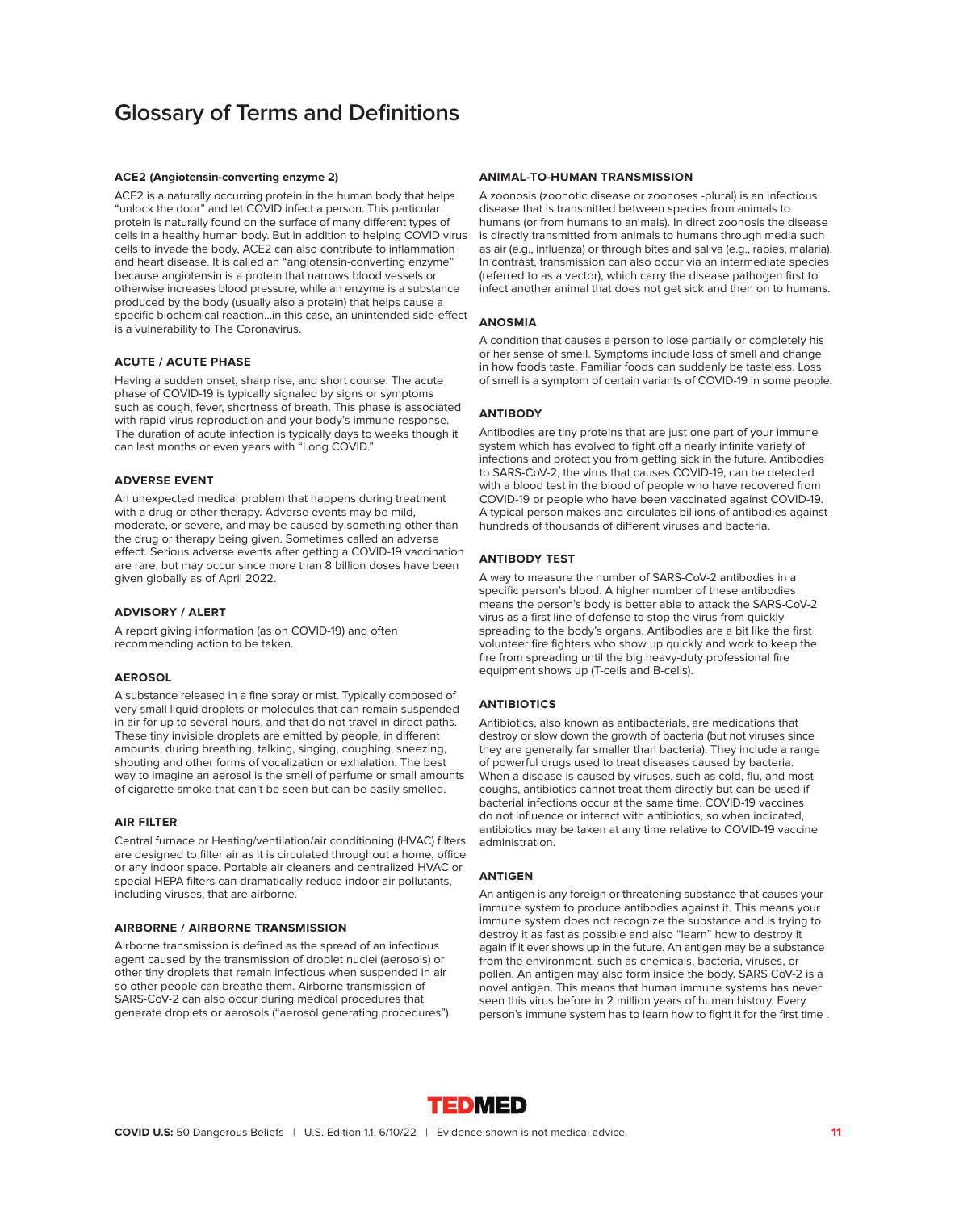# Glossary of Terms and Definitions

#### ACE2 (Angiotensin-converting enzyme 2)

ACE2 is a naturally occurring protein in the human body that helps "unlock the door" and let COVID infect a person. This particular protein is naturally found on the surface of many different types of cells in a healthy human body. But in addition to helping COVID virus cells to invade the body, ACE2 can also contribute to inflammation and heart disease. It is called an "angiotensin-converting enzyme" because angiotensin is a protein that narrows blood vessels or otherwise increases blood pressure, while an enzyme is a substance produced by the body (usually also a protein) that helps cause a specific biochemical reaction…in this case, an unintended side-effect is a vulnerability to The Coronavirus.

#### ACUTE / ACUTE PHASE

Having a sudden onset, sharp rise, and short course. The acute phase of COVID-19 is typically signaled by signs or symptoms such as cough, fever, shortness of breath. This phase is associated with rapid virus reproduction and your body's immune response. The duration of acute infection is typically days to weeks though it can last months or even years with "Long COVID."

#### ADVERSE EVENT

An unexpected medical problem that happens during treatment with a drug or other therapy. Adverse events may be mild, moderate, or severe, and may be caused by something other than the drug or therapy being given. Sometimes called an adverse effect. Serious adverse events after getting a COVID-19 vaccination are rare, but may occur since more than 8 billion doses have been given globally as of April 2022.

#### ADVISORY / ALERT

A report giving information (as on COVID-19) and often recommending action to be taken.

#### AEROSOL

A substance released in a fine spray or mist. Typically composed of very small liquid droplets or molecules that can remain suspended in air for up to several hours, and that do not travel in direct paths. These tiny invisible droplets are emitted by people, in different amounts, during breathing, talking, singing, coughing, sneezing, shouting and other forms of vocalization or exhalation. The best way to imagine an aerosol is the smell of perfume or small amounts of cigarette smoke that can't be seen but can be easily smelled.

#### AIR FILTER

Central furnace or Heating/ventilation/air conditioning (HVAC) filters are designed to filter air as it is circulated throughout a home, office or any indoor space. Portable air cleaners and centralized HVAC or special HEPA filters can dramatically reduce indoor air pollutants, including viruses, that are airborne.

#### AIRBORNE / AIRBORNE TRANSMISSION

Airborne transmission is defined as the spread of an infectious agent caused by the transmission of droplet nuclei (aerosols) or other tiny droplets that remain infectious when suspended in air so other people can breathe them. Airborne transmission of SARS-CoV-2 can also occur during medical procedures that generate droplets or aerosols ("aerosol generating procedures").

#### ANIMAL-TO-HUMAN TRANSMISSION

A zoonosis (zoonotic disease or zoonoses -plural) is an infectious disease that is transmitted between species from animals to humans (or from humans to animals). In direct zoonosis the disease is directly transmitted from animals to humans through media such as air (e.g., influenza) or through bites and saliva (e.g., rabies, malaria). In contrast, transmission can also occur via an intermediate species (referred to as a vector), which carry the disease pathogen first to infect another animal that does not get sick and then on to humans.

#### ANOSMIA

A condition that causes a person to lose partially or completely his or her sense of smell. Symptoms include loss of smell and change in how foods taste. Familiar foods can suddenly be tasteless. Loss of smell is a symptom of certain variants of COVID-19 in some people.

#### ANTIBODY

Antibodies are tiny proteins that are just one part of your immune system which has evolved to fight off a nearly infinite variety of infections and protect you from getting sick in the future. Antibodies to SARS-CoV-2, the virus that causes COVID-19, can be detected with a blood test in the blood of people who have recovered from COVID-19 or people who have been vaccinated against COVID-19. A typical person makes and circulates billions of antibodies against hundreds of thousands of different viruses and bacteria.

#### ANTIBODY TEST

A way to measure the number of SARS-CoV-2 antibodies in a specific person's blood. A higher number of these antibodies means the person's body is better able to attack the SARS-CoV-2 virus as a first line of defense to stop the virus from quickly spreading to the body's organs. Antibodies are a bit like the first volunteer fire fighters who show up quickly and work to keep the fire from spreading until the big heavy-duty professional fire equipment shows up (T-cells and B-cells).

#### ANTIBIOTICS

Antibiotics, also known as antibacterials, are medications that destroy or slow down the growth of bacteria (but not viruses since they are generally far smaller than bacteria). They include a range of powerful drugs used to treat diseases caused by bacteria. When a disease is caused by viruses, such as cold, flu, and most coughs, antibiotics cannot treat them directly but can be used if bacterial infections occur at the same time. COVID-19 vaccines do not influence or interact with antibiotics, so when indicated, antibiotics may be taken at any time relative to COVID-19 vaccine administration.

#### ANTIGEN

An antigen is any foreign or threatening substance that causes your immune system to produce antibodies against it. This means your immune system does not recognize the substance and is trying to destroy it as fast as possible and also "learn" how to destroy it again if it ever shows up in the future. An antigen may be a substance from the environment, such as chemicals, bacteria, viruses, or pollen. An antigen may also form inside the body. SARS CoV-2 is a novel antigen. This means that human immune systems has never seen this virus before in 2 million years of human history. Every person's immune system has to learn how to fight it for the first time .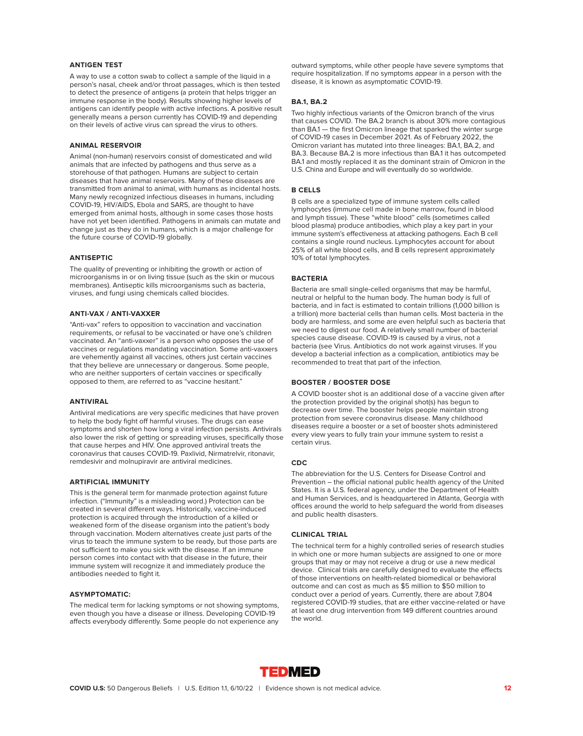### ANTIGEN TEST

A way to use a cotton swab to collect a sample of the liquid in a person's nasal, cheek and/or throat passages, which is then tested to detect the presence of antigens (a protein that helps trigger an immune response in the body). Results showing higher levels of antigens can identify people with active infections. A positive result generally means a person currently has COVID-19 and depending on their levels of active virus can spread the virus to others.

### ANIMAL RESERVOIR

Animal (non-human) reservoirs consist of domesticated and wild animals that are infected by pathogens and thus serve as a storehouse of that pathogen. Humans are subject to certain diseases that have animal reservoirs. Many of these diseases are transmitted from animal to animal, with humans as incidental hosts. Many newly recognized infectious diseases in humans, including COVID-19, HIV/AIDS, Ebola and SARS, are thought to have emerged from animal hosts, although in some cases those hosts have not yet been identified. Pathogens in animals can mutate and change just as they do in humans, which is a major challenge for the future course of COVID-19 globally.

### ANTISEPTIC

The quality of preventing or inhibiting the growth or action of microorganisms in or on living tissue (such as the skin or mucous membranes). Antiseptic kills microorganisms such as bacteria, viruses, and fungi using chemicals called biocides.

### ANTI-VAX / ANTI-VAXXER

"Anti-vax" refers to opposition to vaccination and vaccination requirements, or refusal to be vaccinated or have one's children vaccinated. An "anti-vaxxer" is a person who opposes the use of vaccines or regulations mandating vaccination. Some anti-vaxxers are vehemently against all vaccines, others just certain vaccines that they believe are unnecessary or dangerous. Some people, who are neither supporters of certain vaccines or specifically opposed to them, are referred to as "vaccine hesitant."

### ANTIVIRAL

Antiviral medications are very specific medicines that have proven to help the body fight off harmful viruses. The drugs can ease symptoms and shorten how long a viral infection persists. Antivirals also lower the risk of getting or spreading viruses, specifically those that cause herpes and HIV. One approved antiviral treats the coronavirus that causes COVID-19. Paxlivid, Nirmatrelvir, ritonavir, remdesivir and molnupiravir are antiviral medicines.

### ARTIFICIAL IMMUNITY

This is the general term for manmade protection against future infection. ("Immunity" is a misleading word.) Protection can be created in several different ways. Historically, vaccine-induced protection is acquired through the introduction of a killed or weakened form of the disease organism into the patient's body through vaccination. Modern alternatives create just parts of the virus to teach the immune system to be ready, but those parts are not sufficient to make you sick with the disease. If an immune person comes into contact with that disease in the future, their immune system will recognize it and immediately produce the antibodies needed to fight it.

### ASYMPTOMATIC:

The medical term for lacking symptoms or not showing symptoms, even though you have a disease or illness. Developing COVID-19 affects everybody differently. Some people do not experience any outward symptoms, while other people have severe symptoms that require hospitalization. If no symptoms appear in a person with the disease, it is known as asymptomatic COVID-19.

### BA.1, BA.2

Two highly infectious variants of the Omicron branch of the virus that causes COVID. The BA.2 branch is about 30% more contagious than BA.1 — the first Omicron lineage that sparked the winter surge of COVID-19 cases in December 2021. As of February 2022, the Omicron variant has mutated into three lineages: BA.1, BA.2, and BA.3. Because BA.2 is more infectious than BA.1 it has outcompeted BA.1 and mostly replaced it as the dominant strain of Omicron in the U.S. China and Europe and will eventually do so worldwide.

### B CELLS

B cells are a specialized type of immune system cells called lymphocytes (immune cell made in bone marrow, found in blood and lymph tissue). These "white blood" cells (sometimes called blood plasma) produce antibodies, which play a key part in your immune system's effectiveness at attacking pathogens. Each B cell contains a single round nucleus. Lymphocytes account for about 25% of all white blood cells, and B cells represent approximately 10% of total lymphocytes.

### BACTERIA

Bacteria are small single-celled organisms that may be harmful, neutral or helpful to the human body. The human body is full of bacteria, and in fact is estimated to contain trillions (1,000 billion is a trillion) more bacterial cells than human cells. Most bacteria in the body are harmless, and some are even helpful such as bacteria that we need to digest our food. A relatively small number of bacterial species cause disease. COVID-19 is caused by a virus, not a bacteria (see Virus. Antibiotics do not work against viruses. If you develop a bacterial infection as a complication, antibiotics may be recommended to treat that part of the infection.

### BOOSTER / BOOSTER DOSE

A COVID booster shot is an additional dose of a vaccine given after the protection provided by the original shot(s) has begun to decrease over time. The booster helps people maintain strong protection from severe coronavirus disease. Many childhood diseases require a booster or a set of booster shots administered every view years to fully train your immune system to resist a certain virus.

### CDC

The abbreviation for the U.S. Centers for Disease Control and Prevention – the official national public health agency of the United States. It is a U.S. federal agency, under the Department of Health and Human Services, and is headquartered in Atlanta, Georgia with offices around the world to help safeguard the world from diseases and public health disasters.

### CLINICAL TRIAL

The technical term for a highly controlled series of research studies in which one or more human subjects are assigned to one or more groups that may or may not receive a drug or use a new medical device. Clinical trials are carefully designed to evaluate the effects of those interventions on health-related biomedical or behavioral outcome and can cost as much as $5 million to $50 million to conduct over a period of years. Currently, there are about 7,804 registered COVID-19 studies, that are either vaccine-related or have at least one drug intervention from 149 different countries around the world.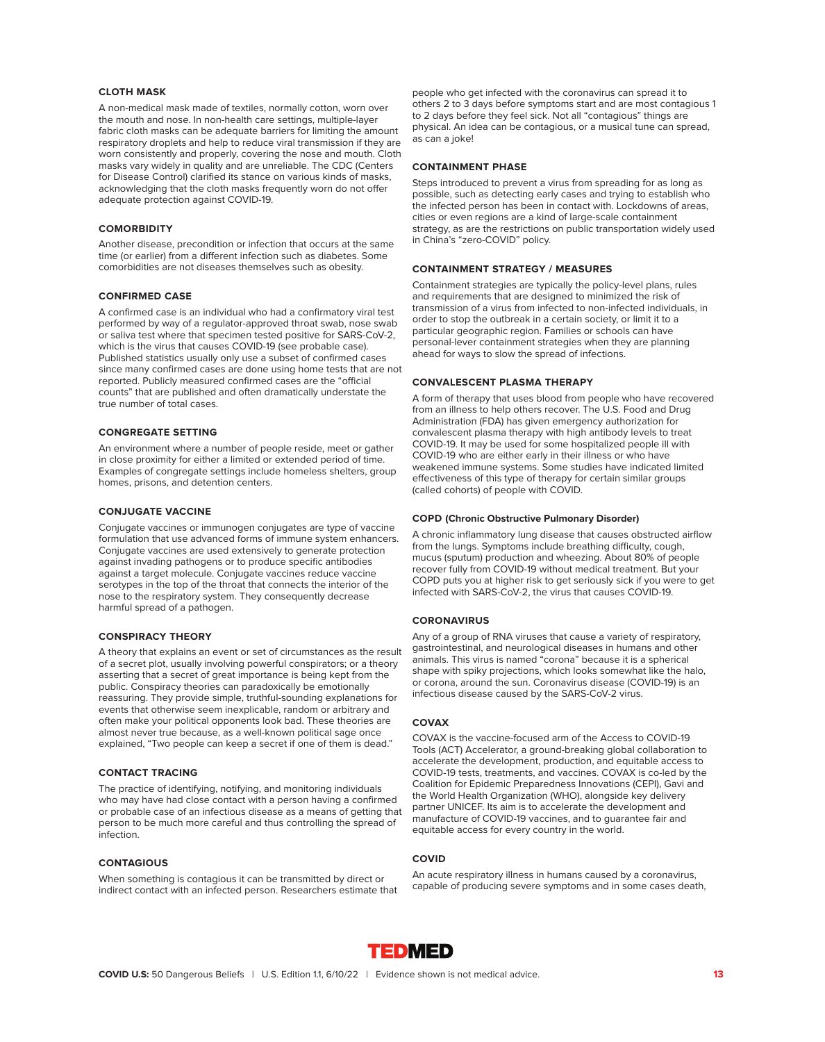### CLOTH MASK

A non-medical mask made of textiles, normally cotton, worn over the mouth and nose. In non-health care settings, multiple-layer fabric cloth masks can be adequate barriers for limiting the amount respiratory droplets and help to reduce viral transmission if they are worn consistently and properly, covering the nose and mouth. Cloth masks vary widely in quality and are unreliable. The CDC (Centers for Disease Control) clarified its stance on various kinds of masks, acknowledging that the cloth masks frequently worn do not offer adequate protection against COVID-19.

### COMORBIDITY

Another disease, precondition or infection that occurs at the same time (or earlier) from a different infection such as diabetes. Some comorbidities are not diseases themselves such as obesity.

### CONFIRMED CASE

A confirmed case is an individual who had a confirmatory viral test performed by way of a regulator-approved throat swab, nose swab or saliva test where that specimen tested positive for SARS-CoV-2, which is the virus that causes COVID-19 (see probable case). Published statistics usually only use a subset of confirmed cases since many confirmed cases are done using home tests that are not reported. Publicly measured confirmed cases are the "official counts" that are published and often dramatically understate the true number of total cases.

### CONGREGATE SETTING

An environment where a number of people reside, meet or gather in close proximity for either a limited or extended period of time. Examples of congregate settings include homeless shelters, group homes, prisons, and detention centers.

### CONJUGATE VACCINE

Conjugate vaccines or immunogen conjugates are type of vaccine formulation that use advanced forms of immune system enhancers. Conjugate vaccines are used extensively to generate protection against invading pathogens or to produce specific antibodies against a target molecule. Conjugate vaccines reduce vaccine serotypes in the top of the throat that connects the interior of the nose to the respiratory system. They consequently decrease harmful spread of a pathogen.

### CONSPIRACY THEORY

A theory that explains an event or set of circumstances as the result of a secret plot, usually involving powerful conspirators; or a theory asserting that a secret of great importance is being kept from the public. Conspiracy theories can paradoxically be emotionally reassuring. They provide simple, truthful-sounding explanations for events that otherwise seem inexplicable, random or arbitrary and often make your political opponents look bad. These theories are almost never true because, as a well-known political sage once explained, "Two people can keep a secret if one of them is dead."

### CONTACT TRACING

The practice of identifying, notifying, and monitoring individuals who may have had close contact with a person having a confirmed or probable case of an infectious disease as a means of getting that person to be much more careful and thus controlling the spread of infection.

### CONTAGIOUS

When something is contagious it can be transmitted by direct or indirect contact with an infected person. Researchers estimate that people who get infected with the coronavirus can spread it to others 2 to 3 days before symptoms start and are most contagious 1 to 2 days before they feel sick. Not all "contagious" things are physical. An idea can be contagious, or a musical tune can spread, as can a joke!

### CONTAINMENT PHASE

Steps introduced to prevent a virus from spreading for as long as possible, such as detecting early cases and trying to establish who the infected person has been in contact with. Lockdowns of areas, cities or even regions are a kind of large-scale containment strategy, as are the restrictions on public transportation widely used in China's "zero-COVID" policy.

### CONTAINMENT STRATEGY / MEASURES

Containment strategies are typically the policy-level plans, rules and requirements that are designed to minimized the risk of transmission of a virus from infected to non-infected individuals, in order to stop the outbreak in a certain society, or limit it to a particular geographic region. Families or schools can have personal-lever containment strategies when they are planning ahead for ways to slow the spread of infections.

### CONVALESCENT PLASMA THERAPY

A form of therapy that uses blood from people who have recovered from an illness to help others recover. The U.S. Food and Drug Administration (FDA) has given emergency authorization for convalescent plasma therapy with high antibody levels to treat COVID-19. It may be used for some hospitalized people ill with COVID-19 who are either early in their illness or who have weakened immune systems. Some studies have indicated limited effectiveness of this type of therapy for certain similar groups (called cohorts) of people with COVID.

### COPD (Chronic Obstructive Pulmonary Disorder)

A chronic inflammatory lung disease that causes obstructed airflow from the lungs. Symptoms include breathing difficulty, cough, mucus (sputum) production and wheezing. About 80% of people recover fully from COVID-19 without medical treatment. But your COPD puts you at higher risk to get seriously sick if you were to get infected with SARS-CoV-2, the virus that causes COVID-19.

### CORONAVIRUS

Any of a group of RNA viruses that cause a variety of respiratory, gastrointestinal, and neurological diseases in humans and other animals. This virus is named "corona" because it is a spherical shape with spiky projections, which looks somewhat like the halo, or corona, around the sun. Coronavirus disease (COVID-19) is an infectious disease caused by the SARS-CoV-2 virus.

### COVAX

COVAX is the vaccine-focused arm of the Access to COVID-19 Tools (ACT) Accelerator, a ground-breaking global collaboration to accelerate the development, production, and equitable access to COVID-19 tests, treatments, and vaccines. COVAX is co-led by the Coalition for Epidemic Preparedness Innovations (CEPI), Gavi and the World Health Organization (WHO), alongside key delivery partner UNICEF. Its aim is to accelerate the development and manufacture of COVID-19 vaccines, and to guarantee fair and equitable access for every country in the world.

### COVID

An acute respiratory illness in humans caused by a coronavirus, capable of producing severe symptoms and in some cases death,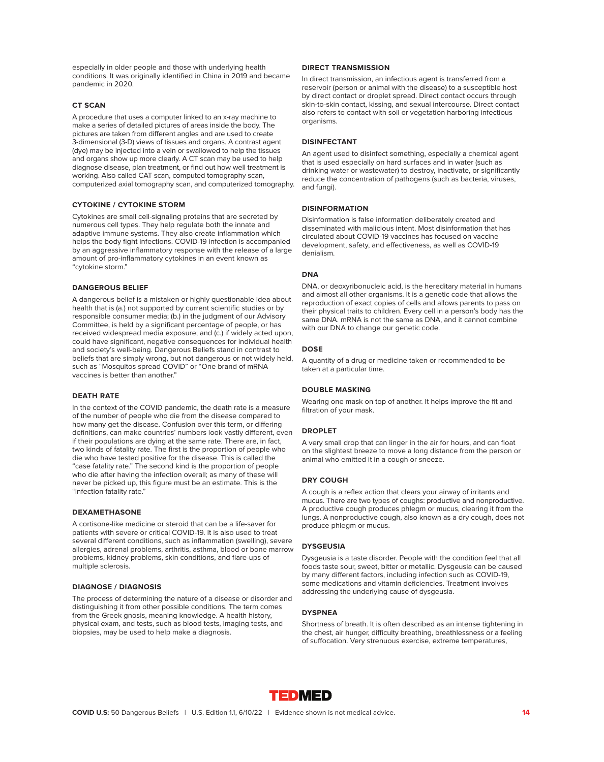especially in older people and those with underlying health conditions. It was originally identified in China in 2019 and became pandemic in 2020.

### CT SCAN

A procedure that uses a computer linked to an x-ray machine to make a series of detailed pictures of areas inside the body. The pictures are taken from different angles and are used to create 3-dimensional (3-D) views of tissues and organs. A contrast agent (dye) may be injected into a vein or swallowed to help the tissues and organs show up more clearly. A CT scan may be used to help diagnose disease, plan treatment, or find out how well treatment is working. Also called CAT scan, computed tomography scan, computerized axial tomography scan, and computerized tomography.

### CYTOKINE / CYTOKINE STORM

Cytokines are small cell-signaling proteins that are secreted by numerous cell types. They help regulate both the innate and adaptive immune systems. They also create inflammation which helps the body fight infections. COVID-19 infection is accompanied by an aggressive inflammatory response with the release of a large amount of pro-inflammatory cytokines in an event known as "cytokine storm."

### DANGEROUS BELIEF

A dangerous belief is a mistaken or highly questionable idea about health that is (a.) not supported by current scientific studies or by responsible consumer media; (b.) in the judgment of our Advisory Committee, is held by a significant percentage of people, or has received widespread media exposure; and (c.) if widely acted upon, could have significant, negative consequences for individual health and society's well-being. Dangerous Beliefs stand in contrast to beliefs that are simply wrong, but not dangerous or not widely held, such as "Mosquitos spread COVID" or "One brand of mRNA vaccines is better than another."

### DEATH RATE

In the context of the COVID pandemic, the death rate is a measure of the number of people who die from the disease compared to how many get the disease. Confusion over this term, or differing definitions, can make countries' numbers look vastly different, even if their populations are dying at the same rate. There are, in fact, two kinds of fatality rate. The first is the proportion of people who die who have tested positive for the disease. This is called the "case fatality rate." The second kind is the proportion of people who die after having the infection overall; as many of these will never be picked up, this figure must be an estimate. This is the "infection fatality rate."

### DEXAMETHASONE

A cortisone-like medicine or steroid that can be a life-saver for patients with severe or critical COVID-19. It is also used to treat several different conditions, such as inflammation (swelling), severe allergies, adrenal problems, arthritis, asthma, blood or bone marrow problems, kidney problems, skin conditions, and flare-ups of multiple sclerosis.

### DIAGNOSE / DIAGNOSIS

The process of determining the nature of a disease or disorder and distinguishing it from other possible conditions. The term comes from the Greek gnosis, meaning knowledge. A health history, physical exam, and tests, such as blood tests, imaging tests, and biopsies, may be used to help make a diagnosis.

### DIRECT TRANSMISSION

In direct transmission, an infectious agent is transferred from a reservoir (person or animal with the disease) to a susceptible host by direct contact or droplet spread. Direct contact occurs through skin-to-skin contact, kissing, and sexual intercourse. Direct contact also refers to contact with soil or vegetation harboring infectious organisms.

### DISINFECTANT

An agent used to disinfect something, especially a chemical agent that is used especially on hard surfaces and in water (such as drinking water or wastewater) to destroy, inactivate, or significantly reduce the concentration of pathogens (such as bacteria, viruses, and fungi).

### DISINFORMATION

Disinformation is false information deliberately created and disseminated with malicious intent. Most disinformation that has circulated about COVID-19 vaccines has focused on vaccine development, safety, and effectiveness, as well as COVID-19 denialism.

### DNA

DNA, or deoxyribonucleic acid, is the hereditary material in humans and almost all other organisms. It is a genetic code that allows the reproduction of exact copies of cells and allows parents to pass on their physical traits to children. Every cell in a person's body has the same DNA. mRNA is not the same as DNA, and it cannot combine with our DNA to change our genetic code.

### DOSE

A quantity of a drug or medicine taken or recommended to be taken at a particular time.

### DOUBLE MASKING

Wearing one mask on top of another. It helps improve the fit and filtration of your mask.

### DROPLET

A very small drop that can linger in the air for hours, and can float on the slightest breeze to move a long distance from the person or animal who emitted it in a cough or sneeze.

### DRY COUGH

A cough is a reflex action that clears your airway of irritants and mucus. There are two types of coughs: productive and nonproductive. A productive cough produces phlegm or mucus, clearing it from the lungs. A nonproductive cough, also known as a dry cough, does not produce phlegm or mucus.

### DYSGEUSIA

Dysgeusia is a taste disorder. People with the condition feel that all foods taste sour, sweet, bitter or metallic. Dysgeusia can be caused by many different factors, including infection such as COVID-19, some medications and vitamin deficiencies. Treatment involves addressing the underlying cause of dysgeusia.

### DYSPNEA

Shortness of breath. It is often described as an intense tightening in the chest, air hunger, difficulty breathing, breathlessness or a feeling of suffocation. Very strenuous exercise, extreme temperatures,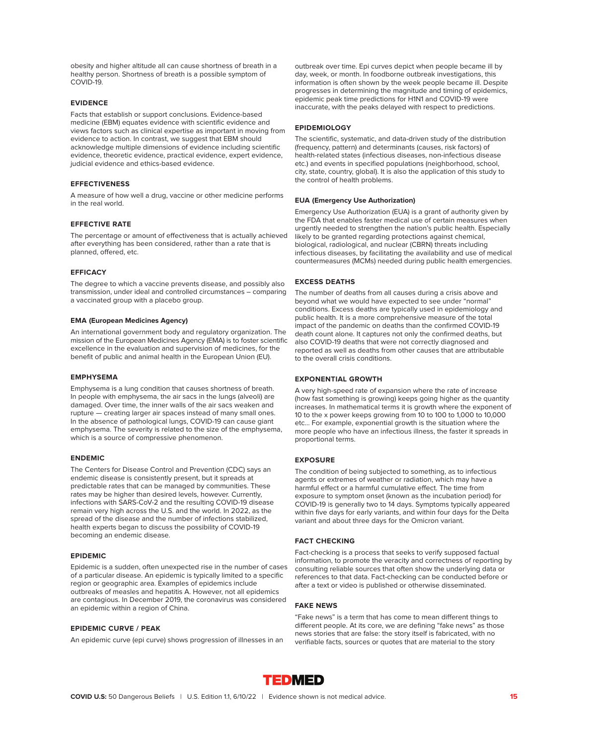obesity and higher altitude all can cause shortness of breath in a healthy person. Shortness of breath is a possible symptom of COVID-19.

### EVIDENCE

Facts that establish or support conclusions. Evidence-based medicine (EBM) equates evidence with scientific evidence and views factors such as clinical expertise as important in moving from evidence to action. In contrast, we suggest that EBM should acknowledge multiple dimensions of evidence including scientific evidence, theoretic evidence, practical evidence, expert evidence, judicial evidence and ethics-based evidence.

### EFFECTIVENESS

A measure of how well a drug, vaccine or other medicine performs in the real world.

### EFFECTIVE RATE

The percentage or amount of effectiveness that is actually achieved after everything has been considered, rather than a rate that is planned, offered, etc.

### EFFICACY

The degree to which a vaccine prevents disease, and possibly also transmission, under ideal and controlled circumstances – comparing a vaccinated group with a placebo group.

### EMA (European Medicines Agency)

An international government body and regulatory organization. The mission of the European Medicines Agency (EMA) is to foster scientific excellence in the evaluation and supervision of medicines, for the benefit of public and animal health in the European Union (EU).

### EMPHYSEMA

Emphysema is a lung condition that causes shortness of breath. In people with emphysema, the air sacs in the lungs (alveoli) are damaged. Over time, the inner walls of the air sacs weaken and rupture — creating larger air spaces instead of many small ones. In the absence of pathological lungs, COVID-19 can cause giant emphysema. The severity is related to the size of the emphysema, which is a source of compressive phenomenon.

### ENDEMIC

The Centers for Disease Control and Prevention (CDC) says an endemic disease is consistently present, but it spreads at predictable rates that can be managed by communities. These rates may be higher than desired levels, however. Currently, infections with SARS-CoV-2 and the resulting COVID-19 disease remain very high across the U.S. and the world. In 2022, as the spread of the disease and the number of infections stabilized, health experts began to discuss the possibility of COVID-19 becoming an endemic disease.

### EPIDEMIC

Epidemic is a sudden, often unexpected rise in the number of cases of a particular disease. An epidemic is typically limited to a specific region or geographic area. Examples of epidemics include outbreaks of measles and hepatitis A. However, not all epidemics are contagious. In December 2019, the coronavirus was considered an epidemic within a region of China.

### EPIDEMIC CURVE / PEAK

An epidemic curve (epi curve) shows progression of illnesses in an outbreak over time. Epi curves depict when people became ill by day, week, or month. In foodborne outbreak investigations, this information is often shown by the week people became ill. Despite progresses in determining the magnitude and timing of epidemics, epidemic peak time predictions for H1N1 and COVID-19 were inaccurate, with the peaks delayed with respect to predictions.

### EPIDEMIOLOGY

The scientific, systematic, and data-driven study of the distribution (frequency, pattern) and determinants (causes, risk factors) of health-related states (infectious diseases, non-infectious disease etc.) and events in specified populations (neighborhood, school, city, state, country, global). It is also the application of this study to the control of health problems.

### EUA (Emergency Use Authorization)

Emergency Use Authorization (EUA) is a grant of authority given by the FDA that enables faster medical use of certain measures when urgently needed to strengthen the nation's public health. Especially likely to be granted regarding protections against chemical, biological, radiological, and nuclear (CBRN) threats including infectious diseases, by facilitating the availability and use of medical countermeasures (MCMs) needed during public health emergencies.

### EXCESS DEATHS

The number of deaths from all causes during a crisis above and beyond what we would have expected to see under "normal" conditions. Excess deaths are typically used in epidemiology and public health. It is a more comprehensive measure of the total impact of the pandemic on deaths than the confirmed COVID-19 death count alone. It captures not only the confirmed deaths, but also COVID-19 deaths that were not correctly diagnosed and reported as well as deaths from other causes that are attributable to the overall crisis conditions.

### EXPONENTIAL GROWTH

A very high-speed rate of expansion where the rate of increase (how fast something is growing) keeps going higher as the quantity increases. In mathematical terms it is growth where the exponent of 10 to the x power keeps growing from 10 to 100 to 1,000 to 10,000 etc... For example, exponential growth is the situation where the more people who have an infectious illness, the faster it spreads in proportional terms.

### EXPOSURE

The condition of being subjected to something, as to infectious agents or extremes of weather or radiation, which may have a harmful effect or a harmful cumulative effect. The time from exposure to symptom onset (known as the incubation period) for COVID-19 is generally two to 14 days. Symptoms typically appeared within five days for early variants, and within four days for the Delta variant and about three days for the Omicron variant.

### FACT CHECKING

Fact-checking is a process that seeks to verify supposed factual information, to promote the veracity and correctness of reporting by consulting reliable sources that often show the underlying data or references to that data. Fact-checking can be conducted before or after a text or video is published or otherwise disseminated.

### FAKE NEWS

"Fake news" is a term that has come to mean different things to different people. At its core, we are defining "fake news" as those news stories that are false: the story itself is fabricated, with no verifiable facts, sources or quotes that are material to the story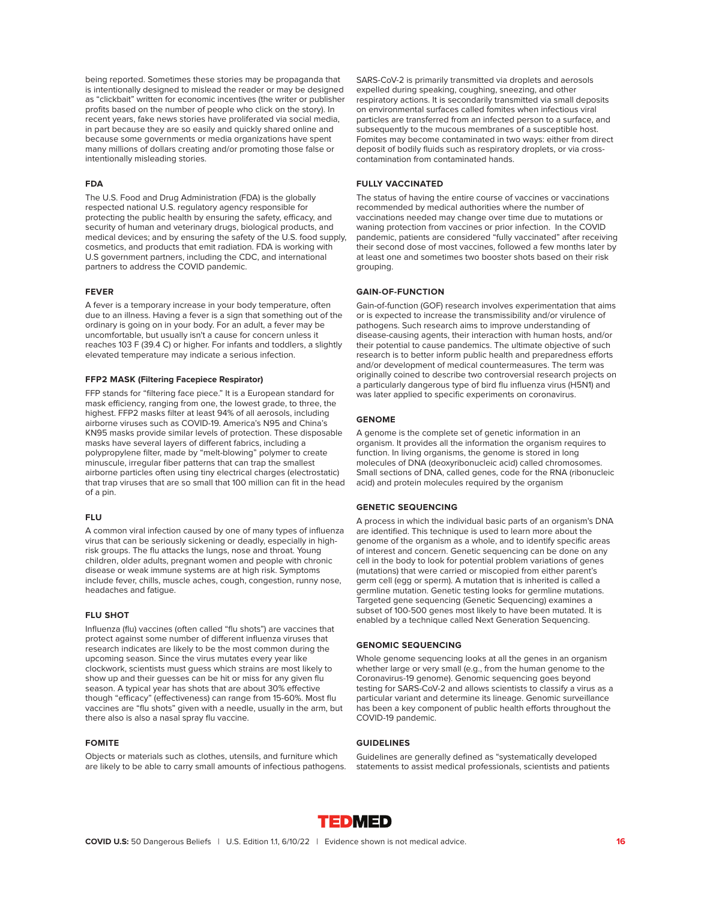being reported. Sometimes these stories may be propaganda that is intentionally designed to mislead the reader or may be designed as "clickbait" written for economic incentives (the writer or publisher profits based on the number of people who click on the story). In recent years, fake news stories have proliferated via social media, in part because they are so easily and quickly shared online and because some governments or media organizations have spent many millions of dollars creating and/or promoting those false or intentionally misleading stories.

### FDA

The U.S. Food and Drug Administration (FDA) is the globally respected national U.S. regulatory agency responsible for protecting the public health by ensuring the safety, efficacy, and security of human and veterinary drugs, biological products, and medical devices; and by ensuring the safety of the U.S. food supply, cosmetics, and products that emit radiation. FDA is working with U.S government partners, including the CDC, and international partners to address the COVID pandemic.

### FEVER

A fever is a temporary increase in your body temperature, often due to an illness. Having a fever is a sign that something out of the ordinary is going on in your body. For an adult, a fever may be uncomfortable, but usually isn't a cause for concern unless it reaches 103 F (39.4 C) or higher. For infants and toddlers, a slightly elevated temperature may indicate a serious infection.

### FFP2 MASK (Filtering Facepiece Respirator)

FFP stands for "filtering face piece." It is a European standard for mask efficiency, ranging from one, the lowest grade, to three, the highest. FFP2 masks filter at least 94% of all aerosols, including airborne viruses such as COVID-19. America's N95 and China's KN95 masks provide similar levels of protection. These disposable masks have several layers of different fabrics, including a polypropylene filter, made by "melt-blowing" polymer to create minuscule, irregular fiber patterns that can trap the smallest airborne particles often using tiny electrical charges (electrostatic) that trap viruses that are so small that 100 million can fit in the head of a pin.

### FLU

A common viral infection caused by one of many types of influenza virus that can be seriously sickening or deadly, especially in high-risk groups. The flu attacks the lungs, nose and throat. Young children, older adults, pregnant women and people with chronic disease or weak immune systems are at high risk. Symptoms include fever, chills, muscle aches, cough, congestion, runny nose, headaches and fatigue.

### FLU SHOT

Influenza (flu) vaccines (often called "flu shots") are vaccines that protect against some number of different influenza viruses that research indicates are likely to be the most common during the upcoming season. Since the virus mutates every year like clockwork, scientists must guess which strains are most likely to show up and their guesses can be hit or miss for any given flu season. A typical year has shots that are about 30% effective though "efficacy" (effectiveness) can range from 15-60%. Most flu vaccines are "flu shots" given with a needle, usually in the arm, but there also is also a nasal spray flu vaccine.

### FOMITE

Objects or materials such as clothes, utensils, and furniture which are likely to be able to carry small amounts of infectious pathogens. SARS-CoV-2 is primarily transmitted via droplets and aerosols expelled during speaking, coughing, sneezing, and other respiratory actions. It is secondarily transmitted via small deposits on environmental surfaces called fomites when infectious viral particles are transferred from an infected person to a surface, and subsequently to the mucous membranes of a susceptible host. Fomites may become contaminated in two ways: either from direct deposit of bodily fluids such as respiratory droplets, or via cross-contamination from contaminated hands.

### FULLY VACCINATED

The status of having the entire course of vaccines or vaccinations recommended by medical authorities where the number of vaccinations needed may change over time due to mutations or waning protection from vaccines or prior infection. In the COVID pandemic, patients are considered "fully vaccinated" after receiving their second dose of most vaccines, followed a few months later by at least one and sometimes two booster shots based on their risk grouping.

### GAIN-OF-FUNCTION

Gain-of-function (GOF) research involves experimentation that aims or is expected to increase the transmissibility and/or virulence of pathogens. Such research aims to improve understanding of disease-causing agents, their interaction with human hosts, and/or their potential to cause pandemics. The ultimate objective of such research is to better inform public health and preparedness efforts and/or development of medical countermeasures. The term was originally coined to describe two controversial research projects on a particularly dangerous type of bird flu influenza virus (H5N1) and was later applied to specific experiments on coronavirus.

### GENOME

A genome is the complete set of genetic information in an organism. It provides all the information the organism requires to function. In living organisms, the genome is stored in long molecules of DNA (deoxyribonucleic acid) called chromosomes. Small sections of DNA, called genes, code for the RNA (ribonucleic acid) and protein molecules required by the organism

### GENETIC SEQUENCING

A process in which the individual basic parts of an organism's DNA are identified. This technique is used to learn more about the genome of the organism as a whole, and to identify specific areas of interest and concern. Genetic sequencing can be done on any cell in the body to look for potential problem variations of genes (mutations) that were carried or miscopied from either parent's germ cell (egg or sperm). A mutation that is inherited is called a germline mutation. Genetic testing looks for germline mutations. Targeted gene sequencing (Genetic Sequencing) examines a subset of 100-500 genes most likely to have been mutated. It is enabled by a technique called Next Generation Sequencing.

### GENOMIC SEQUENCING

Whole genome sequencing looks at all the genes in an organism whether large or very small (e.g., from the human genome to the Coronavirus-19 genome). Genomic sequencing goes beyond testing for SARS-CoV-2 and allows scientists to classify a virus as a particular variant and determine its lineage. Genomic surveillance has been a key component of public health efforts throughout the COVID-19 pandemic.

### GUIDELINES

Guidelines are generally defined as "systematically developed statements to assist medical professionals, scientists and patients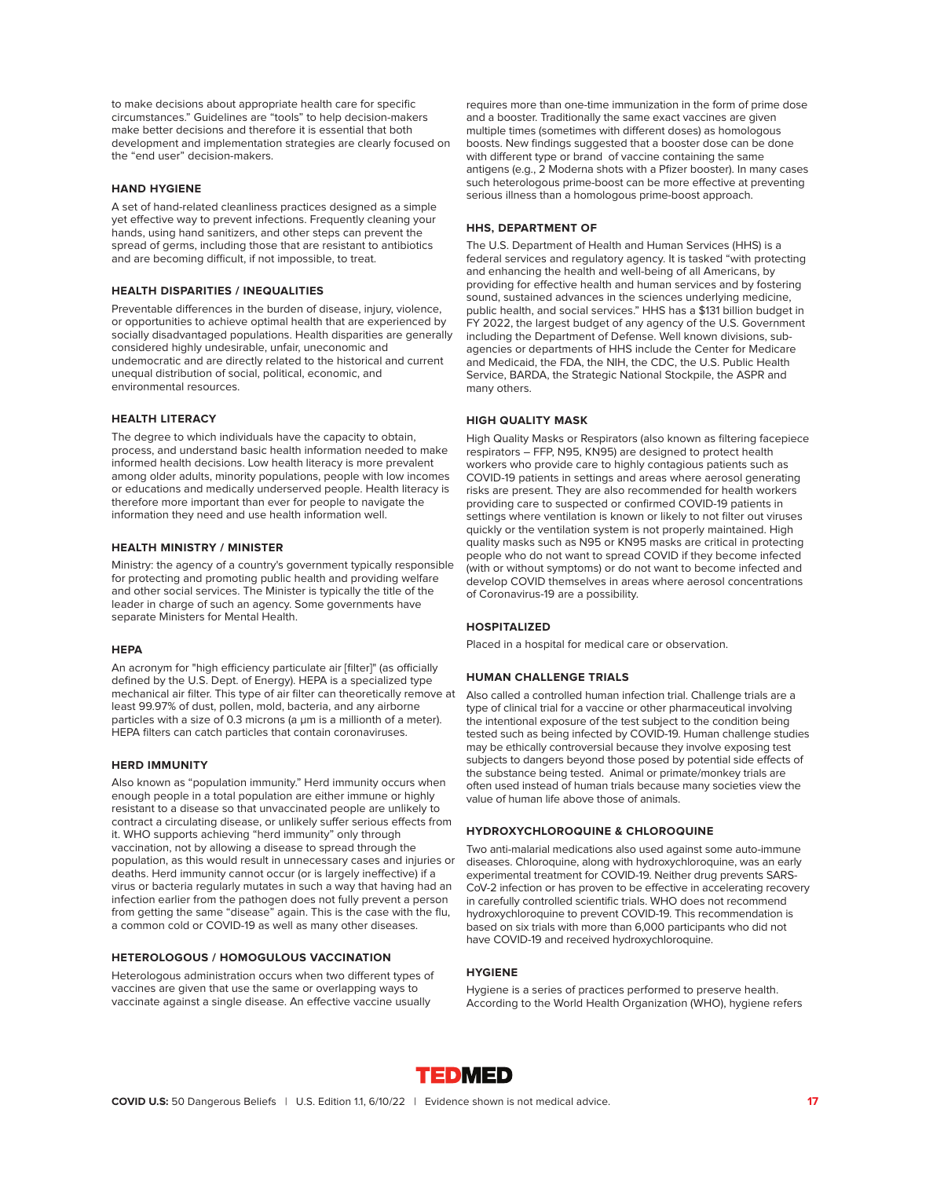to make decisions about appropriate health care for specific circumstances." Guidelines are "tools" to help decision-makers make better decisions and therefore it is essential that both development and implementation strategies are clearly focused on the "end user" decision-makers.

### HAND HYGIENE

A set of hand-related cleanliness practices designed as a simple yet effective way to prevent infections. Frequently cleaning your hands, using hand sanitizers, and other steps can prevent the spread of germs, including those that are resistant to antibiotics and are becoming difficult, if not impossible, to treat.

### HEALTH DISPARITIES / INEQUALITIES

Preventable differences in the burden of disease, injury, violence, or opportunities to achieve optimal health that are experienced by socially disadvantaged populations. Health disparities are generally considered highly undesirable, unfair, uneconomic and undemocratic and are directly related to the historical and current unequal distribution of social, political, economic, and environmental resources.

### HEALTH LITERACY

The degree to which individuals have the capacity to obtain, process, and understand basic health information needed to make informed health decisions. Low health literacy is more prevalent among older adults, minority populations, people with low incomes or educations and medically underserved people. Health literacy is therefore more important than ever for people to navigate the information they need and use health information well.

### HEALTH MINISTRY / MINISTER

Ministry: the agency of a country's government typically responsible for protecting and promoting public health and providing welfare and other social services. The Minister is typically the title of the leader in charge of such an agency. Some governments have separate Ministers for Mental Health.

### HEPA

An acronym for "high efficiency particulate air [filter]" (as officially defined by the U.S. Dept. of Energy). HEPA is a specialized type mechanical air filter. This type of air filter can theoretically remove at least 99.97% of dust, pollen, mold, bacteria, and any airborne particles with a size of 0.3 microns (a µm is a millionth of a meter). HEPA filters can catch particles that contain coronaviruses.

### HERD IMMUNITY

Also known as "population immunity." Herd immunity occurs when enough people in a total population are either immune or highly resistant to a disease so that unvaccinated people are unlikely to contract a circulating disease, or unlikely suffer serious effects from it. WHO supports achieving "herd immunity" only through vaccination, not by allowing a disease to spread through the population, as this would result in unnecessary cases and injuries or deaths. Herd immunity cannot occur (or is largely ineffective) if a virus or bacteria regularly mutates in such a way that having had an infection earlier from the pathogen does not fully prevent a person from getting the same "disease" again. This is the case with the flu, a common cold or COVID-19 as well as many other diseases.

### HETEROLOGOUS / HOMOGULOUS VACCINATION

Heterologous administration occurs when two different types of vaccines are given that use the same or overlapping ways to vaccinate against a single disease. An effective vaccine usually requires more than one-time immunization in the form of prime dose and a booster. Traditionally the same exact vaccines are given multiple times (sometimes with different doses) as homologous boosts. New findings suggested that a booster dose can be done with different type or brand of vaccine containing the same antigens (e.g., 2 Moderna shots with a Pfizer booster). In many cases such heterologous prime-boost can be more effective at preventing serious illness than a homologous prime-boost approach.

### HHS, DEPARTMENT OF

The U.S. Department of Health and Human Services (HHS) is a federal services and regulatory agency. It is tasked "with protecting and enhancing the health and well-being of all Americans, by providing for effective health and human services and by fostering sound, sustained advances in the sciences underlying medicine, public health, and social services." HHS has a $131 billion budget in FY 2022, the largest budget of any agency of the U.S. Government including the Department of Defense. Well known divisions, sub-agencies or departments of HHS include the Center for Medicare and Medicaid, the FDA, the NIH, the CDC, the U.S. Public Health Service, BARDA, the Strategic National Stockpile, the ASPR and many others.

### HIGH QUALITY MASK

High Quality Masks or Respirators (also known as filtering facepiece respirators – FFP, N95, KN95) are designed to protect health workers who provide care to highly contagious patients such as COVID-19 patients in settings and areas where aerosol generating risks are present. They are also recommended for health workers providing care to suspected or confirmed COVID-19 patients in settings where ventilation is known or likely to not filter out viruses quickly or the ventilation system is not properly maintained. High quality masks such as N95 or KN95 masks are critical in protecting people who do not want to spread COVID if they become infected (with or without symptoms) or do not want to become infected and develop COVID themselves in areas where aerosol concentrations of Coronavirus-19 are a possibility.

### HOSPITALIZED

Placed in a hospital for medical care or observation.

### HUMAN CHALLENGE TRIALS

Also called a controlled human infection trial. Challenge trials are a type of clinical trial for a vaccine or other pharmaceutical involving the intentional exposure of the test subject to the condition being tested such as being infected by COVID-19. Human challenge studies may be ethically controversial because they involve exposing test subjects to dangers beyond those posed by potential side effects of the substance being tested. Animal or primate/monkey trials are often used instead of human trials because many societies view the value of human life above those of animals.

### HYDROXYCHLOROQUINE & CHLOROQUINE

Two anti-malarial medications also used against some auto-immune diseases. Chloroquine, along with hydroxychloroquine, was an early experimental treatment for COVID-19. Neither drug prevents SARS-CoV-2 infection or has proven to be effective in accelerating recovery in carefully controlled scientific trials. WHO does not recommend hydroxychloroquine to prevent COVID-19. This recommendation is based on six trials with more than 6,000 participants who did not have COVID-19 and received hydroxychloroquine.

### HYGIENE

Hygiene is a series of practices performed to preserve health. According to the World Health Organization (WHO), hygiene refers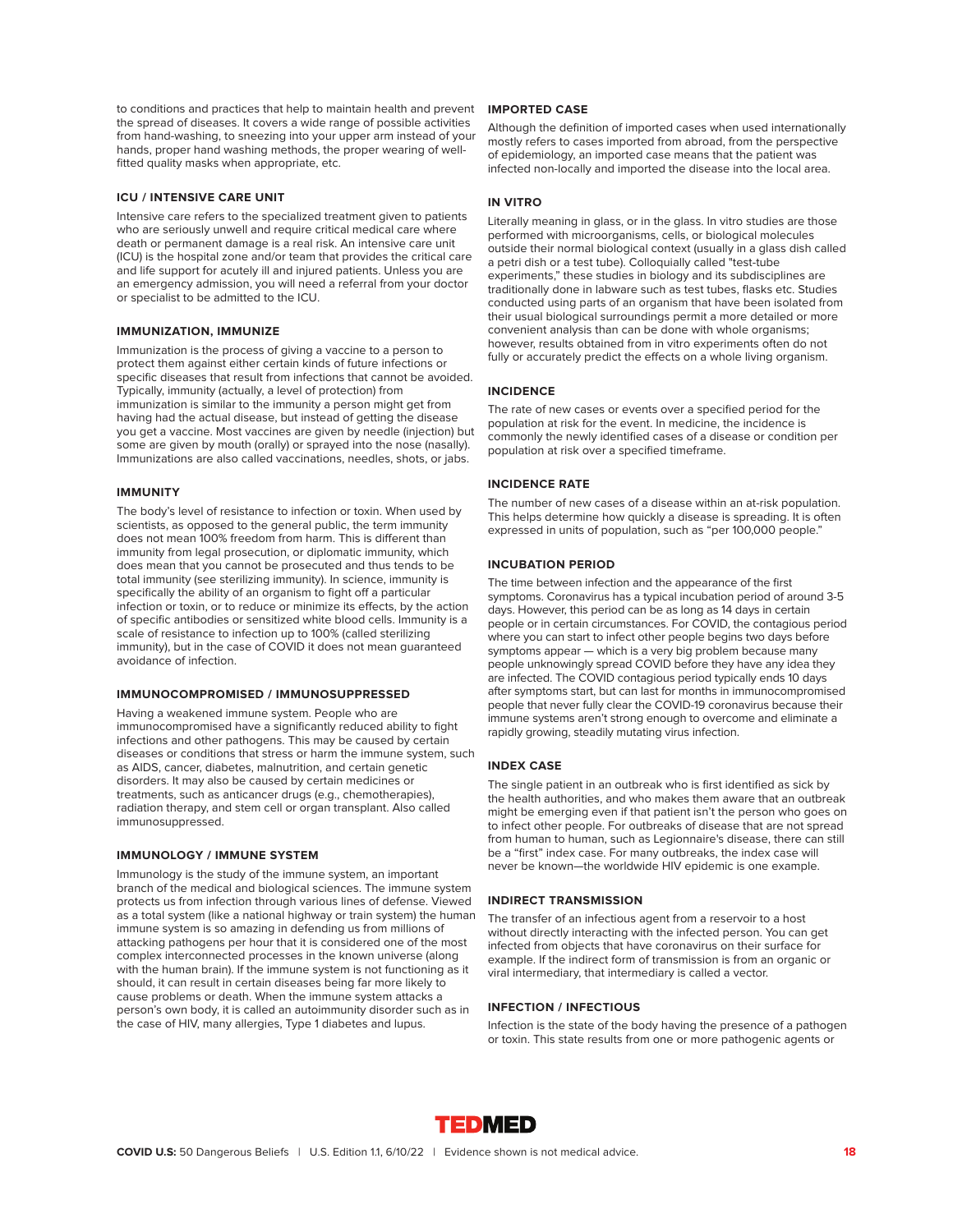to conditions and practices that help to maintain health and prevent the spread of diseases. It covers a wide range of possible activities from hand-washing, to sneezing into your upper arm instead of your hands, proper hand washing methods, the proper wearing of well-fitted quality masks when appropriate, etc.

### ICU / INTENSIVE CARE UNIT

Intensive care refers to the specialized treatment given to patients who are seriously unwell and require critical medical care where death or permanent damage is a real risk. An intensive care unit (ICU) is the hospital zone and/or team that provides the critical care and life support for acutely ill and injured patients. Unless you are an emergency admission, you will need a referral from your doctor or specialist to be admitted to the ICU.

### IMMUNIZATION, IMMUNIZE

Immunization is the process of giving a vaccine to a person to protect them against either certain kinds of future infections or specific diseases that result from infections that cannot be avoided. Typically, immunity (actually, a level of protection) from immunization is similar to the immunity a person might get from having had the actual disease, but instead of getting the disease you get a vaccine. Most vaccines are given by needle (injection) but some are given by mouth (orally) or sprayed into the nose (nasally). Immunizations are also called vaccinations, needles, shots, or jabs.

### IMMUNITY

The body's level of resistance to infection or toxin. When used by scientists, as opposed to the general public, the term immunity does not mean 100% freedom from harm. This is different than immunity from legal prosecution, or diplomatic immunity, which does mean that you cannot be prosecuted and thus tends to be total immunity (see sterilizing immunity). In science, immunity is specifically the ability of an organism to fight off a particular infection or toxin, or to reduce or minimize its effects, by the action of specific antibodies or sensitized white blood cells. Immunity is a scale of resistance to infection up to 100% (called sterilizing immunity), but in the case of COVID it does not mean guaranteed avoidance of infection.

### IMMUNOCOMPROMISED / IMMUNOSUPPRESSED

Having a weakened immune system. People who are immunocompromised have a significantly reduced ability to fight infections and other pathogens. This may be caused by certain diseases or conditions that stress or harm the immune system, such as AIDS, cancer, diabetes, malnutrition, and certain genetic disorders. It may also be caused by certain medicines or treatments, such as anticancer drugs (e.g., chemotherapies), radiation therapy, and stem cell or organ transplant. Also called immunosuppressed.

### IMMUNOLOGY / IMMUNE SYSTEM

Immunology is the study of the immune system, an important branch of the medical and biological sciences. The immune system protects us from infection through various lines of defense. Viewed as a total system (like a national highway or train system) the human immune system is so amazing in defending us from millions of attacking pathogens per hour that it is considered one of the most complex interconnected processes in the known universe (along with the human brain). If the immune system is not functioning as it should, it can result in certain diseases being far more likely to cause problems or death. When the immune system attacks a person's own body, it is called an autoimmunity disorder such as in the case of HIV, many allergies, Type 1 diabetes and lupus.

### IMPORTED CASE

Although the definition of imported cases when used internationally mostly refers to cases imported from abroad, from the perspective of epidemiology, an imported case means that the patient was infected non-locally and imported the disease into the local area.

### IN VITRO

Literally meaning in glass, or in the glass. In vitro studies are those performed with microorganisms, cells, or biological molecules outside their normal biological context (usually in a glass dish called a petri dish or a test tube). Colloquially called "test-tube experiments," these studies in biology and its subdisciplines are traditionally done in labware such as test tubes, flasks etc. Studies conducted using parts of an organism that have been isolated from their usual biological surroundings permit a more detailed or more convenient analysis than can be done with whole organisms; however, results obtained from in vitro experiments often do not fully or accurately predict the effects on a whole living organism.

### INCIDENCE

The rate of new cases or events over a specified period for the population at risk for the event. In medicine, the incidence is commonly the newly identified cases of a disease or condition per population at risk over a specified timeframe.

### INCIDENCE RATE

The number of new cases of a disease within an at-risk population. This helps determine how quickly a disease is spreading. It is often expressed in units of population, such as "per 100,000 people."

### INCUBATION PERIOD

The time between infection and the appearance of the first symptoms. Coronavirus has a typical incubation period of around 3-5 days. However, this period can be as long as 14 days in certain people or in certain circumstances. For COVID, the contagious period where you can start to infect other people begins two days before symptoms appear — which is a very big problem because many people unknowingly spread COVID before they have any idea they are infected. The COVID contagious period typically ends 10 days after symptoms start, but can last for months in immunocompromised people that never fully clear the COVID-19 coronavirus because their immune systems aren't strong enough to overcome and eliminate a rapidly growing, steadily mutating virus infection.

### INDEX CASE

The single patient in an outbreak who is first identified as sick by the health authorities, and who makes them aware that an outbreak might be emerging even if that patient isn't the person who goes on to infect other people. For outbreaks of disease that are not spread from human to human, such as Legionnaire's disease, there can still be a "first" index case. For many outbreaks, the index case will never be known—the worldwide HIV epidemic is one example.

### INDIRECT TRANSMISSION

The transfer of an infectious agent from a reservoir to a host without directly interacting with the infected person. You can get infected from objects that have coronavirus on their surface for example. If the indirect form of transmission is from an organic or viral intermediary, that intermediary is called a vector.

### INFECTION / INFECTIOUS

Infection is the state of the body having the presence of a pathogen or toxin. This state results from one or more pathogenic agents or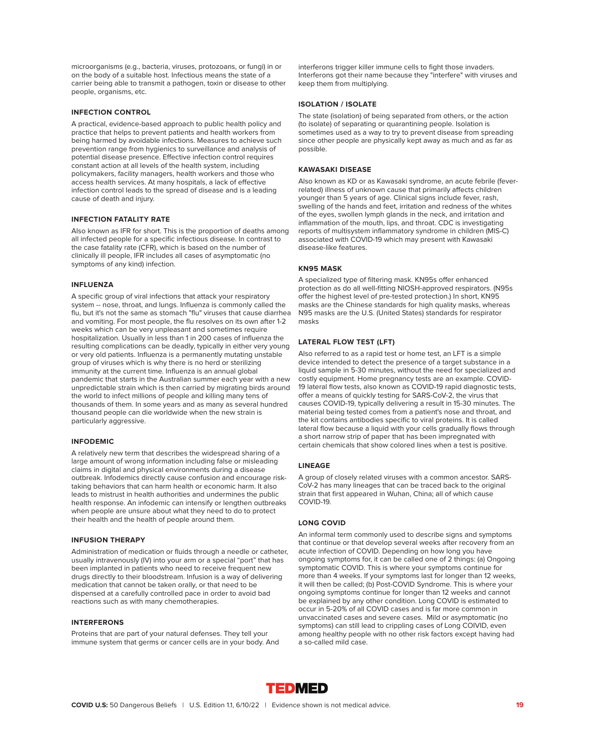microorganisms (e.g., bacteria, viruses, protozoans, or fungi) in or on the body of a suitable host. Infectious means the state of a carrier being able to transmit a pathogen, toxin or disease to other people, organisms, etc.

### INFECTION CONTROL

A practical, evidence-based approach to public health policy and practice that helps to prevent patients and health workers from being harmed by avoidable infections. Measures to achieve such prevention range from hygienics to surveillance and analysis of potential disease presence. Effective infection control requires constant action at all levels of the health system, including policymakers, facility managers, health workers and those who access health services. At many hospitals, a lack of effective infection control leads to the spread of disease and is a leading cause of death and injury.

### INFECTION FATALITY RATE

Also known as IFR for short. This is the proportion of deaths among all infected people for a specific infectious disease. In contrast to the case fatality rate (CFR), which is based on the number of clinically ill people, IFR includes all cases of asymptomatic (no symptoms of any kind) infection.

### INFLUENZA

A specific group of viral infections that attack your respiratory system -- nose, throat, and lungs. Influenza is commonly called the flu, but it's not the same as stomach "flu" viruses that cause diarrhea and vomiting. For most people, the flu resolves on its own after 1-2 weeks which can be very unpleasant and sometimes require hospitalization. Usually in less than 1 in 200 cases of influenza the resulting complications can be deadly, typically in either very young or very old patients. Influenza is a permanently mutating unstable group of viruses which is why there is no herd or sterilizing immunity at the current time. Influenza is an annual global pandemic that starts in the Australian summer each year with a new unpredictable strain which is then carried by migrating birds around the world to infect millions of people and killing many tens of thousands of them. In some years and as many as several hundred thousand people can die worldwide when the new strain is particularly aggressive.

### INFODEMIC

A relatively new term that describes the widespread sharing of a large amount of wrong information including false or misleading claims in digital and physical environments during a disease outbreak. Infodemics directly cause confusion and encourage risk-taking behaviors that can harm health or economic harm. It also leads to mistrust in health authorities and undermines the public health response. An infodemic can intensify or lengthen outbreaks when people are unsure about what they need to do to protect their health and the health of people around them.

### INFUSION THERAPY

Administration of medication or fluids through a needle or catheter, usually intravenously (IV) into your arm or a special "port" that has been implanted in patients who need to receive frequent new drugs directly to their bloodstream. Infusion is a way of delivering medication that cannot be taken orally, or that need to be dispensed at a carefully controlled pace in order to avoid bad reactions such as with many chemotherapies.

### INTERFERONS

Proteins that are part of your natural defenses. They tell your immune system that germs or cancer cells are in your body. And interferons trigger killer immune cells to fight those invaders. Interferons got their name because they "interfere" with viruses and keep them from multiplying.

### ISOLATION / ISOLATE

The state (isolation) of being separated from others, or the action (to isolate) of separating or quarantining people. Isolation is sometimes used as a way to try to prevent disease from spreading since other people are physically kept away as much and as far as possible.

### KAWASAKI DISEASE

Also known as KD or as Kawasaki syndrome, an acute febrile (fever-related) illness of unknown cause that primarily affects children younger than 5 years of age. Clinical signs include fever, rash, swelling of the hands and feet, irritation and redness of the whites of the eyes, swollen lymph glands in the neck, and irritation and inflammation of the mouth, lips, and throat. CDC is investigating reports of multisystem inflammatory syndrome in children (MIS-C) associated with COVID-19 which may present with Kawasaki disease-like features.

### KN95 MASK

A specialized type of filtering mask. KN95s offer enhanced protection as do all well-fitting NIOSH-approved respirators. (N95s offer the highest level of pre-tested protection.) In short, KN95 masks are the Chinese standards for high quality masks, whereas N95 masks are the U.S. (United States) standards for respirator masks

### LATERAL FLOW TEST (LFT)

Also referred to as a rapid test or home test, an LFT is a simple device intended to detect the presence of a target substance in a liquid sample in 5-30 minutes, without the need for specialized and costly equipment. Home pregnancy tests are an example. COVID-19 lateral flow tests, also known as COVID-19 rapid diagnostic tests, offer a means of quickly testing for SARS-CoV-2, the virus that causes COVID-19, typically delivering a result in 15-30 minutes. The material being tested comes from a patient's nose and throat, and the kit contains antibodies specific to viral proteins. It is called lateral flow because a liquid with your cells gradually flows through a short narrow strip of paper that has been impregnated with certain chemicals that show colored lines when a test is positive.

### LINEAGE

A group of closely related viruses with a common ancestor. SARS-CoV-2 has many lineages that can be traced back to the original strain that first appeared in Wuhan, China; all of which cause COVID-19.

### LONG COVID

An informal term commonly used to describe signs and symptoms that continue or that develop several weeks after recovery from an acute infection of COVID. Depending on how long you have ongoing symptoms for, it can be called one of 2 things: (a) Ongoing symptomatic COVID. This is where your symptoms continue for more than 4 weeks. If your symptoms last for longer than 12 weeks, it will then be called; (b) Post-COVID Syndrome. This is where your ongoing symptoms continue for longer than 12 weeks and cannot be explained by any other condition. Long COVID is estimated to occur in 5-20% of all COVID cases and is far more common in unvaccinated cases and severe cases. Mild or asymptomatic (no symptoms) can still lead to crippling cases of Long COIVID, even among healthy people with no other risk factors except having had a so-called mild case.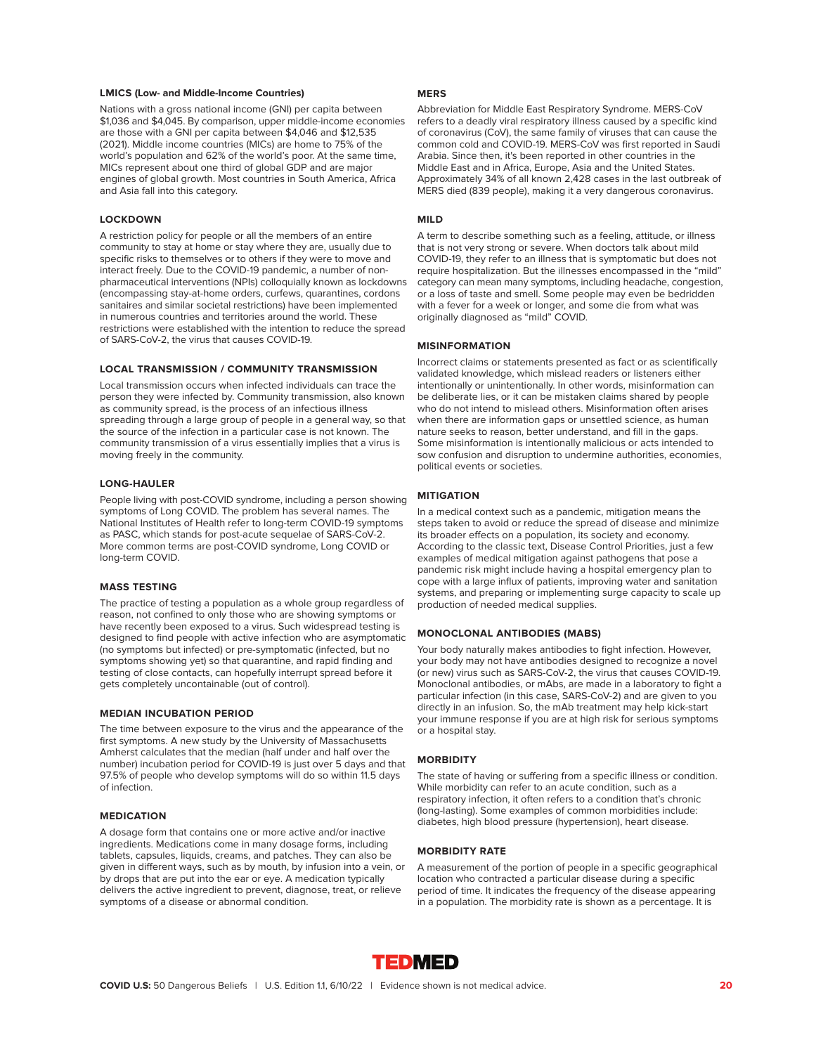### LMICS (Low- and Middle-Income Countries)

Nations with a gross national income (GNI) per capita between $1,036 and $4,045. By comparison, upper middle-income economies are those with a GNI per capita between $4,046 and $12,535 (2021). Middle income countries (MICs) are home to 75% of the world's population and 62% of the world's poor. At the same time, MICs represent about one third of global GDP and are major engines of global growth. Most countries in South America, Africa and Asia fall into this category.

### LOCKDOWN

A restriction policy for people or all the members of an entire community to stay at home or stay where they are, usually due to specific risks to themselves or to others if they were to move and interact freely. Due to the COVID-19 pandemic, a number of non-pharmaceutical interventions (NPIs) colloquially known as lockdowns (encompassing stay-at-home orders, curfews, quarantines, cordons sanitaires and similar societal restrictions) have been implemented in numerous countries and territories around the world. These restrictions were established with the intention to reduce the spread of SARS-CoV-2, the virus that causes COVID-19.

### LOCAL TRANSMISSION / COMMUNITY TRANSMISSION

Local transmission occurs when infected individuals can trace the person they were infected by. Community transmission, also known as community spread, is the process of an infectious illness spreading through a large group of people in a general way, so that the source of the infection in a particular case is not known. The community transmission of a virus essentially implies that a virus is moving freely in the community.

### LONG-HAULER

People living with post-COVID syndrome, including a person showing symptoms of Long COVID. The problem has several names. The National Institutes of Health refer to long-term COVID-19 symptoms as PASC, which stands for post-acute sequelae of SARS-CoV-2. More common terms are post-COVID syndrome, Long COVID or long-term COVID.

### MASS TESTING

The practice of testing a population as a whole group regardless of reason, not confined to only those who are showing symptoms or have recently been exposed to a virus. Such widespread testing is designed to find people with active infection who are asymptomatic (no symptoms but infected) or pre-symptomatic (infected, but no symptoms showing yet) so that quarantine, and rapid finding and testing of close contacts, can hopefully interrupt spread before it gets completely uncontainable (out of control).

### MEDIAN INCUBATION PERIOD

The time between exposure to the virus and the appearance of the first symptoms. A new study by the University of Massachusetts Amherst calculates that the median (half under and half over the number) incubation period for COVID-19 is just over 5 days and that 97.5% of people who develop symptoms will do so within 11.5 days of infection.

### MEDICATION

A dosage form that contains one or more active and/or inactive ingredients. Medications come in many dosage forms, including tablets, capsules, liquids, creams, and patches. They can also be given in different ways, such as by mouth, by infusion into a vein, or by drops that are put into the ear or eye. A medication typically delivers the active ingredient to prevent, diagnose, treat, or relieve symptoms of a disease or abnormal condition.

### MERS

Abbreviation for Middle East Respiratory Syndrome. MERS-CoV refers to a deadly viral respiratory illness caused by a specific kind of coronavirus (CoV), the same family of viruses that can cause the common cold and COVID-19. MERS-CoV was first reported in Saudi Arabia. Since then, it's been reported in other countries in the Middle East and in Africa, Europe, Asia and the United States. Approximately 34% of all known 2,428 cases in the last outbreak of MERS died (839 people), making it a very dangerous coronavirus.

### MILD

A term to describe something such as a feeling, attitude, or illness that is not very strong or severe. When doctors talk about mild COVID-19, they refer to an illness that is symptomatic but does not require hospitalization. But the illnesses encompassed in the "mild" category can mean many symptoms, including headache, congestion, or a loss of taste and smell. Some people may even be bedridden with a fever for a week or longer, and some die from what was originally diagnosed as "mild" COVID.

### MISINFORMATION

Incorrect claims or statements presented as fact or as scientifically validated knowledge, which mislead readers or listeners either intentionally or unintentionally. In other words, misinformation can be deliberate lies, or it can be mistaken claims shared by people who do not intend to mislead others. Misinformation often arises when there are information gaps or unsettled science, as human nature seeks to reason, better understand, and fill in the gaps. Some misinformation is intentionally malicious or acts intended to sow confusion and disruption to undermine authorities, economies, political events or societies.

### MITIGATION

In a medical context such as a pandemic, mitigation means the steps taken to avoid or reduce the spread of disease and minimize its broader effects on a population, its society and economy. According to the classic text, Disease Control Priorities, just a few examples of medical mitigation against pathogens that pose a pandemic risk might include having a hospital emergency plan to cope with a large influx of patients, improving water and sanitation systems, and preparing or implementing surge capacity to scale up production of needed medical supplies.

### MONOCLONAL ANTIBODIES (MABS)

Your body naturally makes antibodies to fight infection. However, your body may not have antibodies designed to recognize a novel (or new) virus such as SARS-CoV-2, the virus that causes COVID-19. Monoclonal antibodies, or mAbs, are made in a laboratory to fight a particular infection (in this case, SARS-CoV-2) and are given to you directly in an infusion. So, the mAb treatment may help kick-start your immune response if you are at high risk for serious symptoms or a hospital stay.

### MORBIDITY

The state of having or suffering from a specific illness or condition. While morbidity can refer to an acute condition, such as a respiratory infection, it often refers to a condition that's chronic (long-lasting). Some examples of common morbidities include: diabetes, high blood pressure (hypertension), heart disease.

### MORBIDITY RATE

A measurement of the portion of people in a specific geographical location who contracted a particular disease during a specific period of time. It indicates the frequency of the disease appearing in a population. The morbidity rate is shown as a percentage. It is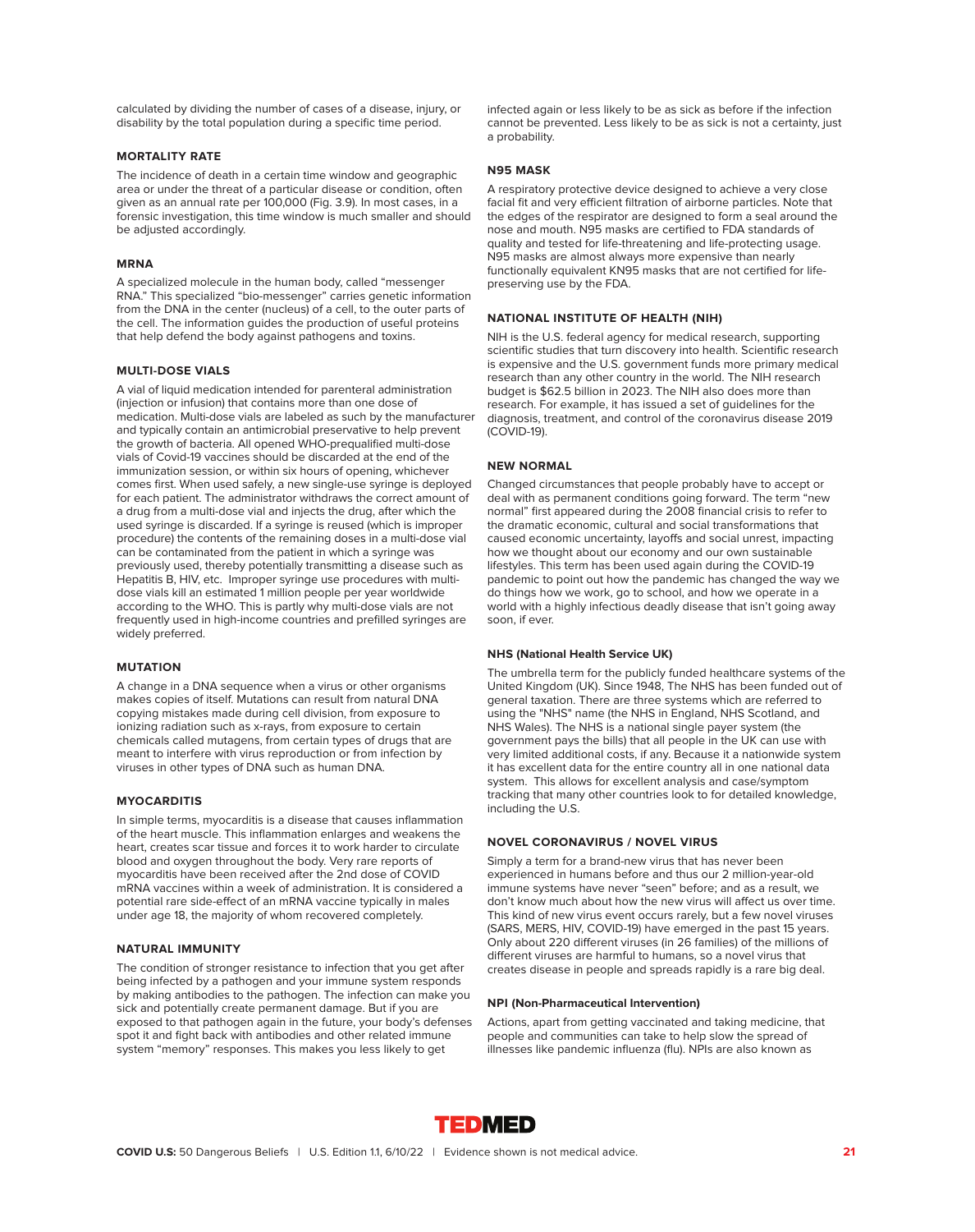calculated by dividing the number of cases of a disease, injury, or disability by the total population during a specific time period.

### MORTALITY RATE

The incidence of death in a certain time window and geographic area or under the threat of a particular disease or condition, often given as an annual rate per 100,000 (Fig. 3.9). In most cases, in a forensic investigation, this time window is much smaller and should be adjusted accordingly.

### MRNA

A specialized molecule in the human body, called "messenger RNA." This specialized "bio-messenger" carries genetic information from the DNA in the center (nucleus) of a cell, to the outer parts of the cell. The information guides the production of useful proteins that help defend the body against pathogens and toxins.

### MULTI-DOSE VIALS

A vial of liquid medication intended for parenteral administration (injection or infusion) that contains more than one dose of medication. Multi-dose vials are labeled as such by the manufacturer and typically contain an antimicrobial preservative to help prevent the growth of bacteria. All opened WHO-prequalified multi-dose vials of Covid-19 vaccines should be discarded at the end of the immunization session, or within six hours of opening, whichever comes first. When used safely, a new single-use syringe is deployed for each patient. The administrator withdraws the correct amount of a drug from a multi-dose vial and injects the drug, after which the used syringe is discarded. If a syringe is reused (which is improper procedure) the contents of the remaining doses in a multi-dose vial can be contaminated from the patient in which a syringe was previously used, thereby potentially transmitting a disease such as Hepatitis B, HIV, etc. Improper syringe use procedures with multi-dose vials kill an estimated 1 million people per year worldwide according to the WHO. This is partly why multi-dose vials are not frequently used in high-income countries and prefilled syringes are widely preferred.

### MUTATION

A change in a DNA sequence when a virus or other organisms makes copies of itself. Mutations can result from natural DNA copying mistakes made during cell division, from exposure to ionizing radiation such as x-rays, from exposure to certain chemicals called mutagens, from certain types of drugs that are meant to interfere with virus reproduction or from infection by viruses in other types of DNA such as human DNA.

### MYOCARDITIS

In simple terms, myocarditis is a disease that causes inflammation of the heart muscle. This inflammation enlarges and weakens the heart, creates scar tissue and forces it to work harder to circulate blood and oxygen throughout the body. Very rare reports of myocarditis have been received after the 2nd dose of COVID mRNA vaccines within a week of administration. It is considered a potential rare side-effect of an mRNA vaccine typically in males under age 18, the majority of whom recovered completely.

### NATURAL IMMUNITY

The condition of stronger resistance to infection that you get after being infected by a pathogen and your immune system responds by making antibodies to the pathogen. The infection can make you sick and potentially create permanent damage. But if you are exposed to that pathogen again in the future, your body's defenses spot it and fight back with antibodies and other related immune system "memory" responses. This makes you less likely to get infected again or less likely to be as sick as before if the infection cannot be prevented. Less likely to be as sick is not a certainty, just a probability.

### N95 MASK

A respiratory protective device designed to achieve a very close facial fit and very efficient filtration of airborne particles. Note that the edges of the respirator are designed to form a seal around the nose and mouth. N95 masks are certified to FDA standards of quality and tested for life-threatening and life-protecting usage. N95 masks are almost always more expensive than nearly functionally equivalent KN95 masks that are not certified for life-preserving use by the FDA.

### NATIONAL INSTITUTE OF HEALTH (NIH)

NIH is the U.S. federal agency for medical research, supporting scientific studies that turn discovery into health. Scientific research is expensive and the U.S. government funds more primary medical research than any other country in the world. The NIH research budget is $62.5 billion in 2023. The NIH also does more than research. For example, it has issued a set of guidelines for the diagnosis, treatment, and control of the coronavirus disease 2019 (COVID-19).

### NEW NORMAL

Changed circumstances that people probably have to accept or deal with as permanent conditions going forward. The term "new normal" first appeared during the 2008 financial crisis to refer to the dramatic economic, cultural and social transformations that caused economic uncertainty, layoffs and social unrest, impacting how we thought about our economy and our own sustainable lifestyles. This term has been used again during the COVID-19 pandemic to point out how the pandemic has changed the way we do things how we work, go to school, and how we operate in a world with a highly infectious deadly disease that isn't going away soon, if ever.

### NHS (National Health Service UK)

The umbrella term for the publicly funded healthcare systems of the United Kingdom (UK). Since 1948, The NHS has been funded out of general taxation. There are three systems which are referred to using the "NHS" name (the NHS in England, NHS Scotland, and NHS Wales). The NHS is a national single payer system (the government pays the bills) that all people in the UK can use with very limited additional costs, if any. Because it a nationwide system it has excellent data for the entire country all in one national data system. This allows for excellent analysis and case/symptom tracking that many other countries look to for detailed knowledge, including the U.S.

### NOVEL CORONAVIRUS / NOVEL VIRUS

Simply a term for a brand-new virus that has never been experienced in humans before and thus our 2 million-year-old immune systems have never "seen" before; and as a result, we don't know much about how the new virus will affect us over time. This kind of new virus event occurs rarely, but a few novel viruses (SARS, MERS, HIV, COVID-19) have emerged in the past 15 years. Only about 220 different viruses (in 26 families) of the millions of different viruses are harmful to humans, so a novel virus that creates disease in people and spreads rapidly is a rare big deal.

### NPI (Non-Pharmaceutical Intervention)

Actions, apart from getting vaccinated and taking medicine, that people and communities can take to help slow the spread of illnesses like pandemic influenza (flu). NPIs are also known as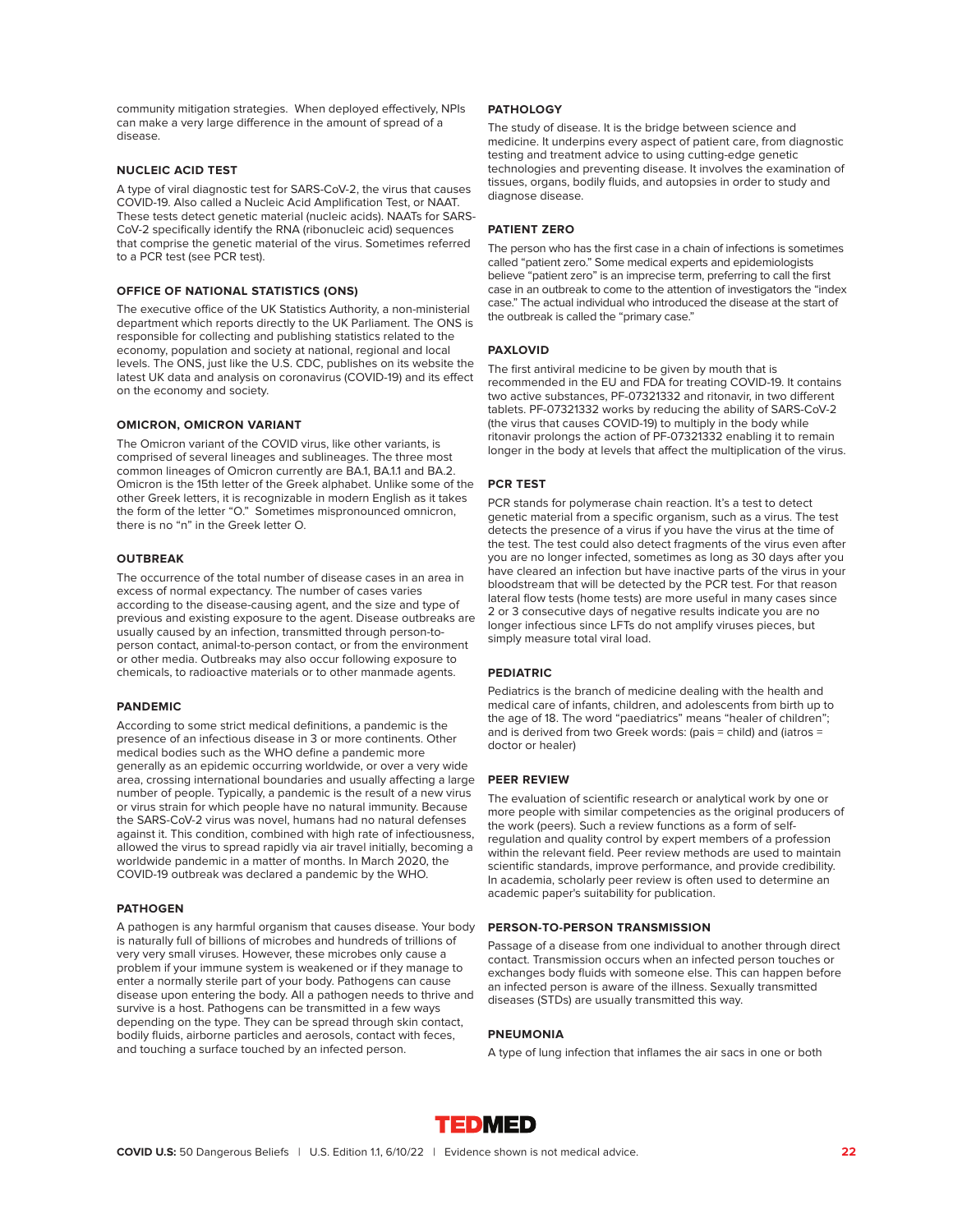community mitigation strategies. When deployed effectively, NPIs can make a very large difference in the amount of spread of a disease.

### NUCLEIC ACID TEST

A type of viral diagnostic test for SARS-CoV-2, the virus that causes COVID-19. Also called a Nucleic Acid Amplification Test, or NAAT. These tests detect genetic material (nucleic acids). NAATs for SARS-CoV-2 specifically identify the RNA (ribonucleic acid) sequences that comprise the genetic material of the virus. Sometimes referred to a PCR test (see PCR test).

### OFFICE OF NATIONAL STATISTICS (ONS)

The executive office of the UK Statistics Authority, a non-ministerial department which reports directly to the UK Parliament. The ONS is responsible for collecting and publishing statistics related to the economy, population and society at national, regional and local levels. The ONS, just like the U.S. CDC, publishes on its website the latest UK data and analysis on coronavirus (COVID-19) and its effect on the economy and society.

### OMICRON, OMICRON VARIANT

The Omicron variant of the COVID virus, like other variants, is comprised of several lineages and sublineages. The three most common lineages of Omicron currently are BA.1, BA.1.1 and BA.2. Omicron is the 15th letter of the Greek alphabet. Unlike some of the other Greek letters, it is recognizable in modern English as it takes the form of the letter "O." Sometimes mispronounced omnicron, there is no "n" in the Greek letter O.

### OUTBREAK

The occurrence of the total number of disease cases in an area in excess of normal expectancy. The number of cases varies according to the disease-causing agent, and the size and type of previous and existing exposure to the agent. Disease outbreaks are usually caused by an infection, transmitted through person-to-person contact, animal-to-person contact, or from the environment or other media. Outbreaks may also occur following exposure to chemicals, to radioactive materials or to other manmade agents.

### PANDEMIC

According to some strict medical definitions, a pandemic is the presence of an infectious disease in 3 or more continents. Other medical bodies such as the WHO define a pandemic more generally as an epidemic occurring worldwide, or over a very wide area, crossing international boundaries and usually affecting a large number of people. Typically, a pandemic is the result of a new virus or virus strain for which people have no natural immunity. Because the SARS-CoV-2 virus was novel, humans had no natural defenses against it. This condition, combined with high rate of infectiousness, allowed the virus to spread rapidly via air travel initially, becoming a worldwide pandemic in a matter of months. In March 2020, the COVID-19 outbreak was declared a pandemic by the WHO.

### PATHOGEN

A pathogen is any harmful organism that causes disease. Your body is naturally full of billions of microbes and hundreds of trillions of very very small viruses. However, these microbes only cause a problem if your immune system is weakened or if they manage to enter a normally sterile part of your body. Pathogens can cause disease upon entering the body. All a pathogen needs to thrive and survive is a host. Pathogens can be transmitted in a few ways depending on the type. They can be spread through skin contact, bodily fluids, airborne particles and aerosols, contact with feces, and touching a surface touched by an infected person.

### PATHOLOGY

The study of disease. It is the bridge between science and medicine. It underpins every aspect of patient care, from diagnostic testing and treatment advice to using cutting-edge genetic technologies and preventing disease. It involves the examination of tissues, organs, bodily fluids, and autopsies in order to study and diagnose disease.

### PATIENT ZERO

The person who has the first case in a chain of infections is sometimes called "patient zero." Some medical experts and epidemiologists believe "patient zero" is an imprecise term, preferring to call the first case in an outbreak to come to the attention of investigators the "index case." The actual individual who introduced the disease at the start of the outbreak is called the "primary case."

### PAXLOVID

The first antiviral medicine to be given by mouth that is recommended in the EU and FDA for treating COVID-19. It contains two active substances, PF-07321332 and ritonavir, in two different tablets. PF-07321332 works by reducing the ability of SARS-CoV-2 (the virus that causes COVID-19) to multiply in the body while ritonavir prolongs the action of PF-07321332 enabling it to remain longer in the body at levels that affect the multiplication of the virus.

### PCR TEST

PCR stands for polymerase chain reaction. It's a test to detect genetic material from a specific organism, such as a virus. The test detects the presence of a virus if you have the virus at the time of the test. The test could also detect fragments of the virus even after you are no longer infected, sometimes as long as 30 days after you have cleared an infection but have inactive parts of the virus in your bloodstream that will be detected by the PCR test. For that reason lateral flow tests (home tests) are more useful in many cases since 2 or 3 consecutive days of negative results indicate you are no longer infectious since LFTs do not amplify viruses pieces, but simply measure total viral load.

### PEDIATRIC

Pediatrics is the branch of medicine dealing with the health and medical care of infants, children, and adolescents from birth up to the age of 18. The word "paediatrics" means "healer of children"; and is derived from two Greek words: (pais = child) and (iatros = doctor or healer)

### PEER REVIEW

The evaluation of scientific research or analytical work by one or more people with similar competencies as the original producers of the work (peers). Such a review functions as a form of self-regulation and quality control by expert members of a profession within the relevant field. Peer review methods are used to maintain scientific standards, improve performance, and provide credibility. In academia, scholarly peer review is often used to determine an academic paper's suitability for publication.

### PERSON-TO-PERSON TRANSMISSION

Passage of a disease from one individual to another through direct contact. Transmission occurs when an infected person touches or exchanges body fluids with someone else. This can happen before an infected person is aware of the illness. Sexually transmitted diseases (STDs) are usually transmitted this way.

### PNEUMONIA

A type of lung infection that inflames the air sacs in one or both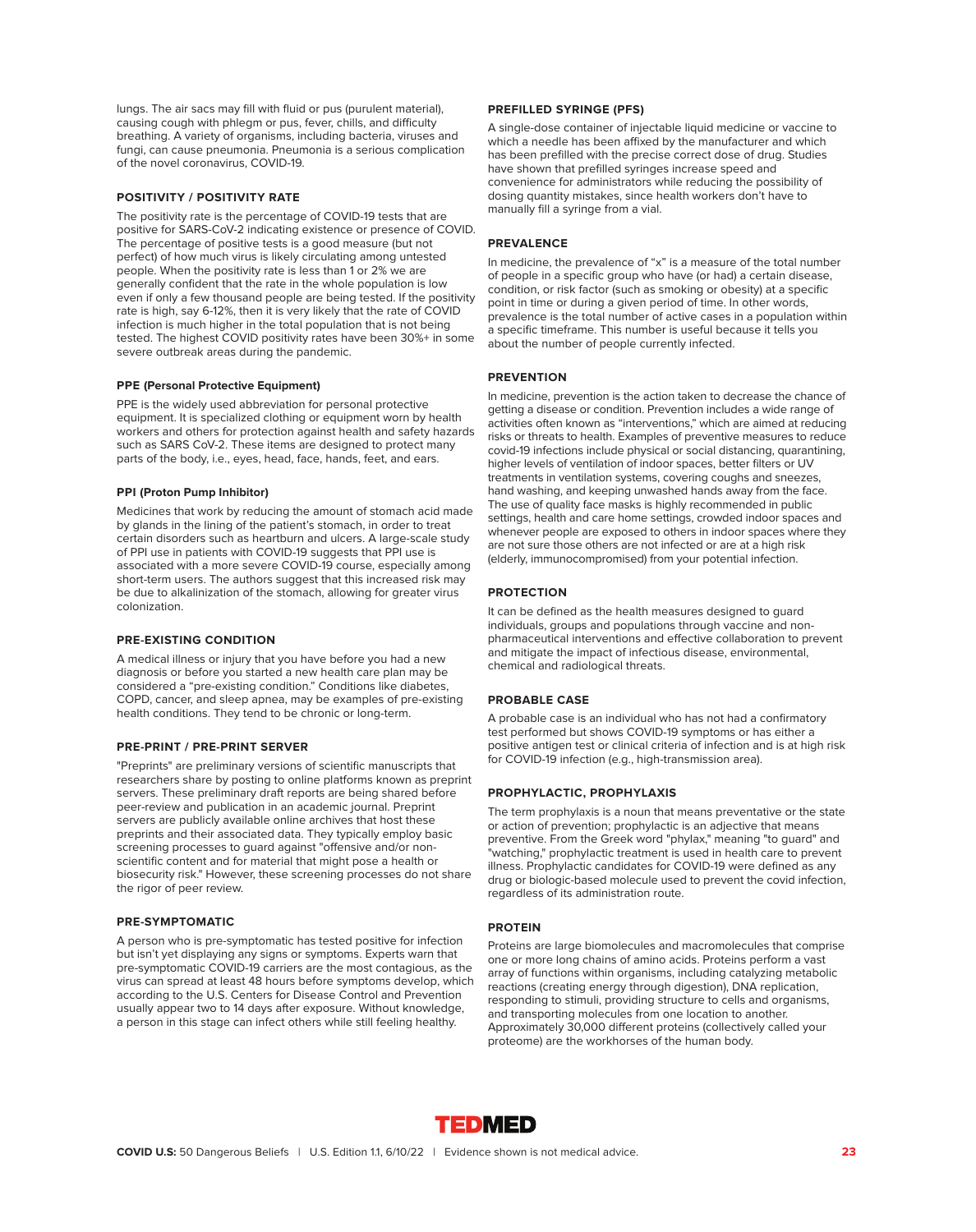lungs. The air sacs may fill with fluid or pus (purulent material), causing cough with phlegm or pus, fever, chills, and difficulty breathing. A variety of organisms, including bacteria, viruses and fungi, can cause pneumonia. Pneumonia is a serious complication of the novel coronavirus, COVID-19.

### POSITIVITY / POSITIVITY RATE

The positivity rate is the percentage of COVID-19 tests that are positive for SARS-CoV-2 indicating existence or presence of COVID. The percentage of positive tests is a good measure (but not perfect) of how much virus is likely circulating among untested people. When the positivity rate is less than 1 or 2% we are generally confident that the rate in the whole population is low even if only a few thousand people are being tested. If the positivity rate is high, say 6-12%, then it is very likely that the rate of COVID infection is much higher in the total population that is not being tested. The highest COVID positivity rates have been 30%+ in some severe outbreak areas during the pandemic.

### PPE (Personal Protective Equipment)

PPE is the widely used abbreviation for personal protective equipment. It is specialized clothing or equipment worn by health workers and others for protection against health and safety hazards such as SARS CoV-2. These items are designed to protect many parts of the body, i.e., eyes, head, face, hands, feet, and ears.

### PPI (Proton Pump Inhibitor)

Medicines that work by reducing the amount of stomach acid made by glands in the lining of the patient's stomach, in order to treat certain disorders such as heartburn and ulcers. A large-scale study of PPI use in patients with COVID-19 suggests that PPI use is associated with a more severe COVID-19 course, especially among short-term users. The authors suggest that this increased risk may be due to alkalinization of the stomach, allowing for greater virus colonization.

### PRE-EXISTING CONDITION

A medical illness or injury that you have before you had a new diagnosis or before you started a new health care plan may be considered a "pre-existing condition." Conditions like diabetes, COPD, cancer, and sleep apnea, may be examples of pre-existing health conditions. They tend to be chronic or long-term.

### PRE-PRINT / PRE-PRINT SERVER

"Preprints" are preliminary versions of scientific manuscripts that researchers share by posting to online platforms known as preprint servers. These preliminary draft reports are being shared before peer-review and publication in an academic journal. Preprint servers are publicly available online archives that host these preprints and their associated data. They typically employ basic screening processes to guard against "offensive and/or non-scientific content and for material that might pose a health or biosecurity risk." However, these screening processes do not share the rigor of peer review.

### PRE-SYMPTOMATIC

A person who is pre-symptomatic has tested positive for infection but isn't yet displaying any signs or symptoms. Experts warn that pre-symptomatic COVID-19 carriers are the most contagious, as the virus can spread at least 48 hours before symptoms develop, which according to the U.S. Centers for Disease Control and Prevention usually appear two to 14 days after exposure. Without knowledge, a person in this stage can infect others while still feeling healthy.

### PREFILLED SYRINGE (PFS)

A single-dose container of injectable liquid medicine or vaccine to which a needle has been affixed by the manufacturer and which has been prefilled with the precise correct dose of drug. Studies have shown that prefilled syringes increase speed and convenience for administrators while reducing the possibility of dosing quantity mistakes, since health workers don't have to manually fill a syringe from a vial.

### PREVALENCE

In medicine, the prevalence of "x" is a measure of the total number of people in a specific group who have (or had) a certain disease, condition, or risk factor (such as smoking or obesity) at a specific point in time or during a given period of time. In other words, prevalence is the total number of active cases in a population within a specific timeframe. This number is useful because it tells you about the number of people currently infected.

### PREVENTION

In medicine, prevention is the action taken to decrease the chance of getting a disease or condition. Prevention includes a wide range of activities often known as "interventions," which are aimed at reducing risks or threats to health. Examples of preventive measures to reduce covid-19 infections include physical or social distancing, quarantining, higher levels of ventilation of indoor spaces, better filters or UV treatments in ventilation systems, covering coughs and sneezes, hand washing, and keeping unwashed hands away from the face. The use of quality face masks is highly recommended in public settings, health and care home settings, crowded indoor spaces and whenever people are exposed to others in indoor spaces where they are not sure those others are not infected or are at a high risk (elderly, immunocompromised) from your potential infection.

### PROTECTION

It can be defined as the health measures designed to guard individuals, groups and populations through vaccine and non-pharmaceutical interventions and effective collaboration to prevent and mitigate the impact of infectious disease, environmental, chemical and radiological threats.

### PROBABLE CASE

A probable case is an individual who has not had a confirmatory test performed but shows COVID-19 symptoms or has either a positive antigen test or clinical criteria of infection and is at high risk for COVID-19 infection (e.g., high-transmission area).

### PROPHYLACTIC, PROPHYLAXIS

The term prophylaxis is a noun that means preventative or the state or action of prevention; prophylactic is an adjective that means preventive. From the Greek word "phylax," meaning "to guard" and "watching," prophylactic treatment is used in health care to prevent illness. Prophylactic candidates for COVID-19 were defined as any drug or biologic-based molecule used to prevent the covid infection, regardless of its administration route.

### PROTEIN

Proteins are large biomolecules and macromolecules that comprise one or more long chains of amino acids. Proteins perform a vast array of functions within organisms, including catalyzing metabolic reactions (creating energy through digestion), DNA replication, responding to stimuli, providing structure to cells and organisms, and transporting molecules from one location to another. Approximately 30,000 different proteins (collectively called your proteome) are the workhorses of the human body.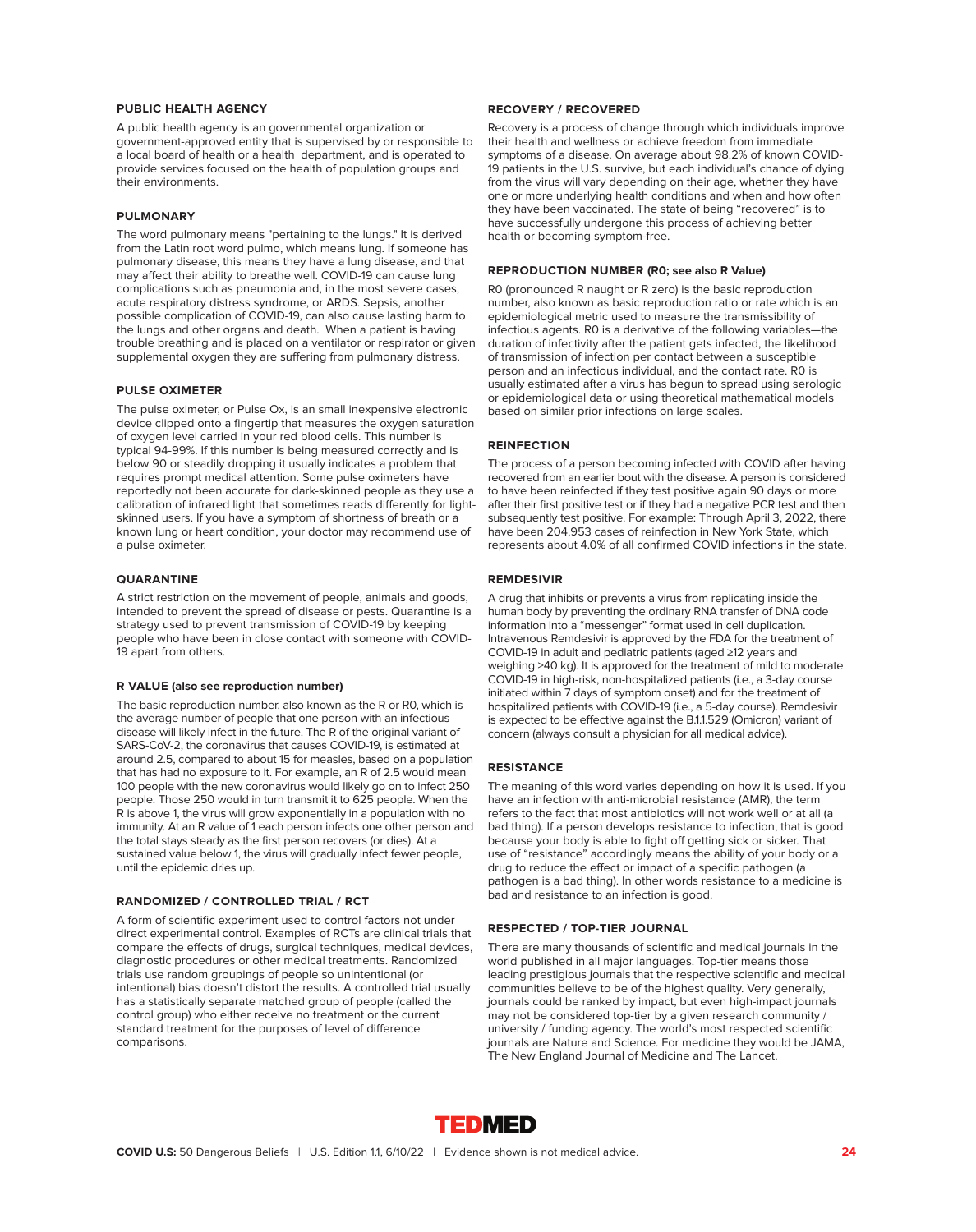### PUBLIC HEALTH AGENCY

A public health agency is an governmental organization or government-approved entity that is supervised by or responsible to a local board of health or a health department, and is operated to provide services focused on the health of population groups and their environments.

### PULMONARY

The word pulmonary means "pertaining to the lungs." It is derived from the Latin root word pulmo, which means lung. If someone has pulmonary disease, this means they have a lung disease, and that may affect their ability to breathe well. COVID-19 can cause lung complications such as pneumonia and, in the most severe cases, acute respiratory distress syndrome, or ARDS. Sepsis, another possible complication of COVID-19, can also cause lasting harm to the lungs and other organs and death. When a patient is having trouble breathing and is placed on a ventilator or respirator or given supplemental oxygen they are suffering from pulmonary distress.

### PULSE OXIMETER

The pulse oximeter, or Pulse Ox, is an small inexpensive electronic device clipped onto a fingertip that measures the oxygen saturation of oxygen level carried in your red blood cells. This number is typical 94-99%. If this number is being measured correctly and is below 90 or steadily dropping it usually indicates a problem that requires prompt medical attention. Some pulse oximeters have reportedly not been accurate for dark-skinned people as they use a calibration of infrared light that sometimes reads differently for light-skinned users. If you have a symptom of shortness of breath or a known lung or heart condition, your doctor may recommend use of a pulse oximeter.

### QUARANTINE

A strict restriction on the movement of people, animals and goods, intended to prevent the spread of disease or pests. Quarantine is a strategy used to prevent transmission of COVID-19 by keeping people who have been in close contact with someone with COVID-19 apart from others.

### R VALUE (also see reproduction number)

The basic reproduction number, also known as the R or R0, which is the average number of people that one person with an infectious disease will likely infect in the future. The R of the original variant of SARS-CoV-2, the coronavirus that causes COVID-19, is estimated at around 2.5, compared to about 15 for measles, based on a population that has had no exposure to it. For example, an R of 2.5 would mean 100 people with the new coronavirus would likely go on to infect 250 people. Those 250 would in turn transmit it to 625 people. When the R is above 1, the virus will grow exponentially in a population with no immunity. At an R value of 1 each person infects one other person and the total stays steady as the first person recovers (or dies). At a sustained value below 1, the virus will gradually infect fewer people, until the epidemic dries up.

### RANDOMIZED / CONTROLLED TRIAL / RCT

A form of scientific experiment used to control factors not under direct experimental control. Examples of RCTs are clinical trials that compare the effects of drugs, surgical techniques, medical devices, diagnostic procedures or other medical treatments. Randomized trials use random groupings of people so unintentional (or intentional) bias doesn't distort the results. A controlled trial usually has a statistically separate matched group of people (called the control group) who either receive no treatment or the current standard treatment for the purposes of level of difference comparisons.

### RECOVERY / RECOVERED

Recovery is a process of change through which individuals improve their health and wellness or achieve freedom from immediate symptoms of a disease. On average about 98.2% of known COVID-19 patients in the U.S. survive, but each individual's chance of dying from the virus will vary depending on their age, whether they have one or more underlying health conditions and when and how often they have been vaccinated. The state of being "recovered" is to have successfully undergone this process of achieving better health or becoming symptom-free.

### REPRODUCTION NUMBER (R0; see also R Value)

R0 (pronounced R naught or R zero) is the basic reproduction number, also known as basic reproduction ratio or rate which is an epidemiological metric used to measure the transmissibility of infectious agents. R0 is a derivative of the following variables—the duration of infectivity after the patient gets infected, the likelihood of transmission of infection per contact between a susceptible person and an infectious individual, and the contact rate. R0 is usually estimated after a virus has begun to spread using serologic or epidemiological data or using theoretical mathematical models based on similar prior infections on large scales.

### REINFECTION

The process of a person becoming infected with COVID after having recovered from an earlier bout with the disease. A person is considered to have been reinfected if they test positive again 90 days or more after their first positive test or if they had a negative PCR test and then subsequently test positive. For example: Through April 3, 2022, there have been 204,953 cases of reinfection in New York State, which represents about 4.0% of all confirmed COVID infections in the state.

### REMDESIVIR

A drug that inhibits or prevents a virus from replicating inside the human body by preventing the ordinary RNA transfer of DNA code information into a "messenger" format used in cell duplication. Intravenous Remdesivir is approved by the FDA for the treatment of COVID-19 in adult and pediatric patients (aged ≥12 years and weighing ≥40 kg). It is approved for the treatment of mild to moderate COVID-19 in high-risk, non-hospitalized patients (i.e., a 3-day course initiated within 7 days of symptom onset) and for the treatment of hospitalized patients with COVID-19 (i.e., a 5-day course). Remdesivir is expected to be effective against the B.1.1.529 (Omicron) variant of concern (always consult a physician for all medical advice).

### RESISTANCE

The meaning of this word varies depending on how it is used. If you have an infection with anti-microbial resistance (AMR), the term refers to the fact that most antibiotics will not work well or at all (a bad thing). If a person develops resistance to infection, that is good because your body is able to fight off getting sick or sicker. That use of "resistance" accordingly means the ability of your body or a drug to reduce the effect or impact of a specific pathogen (a pathogen is a bad thing). In other words resistance to a medicine is bad and resistance to an infection is good.

### RESPECTED / TOP-TIER JOURNAL

There are many thousands of scientific and medical journals in the world published in all major languages. Top-tier means those leading prestigious journals that the respective scientific and medical communities believe to be of the highest quality. Very generally, journals could be ranked by impact, but even high-impact journals may not be considered top-tier by a given research community / university / funding agency. The world's most respected scientific journals are Nature and Science. For medicine they would be JAMA, The New England Journal of Medicine and The Lancet.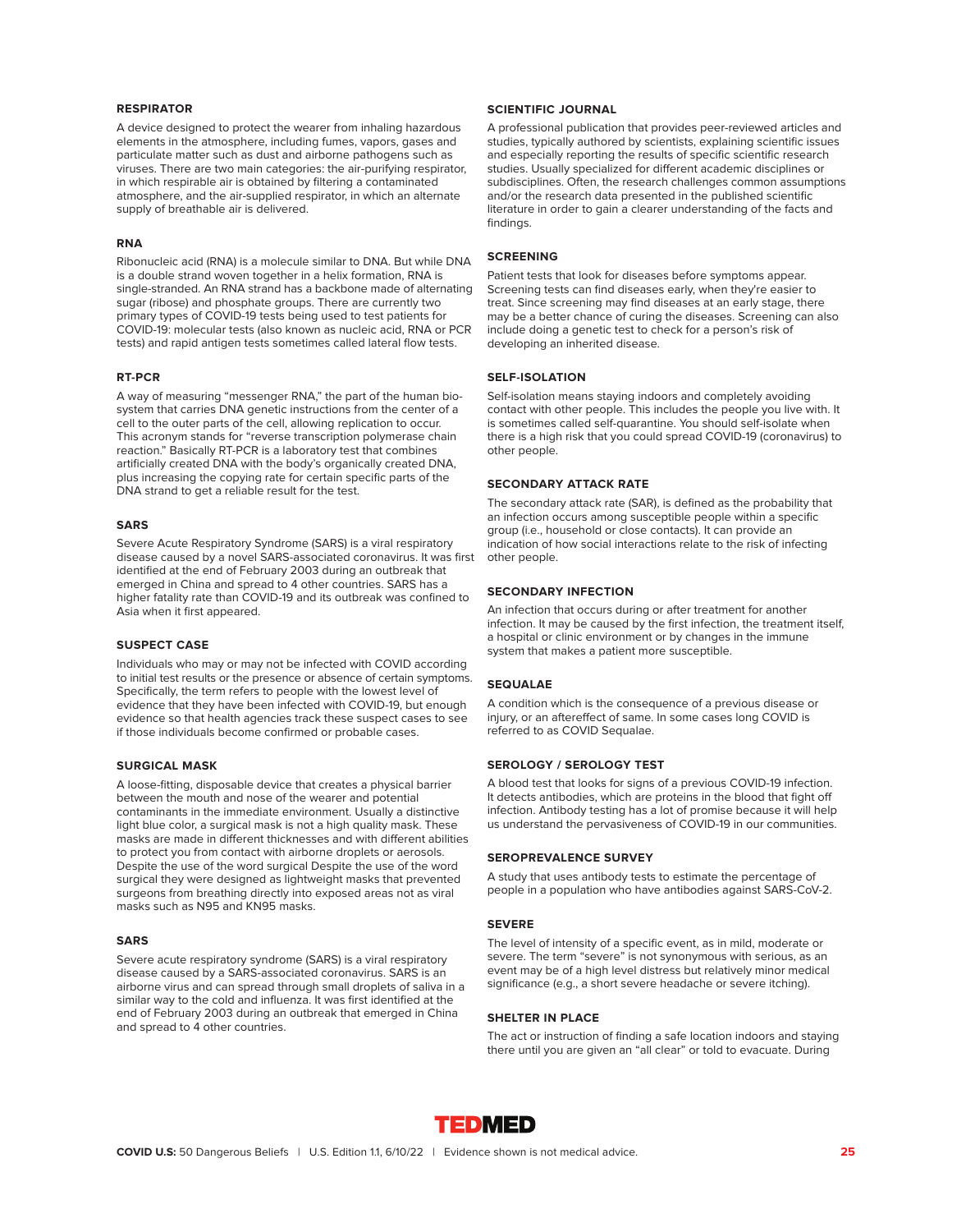### RESPIRATOR

A device designed to protect the wearer from inhaling hazardous elements in the atmosphere, including fumes, vapors, gases and particulate matter such as dust and airborne pathogens such as viruses. There are two main categories: the air-purifying respirator, in which respirable air is obtained by filtering a contaminated atmosphere, and the air-supplied respirator, in which an alternate supply of breathable air is delivered.

### RNA

Ribonucleic acid (RNA) is a molecule similar to DNA. But while DNA is a double strand woven together in a helix formation, RNA is single-stranded. An RNA strand has a backbone made of alternating sugar (ribose) and phosphate groups. There are currently two primary types of COVID-19 tests being used to test patients for COVID-19: molecular tests (also known as nucleic acid, RNA or PCR tests) and rapid antigen tests sometimes called lateral flow tests.

### RT-PCR

A way of measuring "messenger RNA," the part of the human bio-system that carries DNA genetic instructions from the center of a cell to the outer parts of the cell, allowing replication to occur. This acronym stands for "reverse transcription polymerase chain reaction." Basically RT-PCR is a laboratory test that combines artificially created DNA with the body's organically created DNA, plus increasing the copying rate for certain specific parts of the DNA strand to get a reliable result for the test.

### SARS

Severe Acute Respiratory Syndrome (SARS) is a viral respiratory disease caused by a novel SARS-associated coronavirus. It was first identified at the end of February 2003 during an outbreak that emerged in China and spread to 4 other countries. SARS has a higher fatality rate than COVID-19 and its outbreak was confined to Asia when it first appeared.

### SUSPECT CASE

Individuals who may or may not be infected with COVID according to initial test results or the presence or absence of certain symptoms. Specifically, the term refers to people with the lowest level of evidence that they have been infected with COVID-19, but enough evidence so that health agencies track these suspect cases to see if those individuals become confirmed or probable cases.

### SURGICAL MASK

A loose-fitting, disposable device that creates a physical barrier between the mouth and nose of the wearer and potential contaminants in the immediate environment. Usually a distinctive light blue color, a surgical mask is not a high quality mask. These masks are made in different thicknesses and with different abilities to protect you from contact with airborne droplets or aerosols. Despite the use of the word surgical Despite the use of the word surgical they were designed as lightweight masks that prevented surgeons from breathing directly into exposed areas not as viral masks such as N95 and KN95 masks.

### SARS

Severe acute respiratory syndrome (SARS) is a viral respiratory disease caused by a SARS-associated coronavirus. SARS is an airborne virus and can spread through small droplets of saliva in a similar way to the cold and influenza. It was first identified at the end of February 2003 during an outbreak that emerged in China and spread to 4 other countries.

### SCIENTIFIC JOURNAL

A professional publication that provides peer-reviewed articles and studies, typically authored by scientists, explaining scientific issues and especially reporting the results of specific scientific research studies. Usually specialized for different academic disciplines or subdisciplines. Often, the research challenges common assumptions and/or the research data presented in the published scientific literature in order to gain a clearer understanding of the facts and findings.

### SCREENING

Patient tests that look for diseases before symptoms appear. Screening tests can find diseases early, when they're easier to treat. Since screening may find diseases at an early stage, there may be a better chance of curing the diseases. Screening can also include doing a genetic test to check for a person's risk of developing an inherited disease.

### SELF-ISOLATION

Self-isolation means staying indoors and completely avoiding contact with other people. This includes the people you live with. It is sometimes called self-quarantine. You should self-isolate when there is a high risk that you could spread COVID-19 (coronavirus) to other people.

### SECONDARY ATTACK RATE

The secondary attack rate (SAR), is defined as the probability that an infection occurs among susceptible people within a specific group (i.e., household or close contacts). It can provide an indication of how social interactions relate to the risk of infecting other people.

### SECONDARY INFECTION

An infection that occurs during or after treatment for another infection. It may be caused by the first infection, the treatment itself, a hospital or clinic environment or by changes in the immune system that makes a patient more susceptible.

### SEQUALAE

A condition which is the consequence of a previous disease or injury, or an aftereffect of same. In some cases long COVID is referred to as COVID Sequalae.

### SEROLOGY / SEROLOGY TEST

A blood test that looks for signs of a previous COVID-19 infection. It detects antibodies, which are proteins in the blood that fight off infection. Antibody testing has a lot of promise because it will help us understand the pervasiveness of COVID-19 in our communities.

### SEROPREVALENCE SURVEY

A study that uses antibody tests to estimate the percentage of people in a population who have antibodies against SARS-CoV-2.

### SEVERE

The level of intensity of a specific event, as in mild, moderate or severe. The term "severe" is not synonymous with serious, as an event may be of a high level distress but relatively minor medical significance (e.g., a short severe headache or severe itching).

### SHELTER IN PLACE

The act or instruction of finding a safe location indoors and staying there until you are given an "all clear" or told to evacuate. During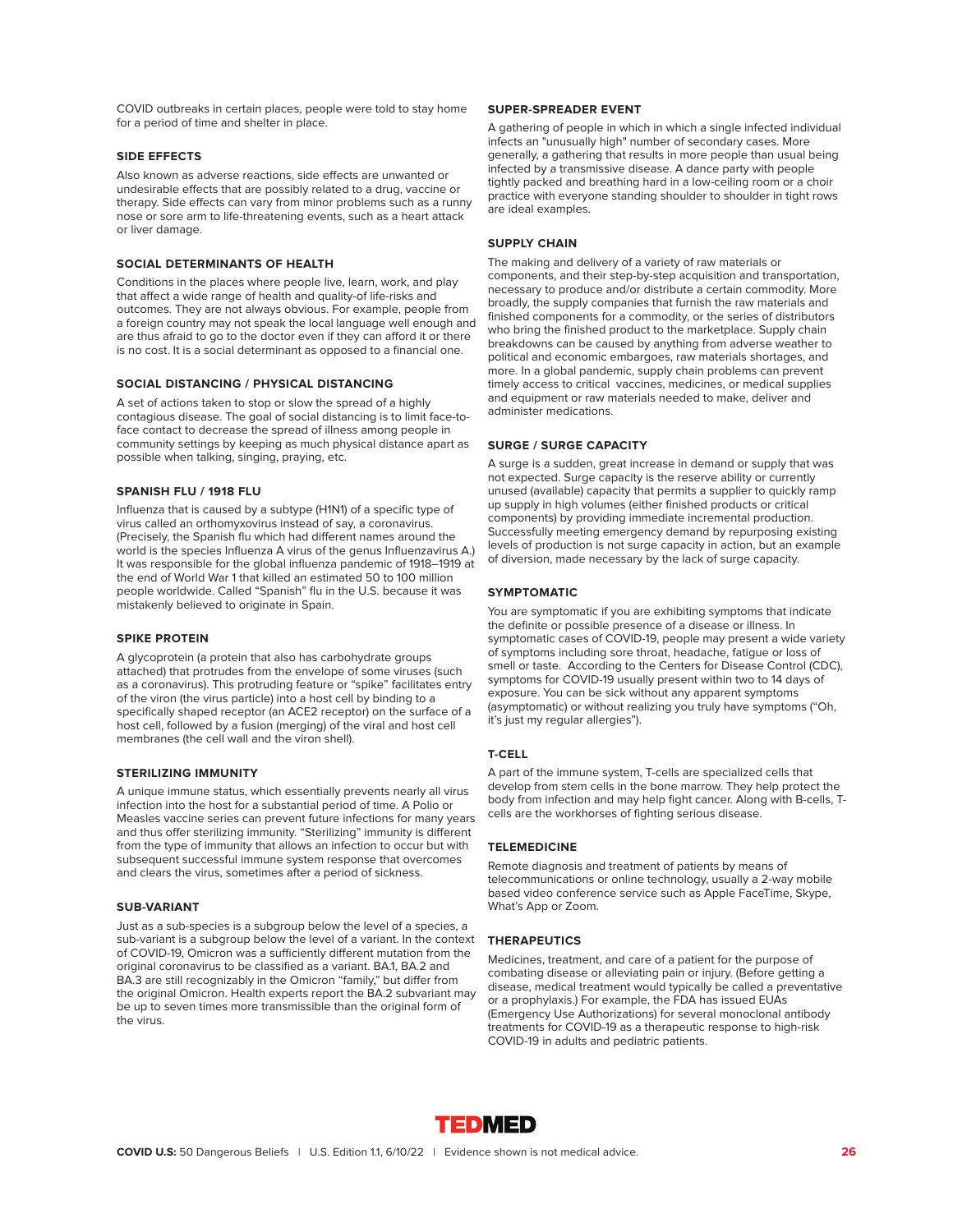COVID outbreaks in certain places, people were told to stay home for a period of time and shelter in place.

### SIDE EFFECTS

Also known as adverse reactions, side effects are unwanted or undesirable effects that are possibly related to a drug, vaccine or therapy. Side effects can vary from minor problems such as a runny nose or sore arm to life-threatening events, such as a heart attack or liver damage.

### SOCIAL DETERMINANTS OF HEALTH

Conditions in the places where people live, learn, work, and play that affect a wide range of health and quality-of life-risks and outcomes. They are not always obvious. For example, people from a foreign country may not speak the local language well enough and are thus afraid to go to the doctor even if they can afford it or there is no cost. It is a social determinant as opposed to a financial one.

### SOCIAL DISTANCING / PHYSICAL DISTANCING

A set of actions taken to stop or slow the spread of a highly contagious disease. The goal of social distancing is to limit face-to-face contact to decrease the spread of illness among people in community settings by keeping as much physical distance apart as possible when talking, singing, praying, etc.

### SPANISH FLU / 1918 FLU

Influenza that is caused by a subtype (H1N1) of a specific type of virus called an orthomyxovirus instead of say, a coronavirus. (Precisely, the Spanish flu which had different names around the world is the species Influenza A virus of the genus Influenzavirus A.) It was responsible for the global influenza pandemic of 1918–1919 at the end of World War 1 that killed an estimated 50 to 100 million people worldwide. Called "Spanish" flu in the U.S. because it was mistakenly believed to originate in Spain.

### SPIKE PROTEIN

A glycoprotein (a protein that also has carbohydrate groups attached) that protrudes from the envelope of some viruses (such as a coronavirus). This protruding feature or "spike" facilitates entry of the viron (the virus particle) into a host cell by binding to a specifically shaped receptor (an ACE2 receptor) on the surface of a host cell, followed by a fusion (merging) of the viral and host cell membranes (the cell wall and the viron shell).

### STERILIZING IMMUNITY

A unique immune status, which essentially prevents nearly all virus infection into the host for a substantial period of time. A Polio or Measles vaccine series can prevent future infections for many years and thus offer sterilizing immunity. "Sterilizing" immunity is different from the type of immunity that allows an infection to occur but with subsequent successful immune system response that overcomes and clears the virus, sometimes after a period of sickness.

### SUB-VARIANT

Just as a sub-species is a subgroup below the level of a species, a sub-variant is a subgroup below the level of a variant. In the context of COVID-19, Omicron was a sufficiently different mutation from the original coronavirus to be classified as a variant. BA.1, BA.2 and BA.3 are still recognizably in the Omicron "family," but differ from the original Omicron. Health experts report the BA.2 subvariant may be up to seven times more transmissible than the original form of the virus.

### SUPER-SPREADER EVENT

A gathering of people in which in which a single infected individual infects an "unusually high" number of secondary cases. More generally, a gathering that results in more people than usual being infected by a transmissive disease. A dance party with people tightly packed and breathing hard in a low-ceiling room or a choir practice with everyone standing shoulder to shoulder in tight rows are ideal examples.

### SUPPLY CHAIN

The making and delivery of a variety of raw materials or components, and their step-by-step acquisition and transportation, necessary to produce and/or distribute a certain commodity. More broadly, the supply companies that furnish the raw materials and finished components for a commodity, or the series of distributors who bring the finished product to the marketplace. Supply chain breakdowns can be caused by anything from adverse weather to political and economic embargoes, raw materials shortages, and more. In a global pandemic, supply chain problems can prevent timely access to critical vaccines, medicines, or medical supplies and equipment or raw materials needed to make, deliver and administer medications.

### SURGE / SURGE CAPACITY

A surge is a sudden, great increase in demand or supply that was not expected. Surge capacity is the reserve ability or currently unused (available) capacity that permits a supplier to quickly ramp up supply in high volumes (either finished products or critical components) by providing immediate incremental production. Successfully meeting emergency demand by repurposing existing levels of production is not surge capacity in action, but an example of diversion, made necessary by the lack of surge capacity.

### SYMPTOMATIC

You are symptomatic if you are exhibiting symptoms that indicate the definite or possible presence of a disease or illness. In symptomatic cases of COVID-19, people may present a wide variety of symptoms including sore throat, headache, fatigue or loss of smell or taste. According to the Centers for Disease Control (CDC), symptoms for COVID-19 usually present within two to 14 days of exposure. You can be sick without any apparent symptoms (asymptomatic) or without realizing you truly have symptoms ("Oh, it's just my regular allergies").

### T-CELL

A part of the immune system, T-cells are specialized cells that develop from stem cells in the bone marrow. They help protect the body from infection and may help fight cancer. Along with B-cells, T-cells are the workhorses of fighting serious disease.

### TELEMEDICINE

Remote diagnosis and treatment of patients by means of telecommunications or online technology, usually a 2-way mobile based video conference service such as Apple FaceTime, Skype, What's App or Zoom.

### THERAPEUTICS

Medicines, treatment, and care of a patient for the purpose of combating disease or alleviating pain or injury. (Before getting a disease, medical treatment would typically be called a preventative or a prophylaxis.) For example, the FDA has issued EUAs (Emergency Use Authorizations) for several monoclonal antibody treatments for COVID-19 as a therapeutic response to high-risk COVID-19 in adults and pediatric patients.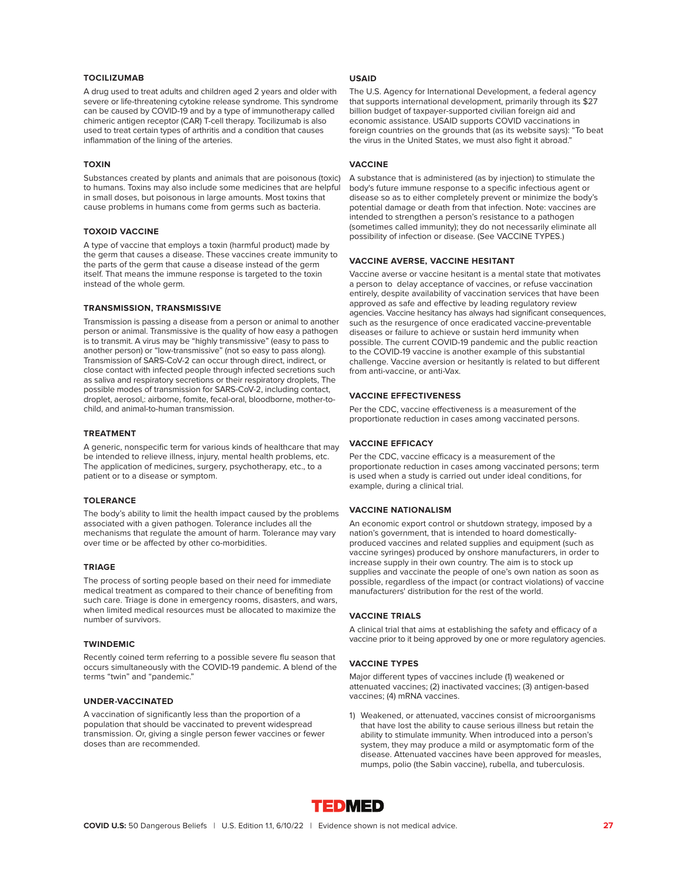### TOCILIZUMAB

A drug used to treat adults and children aged 2 years and older with severe or life-threatening cytokine release syndrome. This syndrome can be caused by COVID-19 and by a type of immunotherapy called chimeric antigen receptor (CAR) T-cell therapy. Tocilizumab is also used to treat certain types of arthritis and a condition that causes inflammation of the lining of the arteries.

### TOXIN

Substances created by plants and animals that are poisonous (toxic) to humans. Toxins may also include some medicines that are helpful in small doses, but poisonous in large amounts. Most toxins that cause problems in humans come from germs such as bacteria.

### TOXOID VACCINE

A type of vaccine that employs a toxin (harmful product) made by the germ that causes a disease. These vaccines create immunity to the parts of the germ that cause a disease instead of the germ itself. That means the immune response is targeted to the toxin instead of the whole germ.

### TRANSMISSION, TRANSMISSIVE

Transmission is passing a disease from a person or animal to another person or animal. Transmissive is the quality of how easy a pathogen is to transmit. A virus may be "highly transmissive" (easy to pass to another person) or "low-transmissive" (not so easy to pass along). Transmission of SARS-CoV-2 can occur through direct, indirect, or close contact with infected people through infected secretions such as saliva and respiratory secretions or their respiratory droplets, The possible modes of transmission for SARS-CoV-2, including contact, droplet, aerosol,: airborne, fomite, fecal-oral, bloodborne, mother-to-child, and animal-to-human transmission.

### TREATMENT

A generic, nonspecific term for various kinds of healthcare that may be intended to relieve illness, injury, mental health problems, etc. The application of medicines, surgery, psychotherapy, etc., to a patient or to a disease or symptom.

### TOLERANCE

The body's ability to limit the health impact caused by the problems associated with a given pathogen. Tolerance includes all the mechanisms that regulate the amount of harm. Tolerance may vary over time or be affected by other co-morbidities.

### TRIAGE

The process of sorting people based on their need for immediate medical treatment as compared to their chance of benefiting from such care. Triage is done in emergency rooms, disasters, and wars, when limited medical resources must be allocated to maximize the number of survivors.

### TWINDEMIC

Recently coined term referring to a possible severe flu season that occurs simultaneously with the COVID-19 pandemic. A blend of the terms "twin" and "pandemic."

### UNDER-VACCINATED

A vaccination of significantly less than the proportion of a population that should be vaccinated to prevent widespread transmission. Or, giving a single person fewer vaccines or fewer doses than are recommended.

### USAID

The U.S. Agency for International Development, a federal agency that supports international development, primarily through its $27 billion budget of taxpayer-supported civilian foreign aid and economic assistance. USAID supports COVID vaccinations in foreign countries on the grounds that (as its website says): "To beat the virus in the United States, we must also fight it abroad."

### VACCINE

A substance that is administered (as by injection) to stimulate the body's future immune response to a specific infectious agent or disease so as to either completely prevent or minimize the body's potential damage or death from that infection. Note: vaccines are intended to strengthen a person's resistance to a pathogen (sometimes called immunity); they do not necessarily eliminate all possibility of infection or disease. (See VACCINE TYPES.)

### VACCINE AVERSE, VACCINE HESITANT

Vaccine averse or vaccine hesitant is a mental state that motivates a person to delay acceptance of vaccines, or refuse vaccination entirely, despite availability of vaccination services that have been approved as safe and effective by leading regulatory review agencies. Vaccine hesitancy has always had significant consequences, such as the resurgence of once eradicated vaccine-preventable diseases or failure to achieve or sustain herd immunity when possible. The current COVID-19 pandemic and the public reaction to the COVID-19 vaccine is another example of this substantial challenge. Vaccine aversion or hesitantly is related to but different from anti-vaccine, or anti-Vax.

### VACCINE EFFECTIVENESS

Per the CDC, vaccine effectiveness is a measurement of the proportionate reduction in cases among vaccinated persons.

### VACCINE EFFICACY

Per the CDC, vaccine efficacy is a measurement of the proportionate reduction in cases among vaccinated persons; term is used when a study is carried out under ideal conditions, for example, during a clinical trial.

### VACCINE NATIONALISM

An economic export control or shutdown strategy, imposed by a nation's government, that is intended to hoard domestically-produced vaccines and related supplies and equipment (such as vaccine syringes) produced by onshore manufacturers, in order to increase supply in their own country. The aim is to stock up supplies and vaccinate the people of one's own nation as soon as possible, regardless of the impact (or contract violations) of vaccine manufacturers' distribution for the rest of the world.

### VACCINE TRIALS

A clinical trial that aims at establishing the safety and efficacy of a vaccine prior to it being approved by one or more regulatory agencies.

### VACCINE TYPES

Major different types of vaccines include (1) weakened or attenuated vaccines; (2) inactivated vaccines; (3) antigen-based vaccines; (4) mRNA vaccines.

1) Weakened, or attenuated, vaccines consist of microorganisms that have lost the ability to cause serious illness but retain the ability to stimulate immunity. When introduced into a person's system, they may produce a mild or asymptomatic form of the disease. Attenuated vaccines have been approved for measles, mumps, polio (the Sabin vaccine), rubella, and tuberculosis.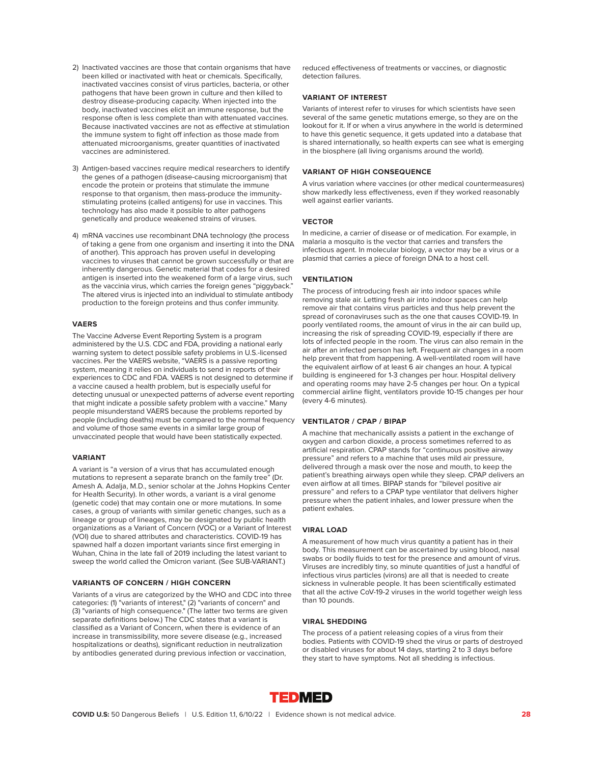2) Inactivated vaccines are those that contain organisms that have been killed or inactivated with heat or chemicals. Specifically, inactivated vaccines consist of virus particles, bacteria, or other pathogens that have been grown in culture and then killed to destroy disease-producing capacity. When injected into the body, inactivated vaccines elicit an immune response, but the response often is less complete than with attenuated vaccines. Because inactivated vaccines are not as effective at stimulation the immune system to fight off infection as those made from attenuated microorganisms, greater quantities of inactivated vaccines are administered.

3) Antigen-based vaccines require medical researchers to identify the genes of a pathogen (disease-causing microorganism) that encode the protein or proteins that stimulate the immune response to that organism, then mass-produce the immunity-stimulating proteins (called antigens) for use in vaccines. This technology has also made it possible to alter pathogens genetically and produce weakened strains of viruses.

4) mRNA vaccines use recombinant DNA technology (the process of taking a gene from one organism and inserting it into the DNA of another). This approach has proven useful in developing vaccines to viruses that cannot be grown successfully or that are inherently dangerous. Genetic material that codes for a desired antigen is inserted into the weakened form of a large virus, such as the vaccinia virus, which carries the foreign genes "piggyback." The altered virus is injected into an individual to stimulate antibody production to the foreign proteins and thus confer immunity.

### VAERS

The Vaccine Adverse Event Reporting System is a program administered by the U.S. CDC and FDA, providing a national early warning system to detect possible safety problems in U.S.-licensed vaccines. Per the VAERS website, "VAERS is a passive reporting system, meaning it relies on individuals to send in reports of their experiences to CDC and FDA. VAERS is not designed to determine if a vaccine caused a health problem, but is especially useful for detecting unusual or unexpected patterns of adverse event reporting that might indicate a possible safety problem with a vaccine." Many people misunderstand VAERS because the problems reported by people (including deaths) must be compared to the normal frequency and volume of those same events in a similar large group of unvaccinated people that would have been statistically expected.

### VARIANT

A variant is "a version of a virus that has accumulated enough mutations to represent a separate branch on the family tree" (Dr. Amesh A. Adalja, M.D., senior scholar at the Johns Hopkins Center for Health Security). In other words, a variant is a viral genome (genetic code) that may contain one or more mutations. In some cases, a group of variants with similar genetic changes, such as a lineage or group of lineages, may be designated by public health organizations as a Variant of Concern (VOC) or a Variant of Interest (VOI) due to shared attributes and characteristics. COVID-19 has spawned half a dozen important variants since first emerging in Wuhan, China in the late fall of 2019 including the latest variant to sweep the world called the Omicron variant. (See SUB-VARIANT.)

### VARIANTS OF CONCERN / HIGH CONCERN

Variants of a virus are categorized by the WHO and CDC into three categories: (1) "variants of interest," (2) "variants of concern" and (3) "variants of high consequence." (The latter two terms are given separate definitions below.) The CDC states that a variant is classified as a Variant of Concern, when there is evidence of an increase in transmissibility, more severe disease (e.g., increased hospitalizations or deaths), significant reduction in neutralization by antibodies generated during previous infection or vaccination, reduced effectiveness of treatments or vaccines, or diagnostic detection failures.

### VARIANT OF INTEREST

Variants of interest refer to viruses for which scientists have seen several of the same genetic mutations emerge, so they are on the lookout for it. If or when a virus anywhere in the world is determined to have this genetic sequence, it gets updated into a database that is shared internationally, so health experts can see what is emerging in the biosphere (all living organisms around the world).

### VARIANT OF HIGH CONSEQUENCE

A virus variation where vaccines (or other medical countermeasures) show markedly less effectiveness, even if they worked reasonably well against earlier variants.

### VECTOR

In medicine, a carrier of disease or of medication. For example, in malaria a mosquito is the vector that carries and transfers the infectious agent. In molecular biology, a vector may be a virus or a plasmid that carries a piece of foreign DNA to a host cell.

### VENTILATION

The process of introducing fresh air into indoor spaces while removing stale air. Letting fresh air into indoor spaces can help remove air that contains virus particles and thus help prevent the spread of coronaviruses such as the one that causes COVID-19. In poorly ventilated rooms, the amount of virus in the air can build up, increasing the risk of spreading COVID-19, especially if there are lots of infected people in the room. The virus can also remain in the air after an infected person has left. Frequent air changes in a room help prevent that from happening. A well-ventilated room will have the equivalent airflow of at least 6 air changes an hour. A typical building is engineered for 1-3 changes per hour. Hospital delivery and operating rooms may have 2-5 changes per hour. On a typical commercial airline flight, ventilators provide 10-15 changes per hour (every 4-6 minutes).

### VENTILATOR / CPAP / BIPAP

A machine that mechanically assists a patient in the exchange of oxygen and carbon dioxide, a process sometimes referred to as artificial respiration. CPAP stands for "continuous positive airway pressure" and refers to a machine that uses mild air pressure, delivered through a mask over the nose and mouth, to keep the patient's breathing airways open while they sleep. CPAP delivers an even airflow at all times. BIPAP stands for "bilevel positive air pressure" and refers to a CPAP type ventilator that delivers higher pressure when the patient inhales, and lower pressure when the patient exhales.

### VIRAL LOAD

A measurement of how much virus quantity a patient has in their body. This measurement can be ascertained by using blood, nasal swabs or bodily fluids to test for the presence and amount of virus. Viruses are incredibly tiny, so minute quantities of just a handful of infectious virus particles (virons) are all that is needed to create sickness in vulnerable people. It has been scientifically estimated that all the active CoV-19-2 viruses in the world together weigh less than 10 pounds.

### VIRAL SHEDDING

The process of a patient releasing copies of a virus from their bodies. Patients with COVID-19 shed the virus or parts of destroyed or disabled viruses for about 14 days, starting 2 to 3 days before they start to have symptoms. Not all shedding is infectious.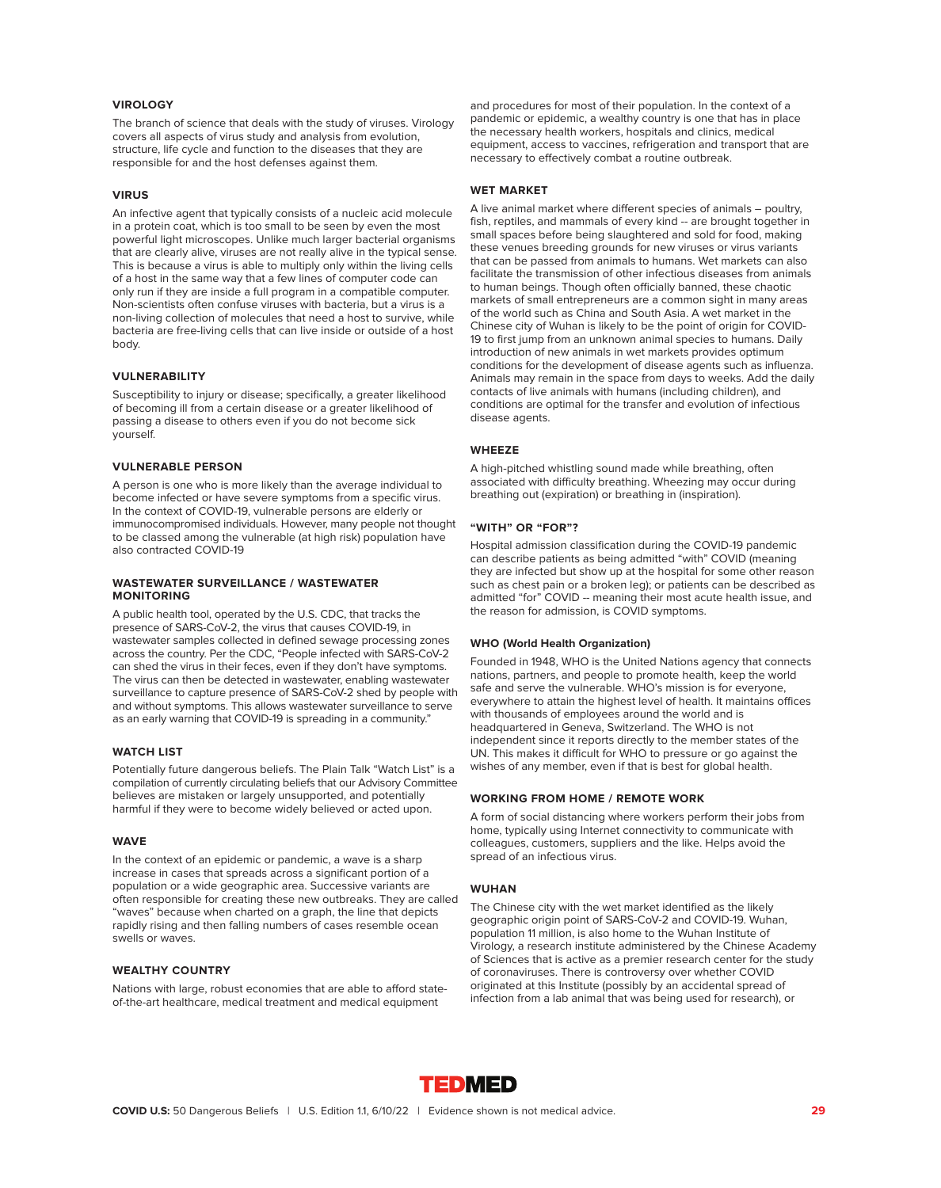### VIROLOGY

The branch of science that deals with the study of viruses. Virology covers all aspects of virus study and analysis from evolution, structure, life cycle and function to the diseases that they are responsible for and the host defenses against them.

### VIRUS

An infective agent that typically consists of a nucleic acid molecule in a protein coat, which is too small to be seen by even the most powerful light microscopes. Unlike much larger bacterial organisms that are clearly alive, viruses are not really alive in the typical sense. This is because a virus is able to multiply only within the living cells of a host in the same way that a few lines of computer code can only run if they are inside a full program in a compatible computer. Non-scientists often confuse viruses with bacteria, but a virus is a non-living collection of molecules that need a host to survive, while bacteria are free-living cells that can live inside or outside of a host body.

### VULNERABILITY

Susceptibility to injury or disease; specifically, a greater likelihood of becoming ill from a certain disease or a greater likelihood of passing a disease to others even if you do not become sick yourself.

### VULNERABLE PERSON

A person is one who is more likely than the average individual to become infected or have severe symptoms from a specific virus. In the context of COVID-19, vulnerable persons are elderly or immunocompromised individuals. However, many people not thought to be classed among the vulnerable (at high risk) population have also contracted COVID-19

### WASTEWATER SURVEILLANCE / WASTEWATER MONITORING

A public health tool, operated by the U.S. CDC, that tracks the presence of SARS-CoV-2, the virus that causes COVID-19, in wastewater samples collected in defined sewage processing zones across the country. Per the CDC, "People infected with SARS-CoV-2 can shed the virus in their feces, even if they don't have symptoms. The virus can then be detected in wastewater, enabling wastewater surveillance to capture presence of SARS-CoV-2 shed by people with and without symptoms. This allows wastewater surveillance to serve as an early warning that COVID-19 is spreading in a community."

### WATCH LIST

Potentially future dangerous beliefs. The Plain Talk "Watch List" is a compilation of currently circulating beliefs that our Advisory Committee believes are mistaken or largely unsupported, and potentially harmful if they were to become widely believed or acted upon.

### WAVE

In the context of an epidemic or pandemic, a wave is a sharp increase in cases that spreads across a significant portion of a population or a wide geographic area. Successive variants are often responsible for creating these new outbreaks. They are called "waves" because when charted on a graph, the line that depicts rapidly rising and then falling numbers of cases resemble ocean swells or waves.

### WEALTHY COUNTRY

Nations with large, robust economies that are able to afford state-of-the-art healthcare, medical treatment and medical equipment and procedures for most of their population. In the context of a pandemic or epidemic, a wealthy country is one that has in place the necessary health workers, hospitals and clinics, medical equipment, access to vaccines, refrigeration and transport that are necessary to effectively combat a routine outbreak.

### WET MARKET

A live animal market where different species of animals – poultry, fish, reptiles, and mammals of every kind -- are brought together in small spaces before being slaughtered and sold for food, making these venues breeding grounds for new viruses or virus variants that can be passed from animals to humans. Wet markets can also facilitate the transmission of other infectious diseases from animals to human beings. Though often officially banned, these chaotic markets of small entrepreneurs are a common sight in many areas of the world such as China and South Asia. A wet market in the Chinese city of Wuhan is likely to be the point of origin for COVID-19 to first jump from an unknown animal species to humans. Daily introduction of new animals in wet markets provides optimum conditions for the development of disease agents such as influenza. Animals may remain in the space from days to weeks. Add the daily contacts of live animals with humans (including children), and conditions are optimal for the transfer and evolution of infectious disease agents.

### WHEEZE

A high-pitched whistling sound made while breathing, often associated with difficulty breathing. Wheezing may occur during breathing out (expiration) or breathing in (inspiration).

### "WITH" OR "FOR"?

Hospital admission classification during the COVID-19 pandemic can describe patients as being admitted "with" COVID (meaning they are infected but show up at the hospital for some other reason such as chest pain or a broken leg); or patients can be described as admitted "for" COVID -- meaning their most acute health issue, and the reason for admission, is COVID symptoms.

### WHO (World Health Organization)

Founded in 1948, WHO is the United Nations agency that connects nations, partners, and people to promote health, keep the world safe and serve the vulnerable. WHO's mission is for everyone, everywhere to attain the highest level of health. It maintains offices with thousands of employees around the world and is headquartered in Geneva, Switzerland. The WHO is not independent since it reports directly to the member states of the UN. This makes it difficult for WHO to pressure or go against the wishes of any member, even if that is best for global health.

### WORKING FROM HOME / REMOTE WORK

A form of social distancing where workers perform their jobs from home, typically using Internet connectivity to communicate with colleagues, customers, suppliers and the like. Helps avoid the spread of an infectious virus.

### WUHAN

The Chinese city with the wet market identified as the likely geographic origin point of SARS-CoV-2 and COVID-19. Wuhan, population 11 million, is also home to the Wuhan Institute of Virology, a research institute administered by the Chinese Academy of Sciences that is active as a premier research center for the study of coronaviruses. There is controversy over whether COVID originated at this Institute (possibly by an accidental spread of infection from a lab animal that was being used for research), or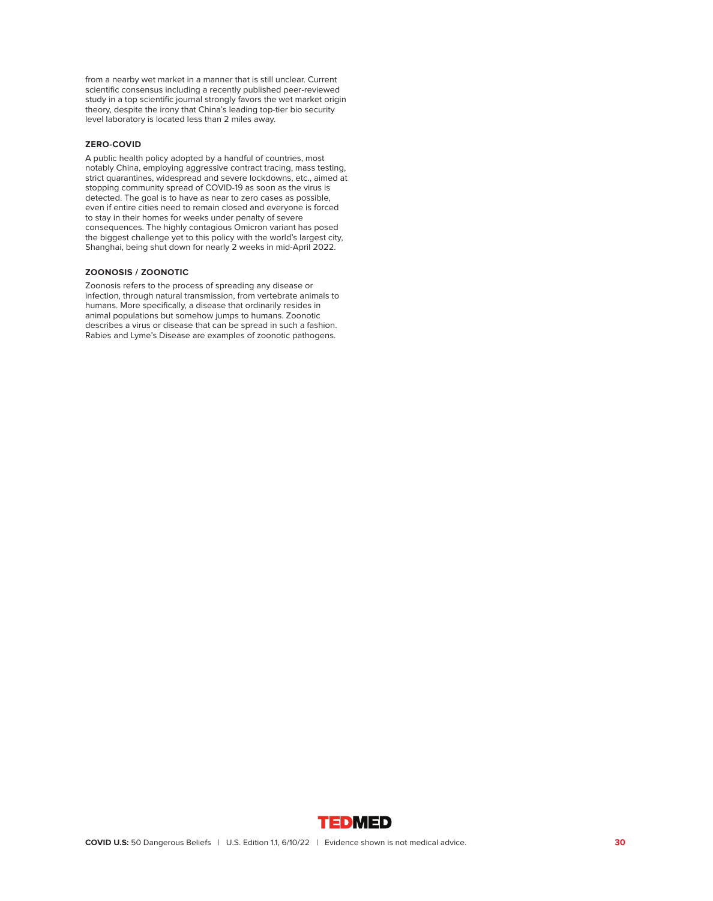from a nearby wet market in a manner that is still unclear. Current scientific consensus including a recently published peer-reviewed study in a top scientific journal strongly favors the wet market origin theory, despite the irony that China's leading top-tier bio security level laboratory is located less than 2 miles away.

**ZERO-COVID**

A public health policy adopted by a handful of countries, most notably China, employing aggressive contract tracing, mass testing, strict quarantines, widespread and severe lockdowns, etc., aimed at stopping community spread of COVID-19 as soon as the virus is detected. The goal is to have as near to zero cases as possible, even if entire cities need to remain closed and everyone is forced to stay in their homes for weeks under penalty of severe consequences. The highly contagious Omicron variant has posed the biggest challenge yet to this policy with the world's largest city, Shanghai, being shut down for nearly 2 weeks in mid-April 2022.

**ZOONOSIS / ZOONOTIC**

Zoonosis refers to the process of spreading any disease or infection, through natural transmission, from vertebrate animals to humans. More specifically, a disease that ordinarily resides in animal populations but somehow jumps to humans. Zoonotic describes a virus or disease that can be spread in such a fashion. Rabies and Lyme's Disease are examples of zoonotic pathogens.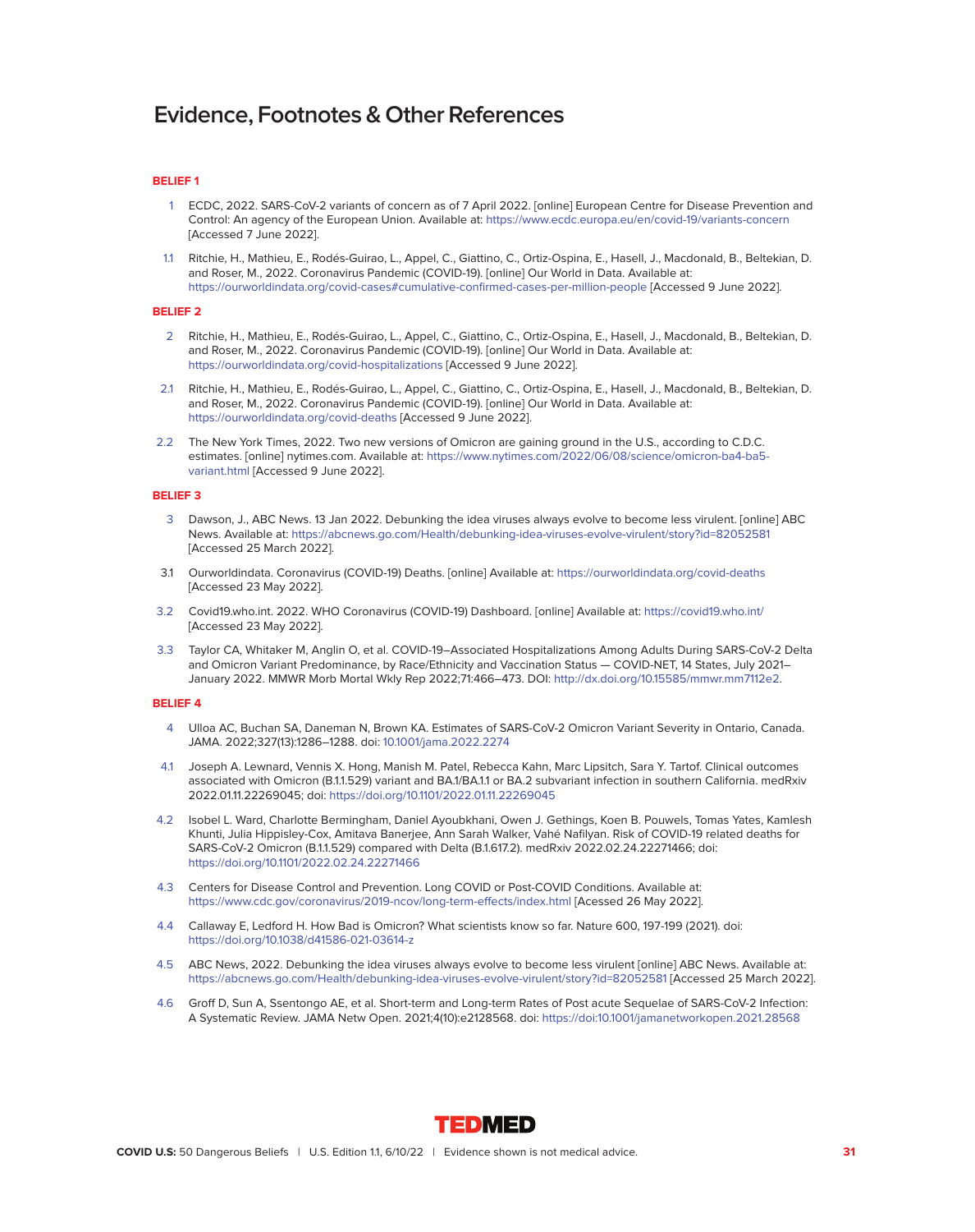# Evidence, Footnotes & Other References

**BELIEF 1**

1 ECDC, 2022. SARS-CoV-2 variants of concern as of 7 April 2022. [online] European Centre for Disease Prevention and Control: An agency of the European Union. Available at: https://www.ecdc.europa.eu/en/covid-19/variants-concern [Accessed 7 June 2022].

1.1 Ritchie, H., Mathieu, E., Rodés-Guirao, L., Appel, C., Giattino, C., Ortiz-Ospina, E., Hasell, J., Macdonald, B., Beltekian, D. and Roser, M., 2022. Coronavirus Pandemic (COVID-19). [online] Our World in Data. Available at: https://ourworldindata.org/covid-cases#cumulative-confirmed-cases-per-million-people [Accessed 9 June 2022].

**BELIEF 2**

2 Ritchie, H., Mathieu, E., Rodés-Guirao, L., Appel, C., Giattino, C., Ortiz-Ospina, E., Hasell, J., Macdonald, B., Beltekian, D. and Roser, M., 2022. Coronavirus Pandemic (COVID-19). [online] Our World in Data. Available at: https://ourworldindata.org/covid-hospitalizations [Accessed 9 June 2022].

2.1 Ritchie, H., Mathieu, E., Rodés-Guirao, L., Appel, C., Giattino, C., Ortiz-Ospina, E., Hasell, J., Macdonald, B., Beltekian, D. and Roser, M., 2022. Coronavirus Pandemic (COVID-19). [online] Our World in Data. Available at: https://ourworldindata.org/covid-deaths [Accessed 9 June 2022].

2.2 The New York Times, 2022. Two new versions of Omicron are gaining ground in the U.S., according to C.D.C. estimates. [online] nytimes.com. Available at: https://www.nytimes.com/2022/06/08/science/omicron-ba4-ba5-variant.html [Accessed 9 June 2022].

**BELIEF 3**

3 Dawson, J., ABC News. 13 Jan 2022. Debunking the idea viruses always evolve to become less virulent. [online] ABC News. Available at: https://abcnews.go.com/Health/debunking-idea-viruses-evolve-virulent/story?id=82052581 [Accessed 25 March 2022].

3.1 Ourworldindata. Coronavirus (COVID-19) Deaths. [online] Available at: https://ourworldindata.org/covid-deaths [Accessed 23 May 2022].

3.2 Covid19.who.int. 2022. WHO Coronavirus (COVID-19) Dashboard. [online] Available at: https://covid19.who.int/ [Accessed 23 May 2022].

3.3 Taylor CA, Whitaker M, Anglin O, et al. COVID-19–Associated Hospitalizations Among Adults During SARS-CoV-2 Delta and Omicron Variant Predominance, by Race/Ethnicity and Vaccination Status — COVID-NET, 14 States, July 2021–January 2022. MMWR Morb Mortal Wkly Rep 2022;71:466–473. DOI: http://dx.doi.org/10.15585/mmwr.mm7112e2.

**BELIEF 4**

4 Ulloa AC, Buchan SA, Daneman N, Brown KA. Estimates of SARS-CoV-2 Omicron Variant Severity in Ontario, Canada. JAMA. 2022;327(13):1286–1288. doi: 10.1001/jama.2022.2274

4.1 Joseph A. Lewnard, Vennis X. Hong, Manish M. Patel, Rebecca Kahn, Marc Lipsitch, Sara Y. Tartof. Clinical outcomes associated with Omicron (B.1.1.529) variant and BA.1/BA.1.1 or BA.2 subvariant infection in southern California. medRxiv 2022.01.11.22269045; doi: https://doi.org/10.1101/2022.01.11.22269045

4.2 Isobel L. Ward, Charlotte Bermingham, Daniel Ayoubkhani, Owen J. Gethings, Koen B. Pouwels, Tomas Yates, Kamlesh Khunti, Julia Hippisley-Cox, Amitava Banerjee, Ann Sarah Walker, Vahé Nafilyan. Risk of COVID-19 related deaths for SARS-CoV-2 Omicron (B.1.1.529) compared with Delta (B.1.617.2). medRxiv 2022.02.24.22271466; doi: https://doi.org/10.1101/2022.02.24.22271466

4.3 Centers for Disease Control and Prevention. Long COVID or Post-COVID Conditions. Available at: https://www.cdc.gov/coronavirus/2019-ncov/long-term-effects/index.html [Acessed 26 May 2022].

4.4 Callaway E, Ledford H. How Bad is Omicron? What scientists know so far. Nature 600, 197-199 (2021). doi: https://doi.org/10.1038/d41586-021-03614-z

4.5 ABC News, 2022. Debunking the idea viruses always evolve to become less virulent [online] ABC News. Available at: https://abcnews.go.com/Health/debunking-idea-viruses-evolve-virulent/story?id=82052581 [Accessed 25 March 2022].

4.6 Groff D, Sun A, Ssentongo AE, et al. Short-term and Long-term Rates of Post acute Sequelae of SARS-CoV-2 Infection: A Systematic Review. JAMA Netw Open. 2021;4(10):e2128568. doi: https://doi:10.1001/jamanetworkopen.2021.28568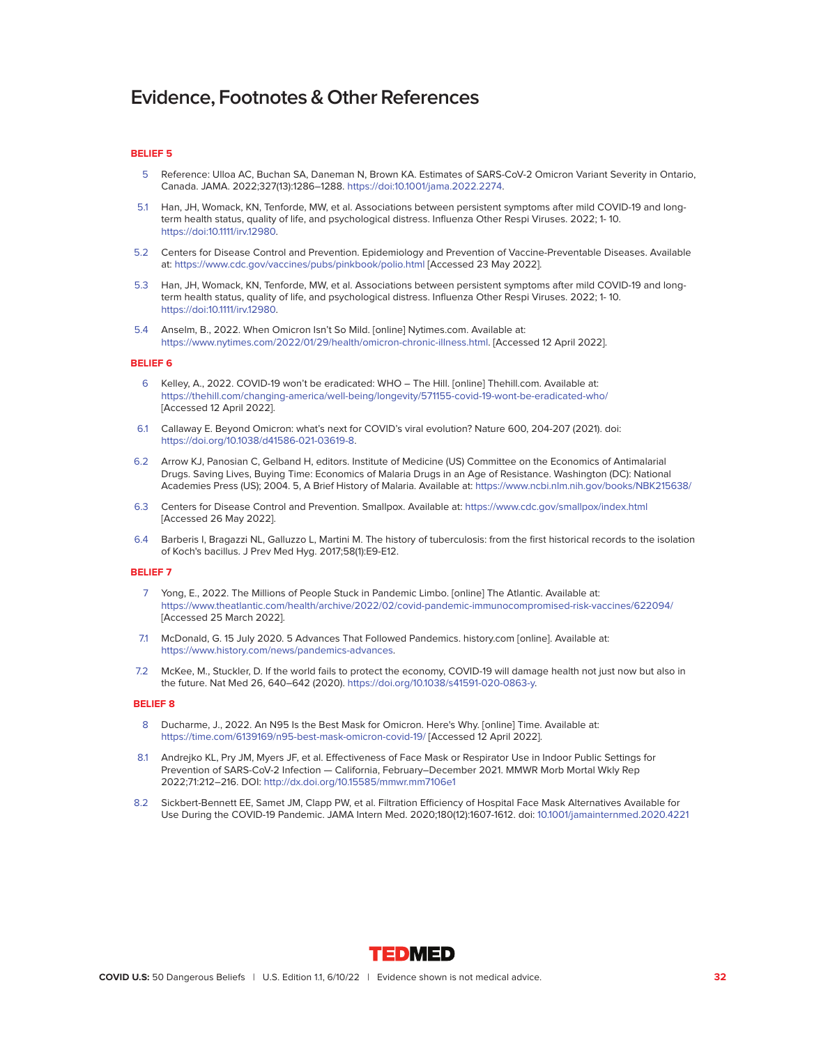# Evidence, Footnotes & Other References

## BELIEF 5

5 Reference: Ulloa AC, Buchan SA, Daneman N, Brown KA. Estimates of SARS-CoV-2 Omicron Variant Severity in Ontario, Canada. JAMA. 2022;327(13):1286–1288. https://doi:10.1001/jama.2022.2274.

5.1 Han, JH, Womack, KN, Tenforde, MW, et al. Associations between persistent symptoms after mild COVID-19 and long-term health status, quality of life, and psychological distress. Influenza Other Respi Viruses. 2022; 1- 10. https://doi:10.1111/irv.12980.

5.2 Centers for Disease Control and Prevention. Epidemiology and Prevention of Vaccine-Preventable Diseases. Available at: https://www.cdc.gov/vaccines/pubs/pinkbook/polio.html [Accessed 23 May 2022].

5.3 Han, JH, Womack, KN, Tenforde, MW, et al. Associations between persistent symptoms after mild COVID-19 and long-term health status, quality of life, and psychological distress. Influenza Other Respi Viruses. 2022; 1- 10. https://doi:10.1111/irv.12980.

5.4 Anselm, B., 2022. When Omicron Isn't So Mild. [online] Nytimes.com. Available at: https://www.nytimes.com/2022/01/29/health/omicron-chronic-illness.html. [Accessed 12 April 2022].

## BELIEF 6

6 Kelley, A., 2022. COVID-19 won't be eradicated: WHO – The Hill. [online] Thehill.com. Available at: https://thehill.com/changing-america/well-being/longevity/571155-covid-19-wont-be-eradicated-who/ [Accessed 12 April 2022].

6.1 Callaway E. Beyond Omicron: what's next for COVID's viral evolution? Nature 600, 204-207 (2021). doi: https://doi.org/10.1038/d41586-021-03619-8.

6.2 Arrow KJ, Panosian C, Gelband H, editors. Institute of Medicine (US) Committee on the Economics of Antimalarial Drugs. Saving Lives, Buying Time: Economics of Malaria Drugs in an Age of Resistance. Washington (DC): National Academies Press (US); 2004. 5, A Brief History of Malaria. Available at: https://www.ncbi.nlm.nih.gov/books/NBK215638/

6.3 Centers for Disease Control and Prevention. Smallpox. Available at: https://www.cdc.gov/smallpox/index.html [Accessed 26 May 2022].

6.4 Barberis I, Bragazzi NL, Galluzzo L, Martini M. The history of tuberculosis: from the first historical records to the isolation of Koch's bacillus. J Prev Med Hyg. 2017;58(1):E9-E12.

## BELIEF 7

7 Yong, E., 2022. The Millions of People Stuck in Pandemic Limbo. [online] The Atlantic. Available at: https://www.theatlantic.com/health/archive/2022/02/covid-pandemic-immunocompromised-risk-vaccines/622094/ [Accessed 25 March 2022].

7.1 McDonald, G. 15 July 2020. 5 Advances That Followed Pandemics. history.com [online]. Available at: https://www.history.com/news/pandemics-advances.

7.2 McKee, M., Stuckler, D. If the world fails to protect the economy, COVID-19 will damage health not just now but also in the future. Nat Med 26, 640–642 (2020). https://doi.org/10.1038/s41591-020-0863-y.

## BELIEF 8

8 Ducharme, J., 2022. An N95 Is the Best Mask for Omicron. Here's Why. [online] Time. Available at: https://time.com/6139169/n95-best-mask-omicron-covid-19/ [Accessed 12 April 2022].

8.1 Andrejko KL, Pry JM, Myers JF, et al. Effectiveness of Face Mask or Respirator Use in Indoor Public Settings for Prevention of SARS-CoV-2 Infection — California, February–December 2021. MMWR Morb Mortal Wkly Rep 2022;71:212–216. DOI: http://dx.doi.org/10.15585/mmwr.mm7106e1

8.2 Sickbert-Bennett EE, Samet JM, Clapp PW, et al. Filtration Efficiency of Hospital Face Mask Alternatives Available for Use During the COVID-19 Pandemic. JAMA Intern Med. 2020;180(12):1607-1612. doi: 10.1001/jamainternmed.2020.4221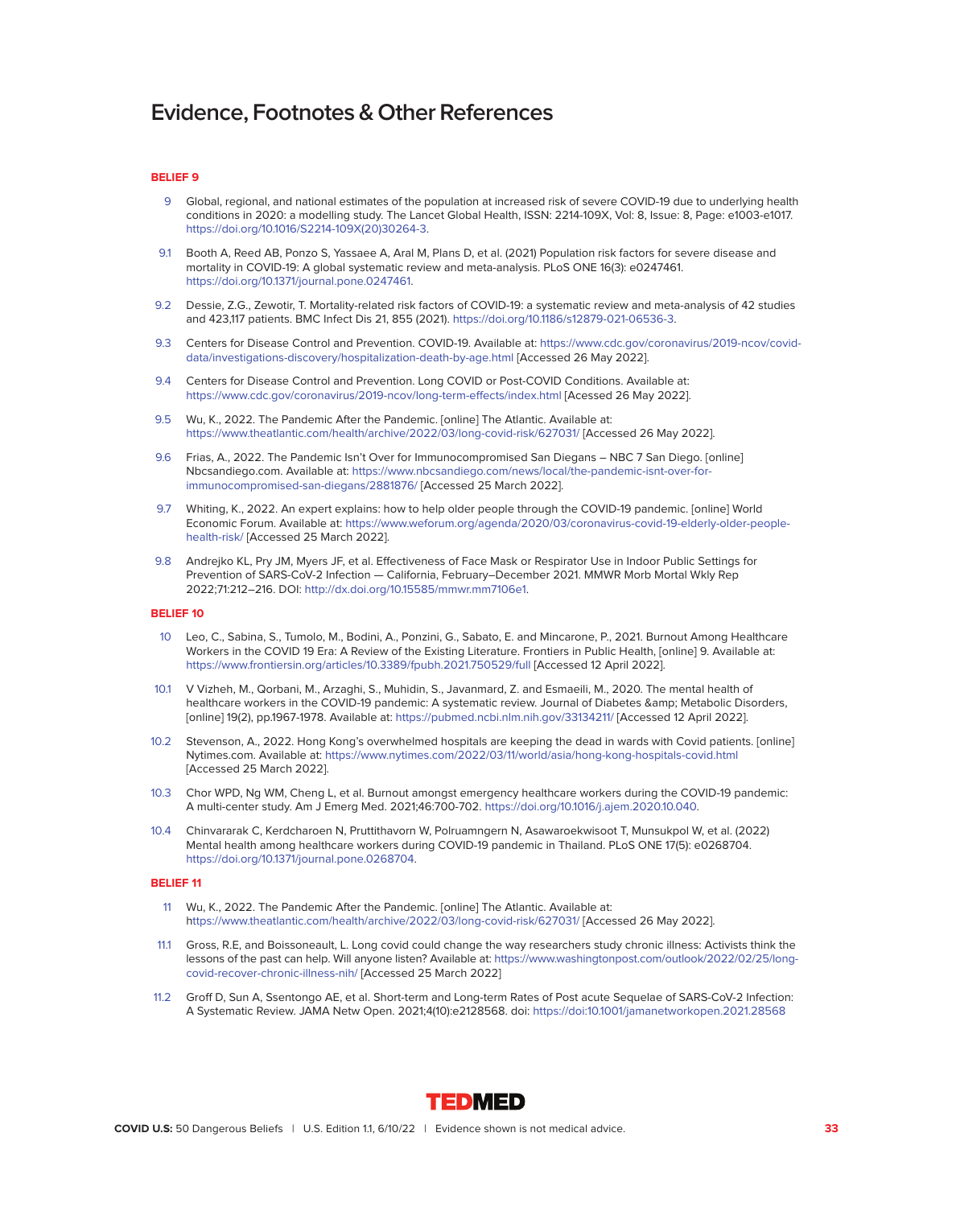# Evidence, Footnotes & Other References

**BELIEF 9**

9 Global, regional, and national estimates of the population at increased risk of severe COVID-19 due to underlying health conditions in 2020: a modelling study. The Lancet Global Health, ISSN: 2214-109X, Vol: 8, Issue: 8, Page: e1003-e1017. https://doi.org/10.1016/S2214-109X(20)30264-3.

9.1 Booth A, Reed AB, Ponzo S, Yassaee A, Aral M, Plans D, et al. (2021) Population risk factors for severe disease and mortality in COVID-19: A global systematic review and meta-analysis. PLoS ONE 16(3): e0247461. https://doi.org/10.1371/journal.pone.0247461.

9.2 Dessie, Z.G., Zewotir, T. Mortality-related risk factors of COVID-19: a systematic review and meta-analysis of 42 studies and 423,117 patients. BMC Infect Dis 21, 855 (2021). https://doi.org/10.1186/s12879-021-06536-3.

9.3 Centers for Disease Control and Prevention. COVID-19. Available at: https://www.cdc.gov/coronavirus/2019-ncov/covid-data/investigations-discovery/hospitalization-death-by-age.html [Accessed 26 May 2022].

9.4 Centers for Disease Control and Prevention. Long COVID or Post-COVID Conditions. Available at: https://www.cdc.gov/coronavirus/2019-ncov/long-term-effects/index.html [Acessed 26 May 2022].

9.5 Wu, K., 2022. The Pandemic After the Pandemic. [online] The Atlantic. Available at: https://www.theatlantic.com/health/archive/2022/03/long-covid-risk/627031/ [Accessed 26 May 2022].

9.6 Frias, A., 2022. The Pandemic Isn't Over for Immunocompromised San Diegans – NBC 7 San Diego. [online] Nbcsandiego.com. Available at: https://www.nbcsandiego.com/news/local/the-pandemic-isnt-over-for-immunocompromised-san-diegans/2881876/ [Accessed 25 March 2022].

9.7 Whiting, K., 2022. An expert explains: how to help older people through the COVID-19 pandemic. [online] World Economic Forum. Available at: https://www.weforum.org/agenda/2020/03/coronavirus-covid-19-elderly-older-people-health-risk/ [Accessed 25 March 2022].

9.8 Andrejko KL, Pry JM, Myers JF, et al. Effectiveness of Face Mask or Respirator Use in Indoor Public Settings for Prevention of SARS-CoV-2 Infection — California, February–December 2021. MMWR Morb Mortal Wkly Rep 2022;71:212–216. DOI: http://dx.doi.org/10.15585/mmwr.mm7106e1.

**BELIEF 10**

10 Leo, C., Sabina, S., Tumolo, M., Bodini, A., Ponzini, G., Sabato, E. and Mincarone, P., 2021. Burnout Among Healthcare Workers in the COVID 19 Era: A Review of the Existing Literature. Frontiers in Public Health, [online] 9. Available at: https://www.frontiersin.org/articles/10.3389/fpubh.2021.750529/full [Accessed 12 April 2022].

10.1 V Vizheh, M., Qorbani, M., Arzaghi, S., Muhidin, S., Javanmard, Z. and Esmaeili, M., 2020. The mental health of healthcare workers in the COVID-19 pandemic: A systematic review. Journal of Diabetes &amp; Metabolic Disorders, [online] 19(2), pp.1967-1978. Available at: https://pubmed.ncbi.nlm.nih.gov/33134211/ [Accessed 12 April 2022].

10.2 Stevenson, A., 2022. Hong Kong's overwhelmed hospitals are keeping the dead in wards with Covid patients. [online] Nytimes.com. Available at: https://www.nytimes.com/2022/03/11/world/asia/hong-kong-hospitals-covid.html [Accessed 25 March 2022].

10.3 Chor WPD, Ng WM, Cheng L, et al. Burnout amongst emergency healthcare workers during the COVID-19 pandemic: A multi-center study. Am J Emerg Med. 2021;46:700-702. https://doi.org/10.1016/j.ajem.2020.10.040.

10.4 Chinvararak C, Kerdcharoen N, Pruttithavorn W, Polruamngern N, Asawaroekwisoot T, Munsukpol W, et al. (2022) Mental health among healthcare workers during COVID-19 pandemic in Thailand. PLoS ONE 17(5): e0268704. https://doi.org/10.1371/journal.pone.0268704.

**BELIEF 11**

11 Wu, K., 2022. The Pandemic After the Pandemic. [online] The Atlantic. Available at: https://www.theatlantic.com/health/archive/2022/03/long-covid-risk/627031/ [Accessed 26 May 2022].

11.1 Gross, R.E, and Boissoneault, L. Long covid could change the way researchers study chronic illness: Activists think the lessons of the past can help. Will anyone listen? Available at: https://www.washingtonpost.com/outlook/2022/02/25/long-covid-recover-chronic-illness-nih/ [Accessed 25 March 2022]

11.2 Groff D, Sun A, Ssentongo AE, et al. Short-term and Long-term Rates of Post acute Sequelae of SARS-CoV-2 Infection: A Systematic Review. JAMA Netw Open. 2021;4(10):e2128568. doi: https://doi:10.1001/jamanetworkopen.2021.28568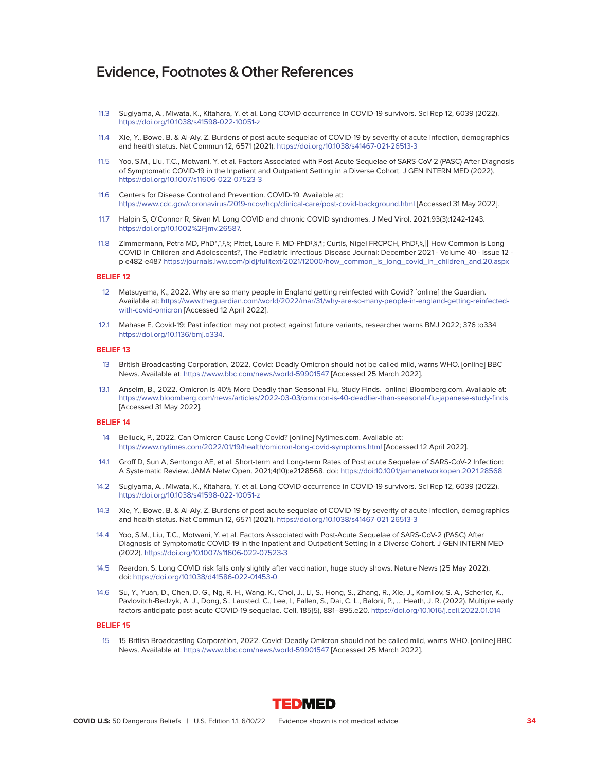# Evidence, Footnotes & Other References

11.3 Sugiyama, A., Miwata, K., Kitahara, Y. et al. Long COVID occurrence in COVID-19 survivors. Sci Rep 12, 6039 (2022). https://doi.org/10.1038/s41598-022-10051-z

11.4 Xie, Y., Bowe, B. & Al-Aly, Z. Burdens of post-acute sequelae of COVID-19 by severity of acute infection, demographics and health status. Nat Commun 12, 6571 (2021). https://doi.org/10.1038/s41467-021-26513-3

11.5 Yoo, S.M., Liu, T.C., Motwani, Y. et al. Factors Associated with Post-Acute Sequelae of SARS-CoV-2 (PASC) After Diagnosis of Symptomatic COVID-19 in the Inpatient and Outpatient Setting in a Diverse Cohort. J GEN INTERN MED (2022). https://doi.org/10.1007/s11606-022-07523-3

11.6 Centers for Disease Control and Prevention. COVID-19. Available at: https://www.cdc.gov/coronavirus/2019-ncov/hcp/clinical-care/post-covid-background.html [Accessed 31 May 2022].

11.7 Halpin S, O'Connor R, Sivan M. Long COVID and chronic COVID syndromes. J Med Virol. 2021;93(3):1242-1243. https://doi.org/10.1002%2Fjmv.26587.

11.8 Zimmermann, Petra MD, PhD*,†,‡,§; Pittet, Laure F. MD-PhD‡,§,¶; Curtis, Nigel FRCPCH, PhD‡,§,‖ How Common is Long COVID in Children and Adolescents?, The Pediatric Infectious Disease Journal: December 2021 - Volume 40 - Issue 12 - p e482-e487 https://journals.lww.com/pidj/fulltext/2021/12000/how_common_is_long_covid_in_children_and.20.aspx

**BELIEF 12**

12 Matsuyama, K., 2022. Why are so many people in England getting reinfected with Covid? [online] the Guardian. Available at: https://www.theguardian.com/world/2022/mar/31/why-are-so-many-people-in-england-getting-reinfected-with-covid-omicron [Accessed 12 April 2022].

12.1 Mahase E. Covid-19: Past infection may not protect against future variants, researcher warns BMJ 2022; 376 :o334 https://doi.org/10.1136/bmj.o334.

**BELIEF 13**

13 British Broadcasting Corporation, 2022. Covid: Deadly Omicron should not be called mild, warns WHO. [online] BBC News. Available at: https://www.bbc.com/news/world-59901547 [Accessed 25 March 2022].

13.1 Anselm, B., 2022. Omicron is 40% More Deadly than Seasonal Flu, Study Finds. [online] Bloomberg.com. Available at: https://www.bloomberg.com/news/articles/2022-03-03/omicron-is-40-deadlier-than-seasonal-flu-japanese-study-finds [Accessed 31 May 2022].

**BELIEF 14**

14 Belluck, P., 2022. Can Omicron Cause Long Covid? [online] Nytimes.com. Available at: https://www.nytimes.com/2022/01/19/health/omicron-long-covid-symptoms.html [Accessed 12 April 2022].

14.1 Groff D, Sun A, Sentongo AE, et al. Short-term and Long-term Rates of Post acute Sequelae of SARS-CoV-2 Infection: A Systematic Review. JAMA Netw Open. 2021;4(10):e2128568. doi: https://doi:10.1001/jamanetworkopen.2021.28568

14.2 Sugiyama, A., Miwata, K., Kitahara, Y. et al. Long COVID occurrence in COVID-19 survivors. Sci Rep 12, 6039 (2022). https://doi.org/10.1038/s41598-022-10051-z

14.3 Xie, Y., Bowe, B. & Al-Aly, Z. Burdens of post-acute sequelae of COVID-19 by severity of acute infection, demographics and health status. Nat Commun 12, 6571 (2021). https://doi.org/10.1038/s41467-021-26513-3

14.4 Yoo, S.M., Liu, T.C., Motwani, Y. et al. Factors Associated with Post-Acute Sequelae of SARS-CoV-2 (PASC) After Diagnosis of Symptomatic COVID-19 in the Inpatient and Outpatient Setting in a Diverse Cohort. J GEN INTERN MED (2022). https://doi.org/10.1007/s11606-022-07523-3

14.5 Reardon, S. Long COVID risk falls only slightly after vaccination, huge study shows. Nature News (25 May 2022). doi: https://doi.org/10.1038/d41586-022-01453-0

14.6 Su, Y., Yuan, D., Chen, D. G., Ng, R. H., Wang, K., Choi, J., Li, S., Hong, S., Zhang, R., Xie, J., Kornilov, S. A., Scherler, K., Pavlovitch-Bedzyk, A. J., Dong, S., Lausted, C., Lee, I., Fallen, S., Dai, C. L., Baloni, P., … Heath, J. R. (2022). Multiple early factors anticipate post-acute COVID-19 sequelae. Cell, 185(5), 881–895.e20. https://doi.org/10.1016/j.cell.2022.01.014

**BELIEF 15**

15 15 British Broadcasting Corporation, 2022. Covid: Deadly Omicron should not be called mild, warns WHO. [online] BBC News. Available at: https://www.bbc.com/news/world-59901547 [Accessed 25 March 2022].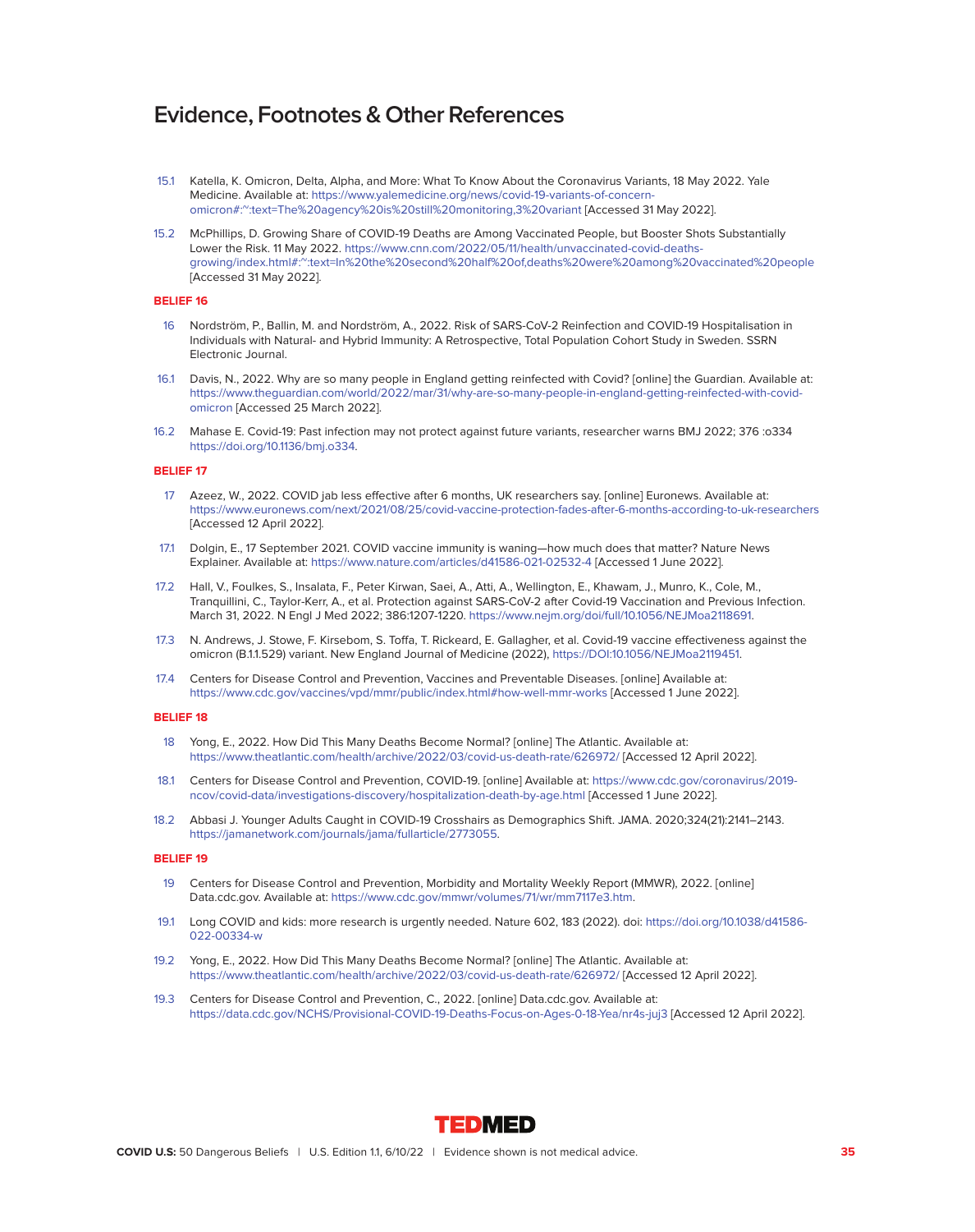# Evidence, Footnotes & Other References

15.1 Katella, K. Omicron, Delta, Alpha, and More: What To Know About the Coronavirus Variants, 18 May 2022. Yale Medicine. Available at: https://www.yalemedicine.org/news/covid-19-variants-of-concern-omicron#:~:text=The%20agency%20is%20still%20monitoring,3%20variant [Accessed 31 May 2022].

15.2 McPhillips, D. Growing Share of COVID-19 Deaths are Among Vaccinated People, but Booster Shots Substantially Lower the Risk. 11 May 2022. https://www.cnn.com/2022/05/11/health/unvaccinated-covid-deaths-growing/index.html#:~:text=In%20the%20second%20half%20of,deaths%20were%20among%20vaccinated%20people [Accessed 31 May 2022].

**BELIEF 16**

16 Nordström, P., Ballin, M. and Nordström, A., 2022. Risk of SARS-CoV-2 Reinfection and COVID-19 Hospitalisation in Individuals with Natural- and Hybrid Immunity: A Retrospective, Total Population Cohort Study in Sweden. SSRN Electronic Journal.

16.1 Davis, N., 2022. Why are so many people in England getting reinfected with Covid? [online] the Guardian. Available at: https://www.theguardian.com/world/2022/mar/31/why-are-so-many-people-in-england-getting-reinfected-with-covid-omicron [Accessed 25 March 2022].

16.2 Mahase E. Covid-19: Past infection may not protect against future variants, researcher warns BMJ 2022; 376 :o334 https://doi.org/10.1136/bmj.o334.

**BELIEF 17**

17 Azeez, W., 2022. COVID jab less effective after 6 months, UK researchers say. [online] Euronews. Available at: https://www.euronews.com/next/2021/08/25/covid-vaccine-protection-fades-after-6-months-according-to-uk-researchers [Accessed 12 April 2022].

17.1 Dolgin, E., 17 September 2021. COVID vaccine immunity is waning—how much does that matter? Nature News Explainer. Available at: https://www.nature.com/articles/d41586-021-02532-4 [Accessed 1 June 2022].

17.2 Hall, V., Foulkes, S., Insalata, F., Peter Kirwan, Saei, A., Atti, A., Wellington, E., Khawam, J., Munro, K., Cole, M., Tranquillini, C., Taylor-Kerr, A., et al. Protection against SARS-CoV-2 after Covid-19 Vaccination and Previous Infection. March 31, 2022. N Engl J Med 2022; 386:1207-1220. https://www.nejm.org/doi/full/10.1056/NEJMoa2118691.

17.3 N. Andrews, J. Stowe, F. Kirsebom, S. Toffa, T. Rickeard, E. Gallagher, et al. Covid-19 vaccine effectiveness against the omicron (B.1.1.529) variant. New England Journal of Medicine (2022), https://DOI:10.1056/NEJMoa2119451.

17.4 Centers for Disease Control and Prevention, Vaccines and Preventable Diseases. [online] Available at: https://www.cdc.gov/vaccines/vpd/mmr/public/index.html#how-well-mmr-works [Accessed 1 June 2022].

**BELIEF 18**

18 Yong, E., 2022. How Did This Many Deaths Become Normal? [online] The Atlantic. Available at: https://www.theatlantic.com/health/archive/2022/03/covid-us-death-rate/626972/ [Accessed 12 April 2022].

18.1 Centers for Disease Control and Prevention, COVID-19. [online] Available at: https://www.cdc.gov/coronavirus/2019-ncov/covid-data/investigations-discovery/hospitalization-death-by-age.html [Accessed 1 June 2022].

18.2 Abbasi J. Younger Adults Caught in COVID-19 Crosshairs as Demographics Shift. JAMA. 2020;324(21):2141–2143. https://jamanetwork.com/journals/jama/fullarticle/2773055.

**BELIEF 19**

19 Centers for Disease Control and Prevention, Morbidity and Mortality Weekly Report (MMWR), 2022. [online] Data.cdc.gov. Available at: https://www.cdc.gov/mmwr/volumes/71/wr/mm7117e3.htm.

19.1 Long COVID and kids: more research is urgently needed. Nature 602, 183 (2022). doi: https://doi.org/10.1038/d41586-022-00334-w

19.2 Yong, E., 2022. How Did This Many Deaths Become Normal? [online] The Atlantic. Available at: https://www.theatlantic.com/health/archive/2022/03/covid-us-death-rate/626972/ [Accessed 12 April 2022].

19.3 Centers for Disease Control and Prevention, C., 2022. [online] Data.cdc.gov. Available at: https://data.cdc.gov/NCHS/Provisional-COVID-19-Deaths-Focus-on-Ages-0-18-Yea/nr4s-juj3 [Accessed 12 April 2022].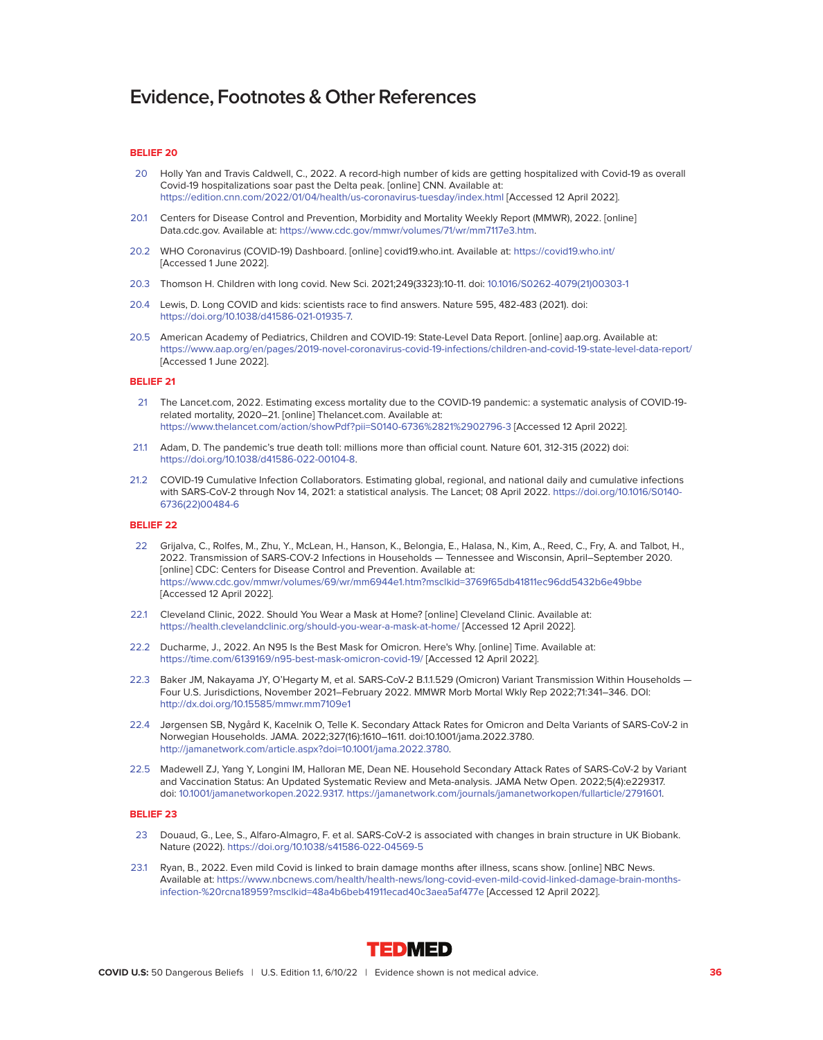# Evidence, Footnotes & Other References

**BELIEF 20**

20 Holly Yan and Travis Caldwell, C., 2022. A record-high number of kids are getting hospitalized with Covid-19 as overall Covid-19 hospitalizations soar past the Delta peak. [online] CNN. Available at: https://edition.cnn.com/2022/01/04/health/us-coronavirus-tuesday/index.html [Accessed 12 April 2022].

20.1 Centers for Disease Control and Prevention, Morbidity and Mortality Weekly Report (MMWR), 2022. [online] Data.cdc.gov. Available at: https://www.cdc.gov/mmwr/volumes/71/wr/mm7117e3.htm.

20.2 WHO Coronavirus (COVID-19) Dashboard. [online] covid19.who.int. Available at: https://covid19.who.int/ [Accessed 1 June 2022].

20.3 Thomson H. Children with long covid. New Sci. 2021;249(3323):10-11. doi: 10.1016/S0262-4079(21)00303-1

20.4 Lewis, D. Long COVID and kids: scientists race to find answers. Nature 595, 482-483 (2021). doi: https://doi.org/10.1038/d41586-021-01935-7.

20.5 American Academy of Pediatrics, Children and COVID-19: State-Level Data Report. [online] aap.org. Available at: https://www.aap.org/en/pages/2019-novel-coronavirus-covid-19-infections/children-and-covid-19-state-level-data-report/ [Accessed 1 June 2022].

**BELIEF 21**

21 The Lancet.com, 2022. Estimating excess mortality due to the COVID-19 pandemic: a systematic analysis of COVID-19-related mortality, 2020–21. [online] Thelancet.com. Available at: https://www.thelancet.com/action/showPdf?pii=S0140-6736%2821%2902796-3 [Accessed 12 April 2022].

21.1 Adam, D. The pandemic's true death toll: millions more than official count. Nature 601, 312-315 (2022) doi: https://doi.org/10.1038/d41586-022-00104-8.

21.2 COVID-19 Cumulative Infection Collaborators. Estimating global, regional, and national daily and cumulative infections with SARS-CoV-2 through Nov 14, 2021: a statistical analysis. The Lancet; 08 April 2022. https://doi.org/10.1016/S0140-6736(22)00484-6

**BELIEF 22**

22 Grijalva, C., Rolfes, M., Zhu, Y., McLean, H., Hanson, K., Belongia, E., Halasa, N., Kim, A., Reed, C., Fry, A. and Talbot, H., 2022. Transmission of SARS-COV-2 Infections in Households — Tennessee and Wisconsin, April–September 2020. [online] CDC: Centers for Disease Control and Prevention. Available at: https://www.cdc.gov/mmwr/volumes/69/wr/mm6944e1.htm?msclkid=3769f65db41811ec96dd5432b6e49bbe [Accessed 12 April 2022].

22.1 Cleveland Clinic, 2022. Should You Wear a Mask at Home? [online] Cleveland Clinic. Available at: https://health.clevelandclinic.org/should-you-wear-a-mask-at-home/ [Accessed 12 April 2022].

22.2 Ducharme, J., 2022. An N95 Is the Best Mask for Omicron. Here's Why. [online] Time. Available at: https://time.com/6139169/n95-best-mask-omicron-covid-19/ [Accessed 12 April 2022].

22.3 Baker JM, Nakayama JY, O'Hegarty M, et al. SARS-CoV-2 B.1.1.529 (Omicron) Variant Transmission Within Households — Four U.S. Jurisdictions, November 2021–February 2022. MMWR Morb Mortal Wkly Rep 2022;71:341–346. DOI: http://dx.doi.org/10.15585/mmwr.mm7109e1

22.4 Jørgensen SB, Nygård K, Kacelnik O, Telle K. Secondary Attack Rates for Omicron and Delta Variants of SARS-CoV-2 in Norwegian Households. JAMA. 2022;327(16):1610–1611. doi:10.1001/jama.2022.3780. http://jamanetwork.com/article.aspx?doi=10.1001/jama.2022.3780.

22.5 Madewell ZJ, Yang Y, Longini IM, Halloran ME, Dean NE. Household Secondary Attack Rates of SARS-CoV-2 by Variant and Vaccination Status: An Updated Systematic Review and Meta-analysis. JAMA Netw Open. 2022;5(4):e229317. doi: 10.1001/jamanetworkopen.2022.9317. https://jamanetwork.com/journals/jamanetworkopen/fullarticle/2791601.

**BELIEF 23**

23 Douaud, G., Lee, S., Alfaro-Almagro, F. et al. SARS-CoV-2 is associated with changes in brain structure in UK Biobank. Nature (2022). https://doi.org/10.1038/s41586-022-04569-5

23.1 Ryan, B., 2022. Even mild Covid is linked to brain damage months after illness, scans show. [online] NBC News. Available at: https://www.nbcnews.com/health/health-news/long-covid-even-mild-covid-linked-damage-brain-months-infection-%20rcna18959?msclkid=48a4b6beb41911ecad40c3aea5af477e [Accessed 12 April 2022].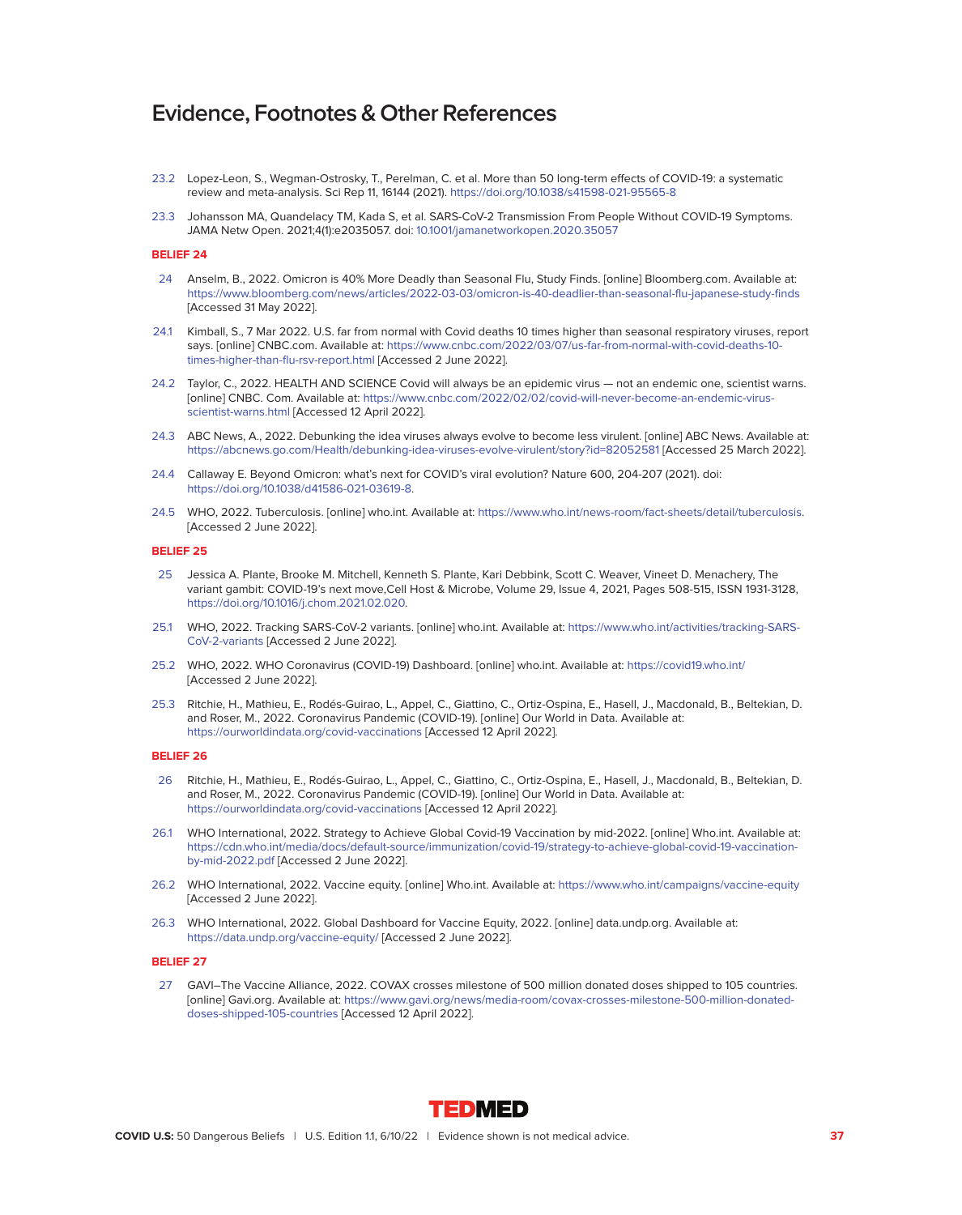# Evidence, Footnotes & Other References

23.2 Lopez-Leon, S., Wegman-Ostrosky, T., Perelman, C. et al. More than 50 long-term effects of COVID-19: a systematic review and meta-analysis. Sci Rep 11, 16144 (2021). https://doi.org/10.1038/s41598-021-95565-8

23.3 Johansson MA, Quandelacy TM, Kada S, et al. SARS-CoV-2 Transmission From People Without COVID-19 Symptoms. JAMA Netw Open. 2021;4(1):e2035057. doi: 10.1001/jamanetworkopen.2020.35057

**BELIEF 24**

24 Anselm, B., 2022. Omicron is 40% More Deadly than Seasonal Flu, Study Finds. [online] Bloomberg.com. Available at: https://www.bloomberg.com/news/articles/2022-03-03/omicron-is-40-deadlier-than-seasonal-flu-japanese-study-finds [Accessed 31 May 2022].

24.1 Kimball, S., 7 Mar 2022. U.S. far from normal with Covid deaths 10 times higher than seasonal respiratory viruses, report says. [online] CNBC.com. Available at: https://www.cnbc.com/2022/03/07/us-far-from-normal-with-covid-deaths-10-times-higher-than-flu-rsv-report.html [Accessed 2 June 2022].

24.2 Taylor, C., 2022. HEALTH AND SCIENCE Covid will always be an epidemic virus — not an endemic one, scientist warns. [online] CNBC. Com. Available at: https://www.cnbc.com/2022/02/02/covid-will-never-become-an-endemic-virus-scientist-warns.html [Accessed 12 April 2022].

24.3 ABC News, A., 2022. Debunking the idea viruses always evolve to become less virulent. [online] ABC News. Available at: https://abcnews.go.com/Health/debunking-idea-viruses-evolve-virulent/story?id=82052581 [Accessed 25 March 2022].

24.4 Callaway E. Beyond Omicron: what's next for COVID's viral evolution? Nature 600, 204-207 (2021). doi: https://doi.org/10.1038/d41586-021-03619-8.

24.5 WHO, 2022. Tuberculosis. [online] who.int. Available at: https://www.who.int/news-room/fact-sheets/detail/tuberculosis. [Accessed 2 June 2022].

**BELIEF 25**

25 Jessica A. Plante, Brooke M. Mitchell, Kenneth S. Plante, Kari Debbink, Scott C. Weaver, Vineet D. Menachery, The variant gambit: COVID-19's next move,Cell Host & Microbe, Volume 29, Issue 4, 2021, Pages 508-515, ISSN 1931-3128, https://doi.org/10.1016/j.chom.2021.02.020.

25.1 WHO, 2022. Tracking SARS-CoV-2 variants. [online] who.int. Available at: https://www.who.int/activities/tracking-SARS-CoV-2-variants [Accessed 2 June 2022].

25.2 WHO, 2022. WHO Coronavirus (COVID-19) Dashboard. [online] who.int. Available at: https://covid19.who.int/ [Accessed 2 June 2022].

25.3 Ritchie, H., Mathieu, E., Rodés-Guirao, L., Appel, C., Giattino, C., Ortiz-Ospina, E., Hasell, J., Macdonald, B., Beltekian, D. and Roser, M., 2022. Coronavirus Pandemic (COVID-19). [online] Our World in Data. Available at: https://ourworldindata.org/covid-vaccinations [Accessed 12 April 2022].

**BELIEF 26**

26 Ritchie, H., Mathieu, E., Rodés-Guirao, L., Appel, C., Giattino, C., Ortiz-Ospina, E., Hasell, J., Macdonald, B., Beltekian, D. and Roser, M., 2022. Coronavirus Pandemic (COVID-19). [online] Our World in Data. Available at: https://ourworldindata.org/covid-vaccinations [Accessed 12 April 2022].

26.1 WHO International, 2022. Strategy to Achieve Global Covid-19 Vaccination by mid-2022. [online] Who.int. Available at: https://cdn.who.int/media/docs/default-source/immunization/covid-19/strategy-to-achieve-global-covid-19-vaccination-by-mid-2022.pdf [Accessed 2 June 2022].

26.2 WHO International, 2022. Vaccine equity. [online] Who.int. Available at: https://www.who.int/campaigns/vaccine-equity [Accessed 2 June 2022].

26.3 WHO International, 2022. Global Dashboard for Vaccine Equity, 2022. [online] data.undp.org. Available at: https://data.undp.org/vaccine-equity/ [Accessed 2 June 2022].

**BELIEF 27**

27 GAVI–The Vaccine Alliance, 2022. COVAX crosses milestone of 500 million donated doses shipped to 105 countries. [online] Gavi.org. Available at: https://www.gavi.org/news/media-room/covax-crosses-milestone-500-million-donated-doses-shipped-105-countries [Accessed 12 April 2022].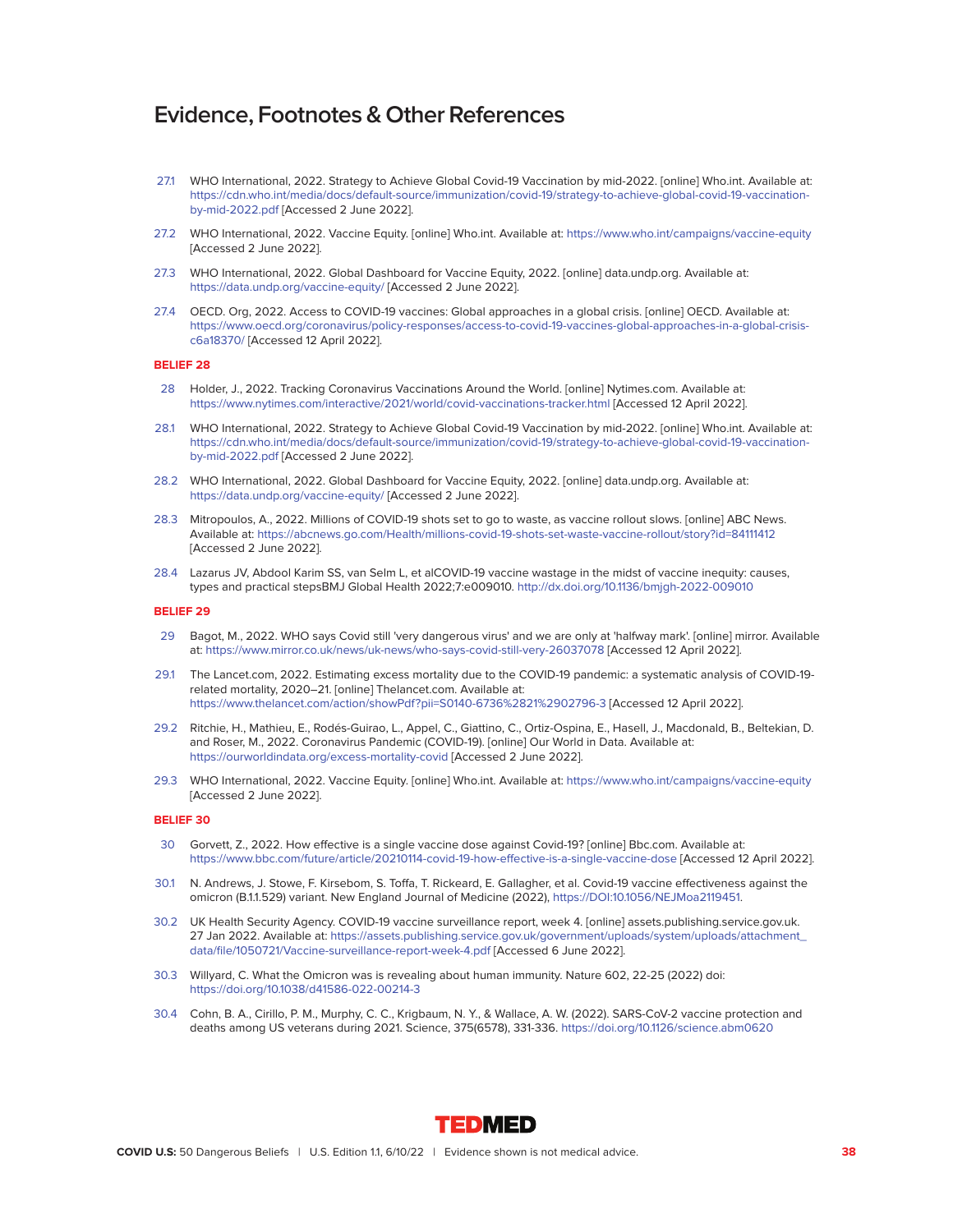# Evidence, Footnotes & Other References

27.1 WHO International, 2022. Strategy to Achieve Global Covid-19 Vaccination by mid-2022. [online] Who.int. Available at: https://cdn.who.int/media/docs/default-source/immunization/covid-19/strategy-to-achieve-global-covid-19-vaccination-by-mid-2022.pdf [Accessed 2 June 2022].

27.2 WHO International, 2022. Vaccine Equity. [online] Who.int. Available at: https://www.who.int/campaigns/vaccine-equity [Accessed 2 June 2022].

27.3 WHO International, 2022. Global Dashboard for Vaccine Equity, 2022. [online] data.undp.org. Available at: https://data.undp.org/vaccine-equity/ [Accessed 2 June 2022].

27.4 OECD. Org, 2022. Access to COVID-19 vaccines: Global approaches in a global crisis. [online] OECD. Available at: https://www.oecd.org/coronavirus/policy-responses/access-to-covid-19-vaccines-global-approaches-in-a-global-crisis-c6a18370/ [Accessed 12 April 2022].

**BELIEF 28**

28 Holder, J., 2022. Tracking Coronavirus Vaccinations Around the World. [online] Nytimes.com. Available at: https://www.nytimes.com/interactive/2021/world/covid-vaccinations-tracker.html [Accessed 12 April 2022].

28.1 WHO International, 2022. Strategy to Achieve Global Covid-19 Vaccination by mid-2022. [online] Who.int. Available at: https://cdn.who.int/media/docs/default-source/immunization/covid-19/strategy-to-achieve-global-covid-19-vaccination-by-mid-2022.pdf [Accessed 2 June 2022].

28.2 WHO International, 2022. Global Dashboard for Vaccine Equity, 2022. [online] data.undp.org. Available at: https://data.undp.org/vaccine-equity/ [Accessed 2 June 2022].

28.3 Mitropoulos, A., 2022. Millions of COVID-19 shots set to go to waste, as vaccine rollout slows. [online] ABC News. Available at: https://abcnews.go.com/Health/millions-covid-19-shots-set-waste-vaccine-rollout/story?id=84111412 [Accessed 2 June 2022].

28.4 Lazarus JV, Abdool Karim SS, van Selm L, et alCOVID-19 vaccine wastage in the midst of vaccine inequity: causes, types and practical stepsBMJ Global Health 2022;7:e009010. http://dx.doi.org/10.1136/bmjgh-2022-009010

**BELIEF 29**

29 Bagot, M., 2022. WHO says Covid still 'very dangerous virus' and we are only at 'halfway mark'. [online] mirror. Available at: https://www.mirror.co.uk/news/uk-news/who-says-covid-still-very-26037078 [Accessed 12 April 2022].

29.1 The Lancet.com, 2022. Estimating excess mortality due to the COVID-19 pandemic: a systematic analysis of COVID-19-related mortality, 2020–21. [online] Thelancet.com. Available at: https://www.thelancet.com/action/showPdf?pii=S0140-6736%2821%2902796-3 [Accessed 12 April 2022].

29.2 Ritchie, H., Mathieu, E., Rodés-Guirao, L., Appel, C., Giattino, C., Ortiz-Ospina, E., Hasell, J., Macdonald, B., Beltekian, D. and Roser, M., 2022. Coronavirus Pandemic (COVID-19). [online] Our World in Data. Available at: https://ourworldindata.org/excess-mortality-covid [Accessed 2 June 2022].

29.3 WHO International, 2022. Vaccine Equity. [online] Who.int. Available at: https://www.who.int/campaigns/vaccine-equity [Accessed 2 June 2022].

**BELIEF 30**

30 Gorvett, Z., 2022. How effective is a single vaccine dose against Covid-19? [online] Bbc.com. Available at: https://www.bbc.com/future/article/20210114-covid-19-how-effective-is-a-single-vaccine-dose [Accessed 12 April 2022].

30.1 N. Andrews, J. Stowe, F. Kirsebom, S. Toffa, T. Rickeard, E. Gallagher, et al. Covid-19 vaccine effectiveness against the omicron (B.1.1.529) variant. New England Journal of Medicine (2022), https://DOI:10.1056/NEJMoa2119451.

30.2 UK Health Security Agency. COVID-19 vaccine surveillance report, week 4. [online] assets.publishing.service.gov.uk. 27 Jan 2022. Available at: https://assets.publishing.service.gov.uk/government/uploads/system/uploads/attachment_data/file/1050721/Vaccine-surveillance-report-week-4.pdf [Accessed 6 June 2022].

30.3 Willyard, C. What the Omicron was is revealing about human immunity. Nature 602, 22-25 (2022) doi: https://doi.org/10.1038/d41586-022-00214-3

30.4 Cohn, B. A., Cirillo, P. M., Murphy, C. C., Krigbaum, N. Y., & Wallace, A. W. (2022). SARS-CoV-2 vaccine protection and deaths among US veterans during 2021. Science, 375(6578), 331-336. https://doi.org/10.1126/science.abm0620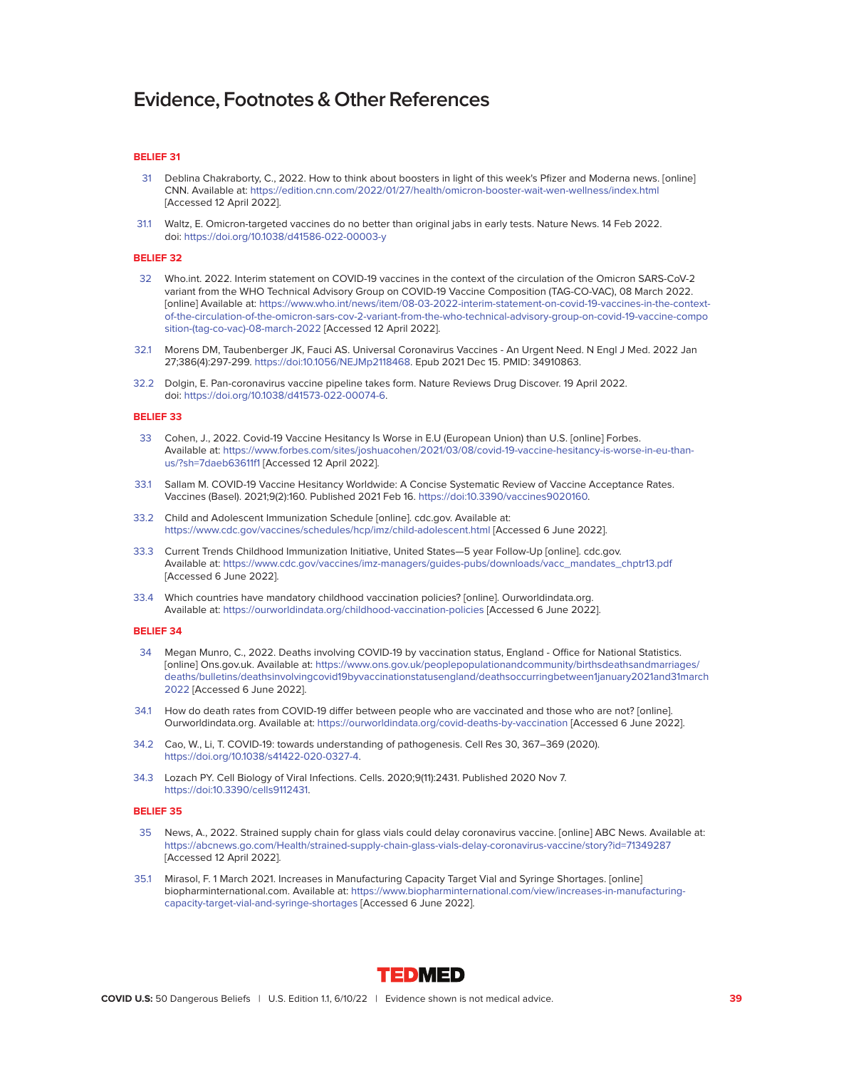# Evidence, Footnotes & Other References

**BELIEF 31**

31 Deblina Chakraborty, C., 2022. How to think about boosters in light of this week's Pfizer and Moderna news. [online] CNN. Available at: https://edition.cnn.com/2022/01/27/health/omicron-booster-wait-wen-wellness/index.html [Accessed 12 April 2022].

31.1 Waltz, E. Omicron-targeted vaccines do no better than original jabs in early tests. Nature News. 14 Feb 2022. doi: https://doi.org/10.1038/d41586-022-00003-y

**BELIEF 32**

32 Who.int. 2022. Interim statement on COVID-19 vaccines in the context of the circulation of the Omicron SARS-CoV-2 variant from the WHO Technical Advisory Group on COVID-19 Vaccine Composition (TAG-CO-VAC), 08 March 2022. [online] Available at: https://www.who.int/news/item/08-03-2022-interim-statement-on-covid-19-vaccines-in-the-context-of-the-circulation-of-the-omicron-sars-cov-2-variant-from-the-who-technical-advisory-group-on-covid-19-vaccine-composition-(tag-co-vac)-08-march-2022 [Accessed 12 April 2022].

32.1 Morens DM, Taubenberger JK, Fauci AS. Universal Coronavirus Vaccines - An Urgent Need. N Engl J Med. 2022 Jan 27;386(4):297-299. https://doi:10.1056/NEJMp2118468. Epub 2021 Dec 15. PMID: 34910863.

32.2 Dolgin, E. Pan-coronavirus vaccine pipeline takes form. Nature Reviews Drug Discover. 19 April 2022. doi: https://doi.org/10.1038/d41573-022-00074-6.

**BELIEF 33**

33 Cohen, J., 2022. Covid-19 Vaccine Hesitancy Is Worse in E.U (European Union) than U.S. [online] Forbes. Available at: https://www.forbes.com/sites/joshuacohen/2021/03/08/covid-19-vaccine-hesitancy-is-worse-in-eu-than-us/?sh=7daeb63611f1 [Accessed 12 April 2022].

33.1 Sallam M. COVID-19 Vaccine Hesitancy Worldwide: A Concise Systematic Review of Vaccine Acceptance Rates. Vaccines (Basel). 2021;9(2):160. Published 2021 Feb 16. https://doi:10.3390/vaccines9020160.

33.2 Child and Adolescent Immunization Schedule [online]. cdc.gov. Available at: https://www.cdc.gov/vaccines/schedules/hcp/imz/child-adolescent.html [Accessed 6 June 2022].

33.3 Current Trends Childhood Immunization Initiative, United States—5 year Follow-Up [online]. cdc.gov. Available at: https://www.cdc.gov/vaccines/imz-managers/guides-pubs/downloads/vacc_mandates_chptr13.pdf [Accessed 6 June 2022].

33.4 Which countries have mandatory childhood vaccination policies? [online]. Ourworldindata.org. Available at: https://ourworldindata.org/childhood-vaccination-policies [Accessed 6 June 2022].

**BELIEF 34**

34 Megan Munro, C., 2022. Deaths involving COVID-19 by vaccination status, England - Office for National Statistics. [online] Ons.gov.uk. Available at: https://www.ons.gov.uk/peoplepopulationandcommunity/birthsdeathsandmarriages/deaths/bulletins/deathsinvolvingcovid19byvaccinationstatusengland/deathsoccurringbetween1january2021and31march2022 [Accessed 6 June 2022].

34.1 How do death rates from COVID-19 differ between people who are vaccinated and those who are not? [online]. Ourworldindata.org. Available at: https://ourworldindata.org/covid-deaths-by-vaccination [Accessed 6 June 2022].

34.2 Cao, W., Li, T. COVID-19: towards understanding of pathogenesis. Cell Res 30, 367–369 (2020). https://doi.org/10.1038/s41422-020-0327-4.

34.3 Lozach PY. Cell Biology of Viral Infections. Cells. 2020;9(11):2431. Published 2020 Nov 7. https://doi:10.3390/cells9112431.

**BELIEF 35**

35 News, A., 2022. Strained supply chain for glass vials could delay coronavirus vaccine. [online] ABC News. Available at: https://abcnews.go.com/Health/strained-supply-chain-glass-vials-delay-coronavirus-vaccine/story?id=71349287 [Accessed 12 April 2022].

35.1 Mirasol, F. 1 March 2021. Increases in Manufacturing Capacity Target Vial and Syringe Shortages. [online] biopharminternational.com. Available at: https://www.biopharminternational.com/view/increases-in-manufacturing-capacity-target-vial-and-syringe-shortages [Accessed 6 June 2022].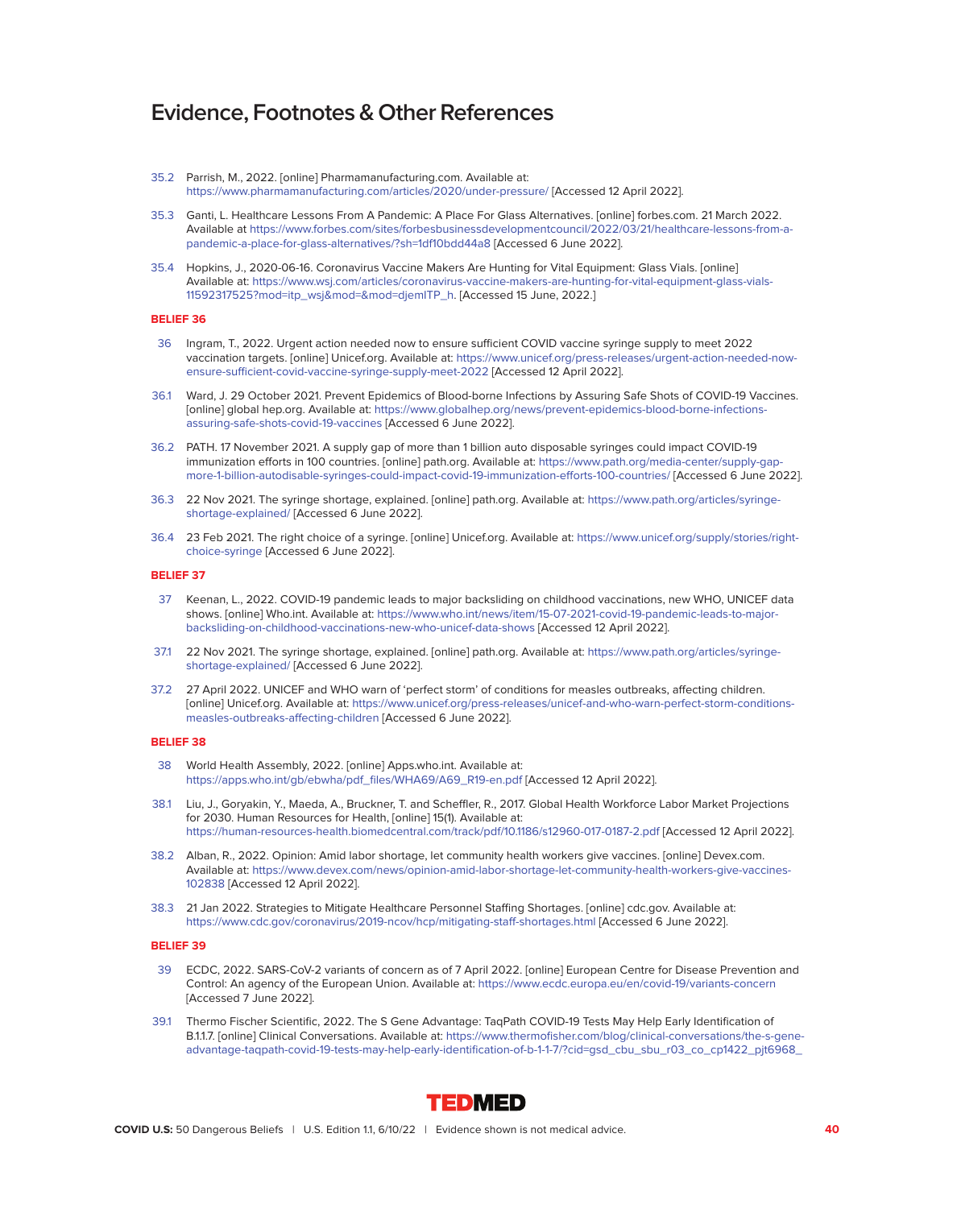# Evidence, Footnotes & Other References

35.2 Parrish, M., 2022. [online] Pharmamanufacturing.com. Available at: https://www.pharmamanufacturing.com/articles/2020/under-pressure/ [Accessed 12 April 2022].

35.3 Ganti, L. Healthcare Lessons From A Pandemic: A Place For Glass Alternatives. [online] forbes.com. 21 March 2022. Available at https://www.forbes.com/sites/forbesbusinessdevelopmentcouncil/2022/03/21/healthcare-lessons-from-a-pandemic-a-place-for-glass-alternatives/?sh=1df10bdd44a8 [Accessed 6 June 2022].

35.4 Hopkins, J., 2020-06-16. Coronavirus Vaccine Makers Are Hunting for Vital Equipment: Glass Vials. [online] Available at: https://www.wsj.com/articles/coronavirus-vaccine-makers-are-hunting-for-vital-equipment-glass-vials-11592317525?mod=itp_wsj&mod=&mod=djemITP_h. [Accessed 15 June, 2022.]

**BELIEF 36**

36 Ingram, T., 2022. Urgent action needed now to ensure sufficient COVID vaccine syringe supply to meet 2022 vaccination targets. [online] Unicef.org. Available at: https://www.unicef.org/press-releases/urgent-action-needed-now-ensure-sufficient-covid-vaccine-syringe-supply-meet-2022 [Accessed 12 April 2022].

36.1 Ward, J. 29 October 2021. Prevent Epidemics of Blood-borne Infections by Assuring Safe Shots of COVID-19 Vaccines. [online] global hep.org. Available at: https://www.globalhep.org/news/prevent-epidemics-blood-borne-infections-assuring-safe-shots-covid-19-vaccines [Accessed 6 June 2022].

36.2 PATH. 17 November 2021. A supply gap of more than 1 billion auto disposable syringes could impact COVID-19 immunization efforts in 100 countries. [online] path.org. Available at: https://www.path.org/media-center/supply-gap-more-1-billion-autodisable-syringes-could-impact-covid-19-immunization-efforts-100-countries/ [Accessed 6 June 2022].

36.3 22 Nov 2021. The syringe shortage, explained. [online] path.org. Available at: https://www.path.org/articles/syringe-shortage-explained/ [Accessed 6 June 2022].

36.4 23 Feb 2021. The right choice of a syringe. [online] Unicef.org. Available at: https://www.unicef.org/supply/stories/right-choice-syringe [Accessed 6 June 2022].

**BELIEF 37**

37 Keenan, L., 2022. COVID-19 pandemic leads to major backsliding on childhood vaccinations, new WHO, UNICEF data shows. [online] Who.int. Available at: https://www.who.int/news/item/15-07-2021-covid-19-pandemic-leads-to-major-backsliding-on-childhood-vaccinations-new-who-unicef-data-shows [Accessed 12 April 2022].

37.1 22 Nov 2021. The syringe shortage, explained. [online] path.org. Available at: https://www.path.org/articles/syringe-shortage-explained/ [Accessed 6 June 2022].

37.2 27 April 2022. UNICEF and WHO warn of 'perfect storm' of conditions for measles outbreaks, affecting children. [online] Unicef.org. Available at: https://www.unicef.org/press-releases/unicef-and-who-warn-perfect-storm-conditions-measles-outbreaks-affecting-children [Accessed 6 June 2022].

**BELIEF 38**

38 World Health Assembly, 2022. [online] Apps.who.int. Available at: https://apps.who.int/gb/ebwha/pdf_files/WHA69/A69_R19-en.pdf [Accessed 12 April 2022].

38.1 Liu, J., Goryakin, Y., Maeda, A., Bruckner, T. and Scheffler, R., 2017. Global Health Workforce Labor Market Projections for 2030. Human Resources for Health, [online] 15(1). Available at: https://human-resources-health.biomedcentral.com/track/pdf/10.1186/s12960-017-0187-2.pdf [Accessed 12 April 2022].

38.2 Alban, R., 2022. Opinion: Amid labor shortage, let community health workers give vaccines. [online] Devex.com. Available at: https://www.devex.com/news/opinion-amid-labor-shortage-let-community-health-workers-give-vaccines-102838 [Accessed 12 April 2022].

38.3 21 Jan 2022. Strategies to Mitigate Healthcare Personnel Staffing Shortages. [online] cdc.gov. Available at: https://www.cdc.gov/coronavirus/2019-ncov/hcp/mitigating-staff-shortages.html [Accessed 6 June 2022].

**BELIEF 39**

39 ECDC, 2022. SARS-CoV-2 variants of concern as of 7 April 2022. [online] European Centre for Disease Prevention and Control: An agency of the European Union. Available at: https://www.ecdc.europa.eu/en/covid-19/variants-concern [Accessed 7 June 2022].

39.1 Thermo Fischer Scientific, 2022. The S Gene Advantage: TaqPath COVID-19 Tests May Help Early Identification of B.1.1.7. [online] Clinical Conversations. Available at: https://www.thermofisher.com/blog/clinical-conversations/the-s-gene-advantage-taqpath-covid-19-tests-may-help-early-identification-of-b-1-1-7/?cid=gsd_cbu_sbu_r03_co_cp1422_pjt6968_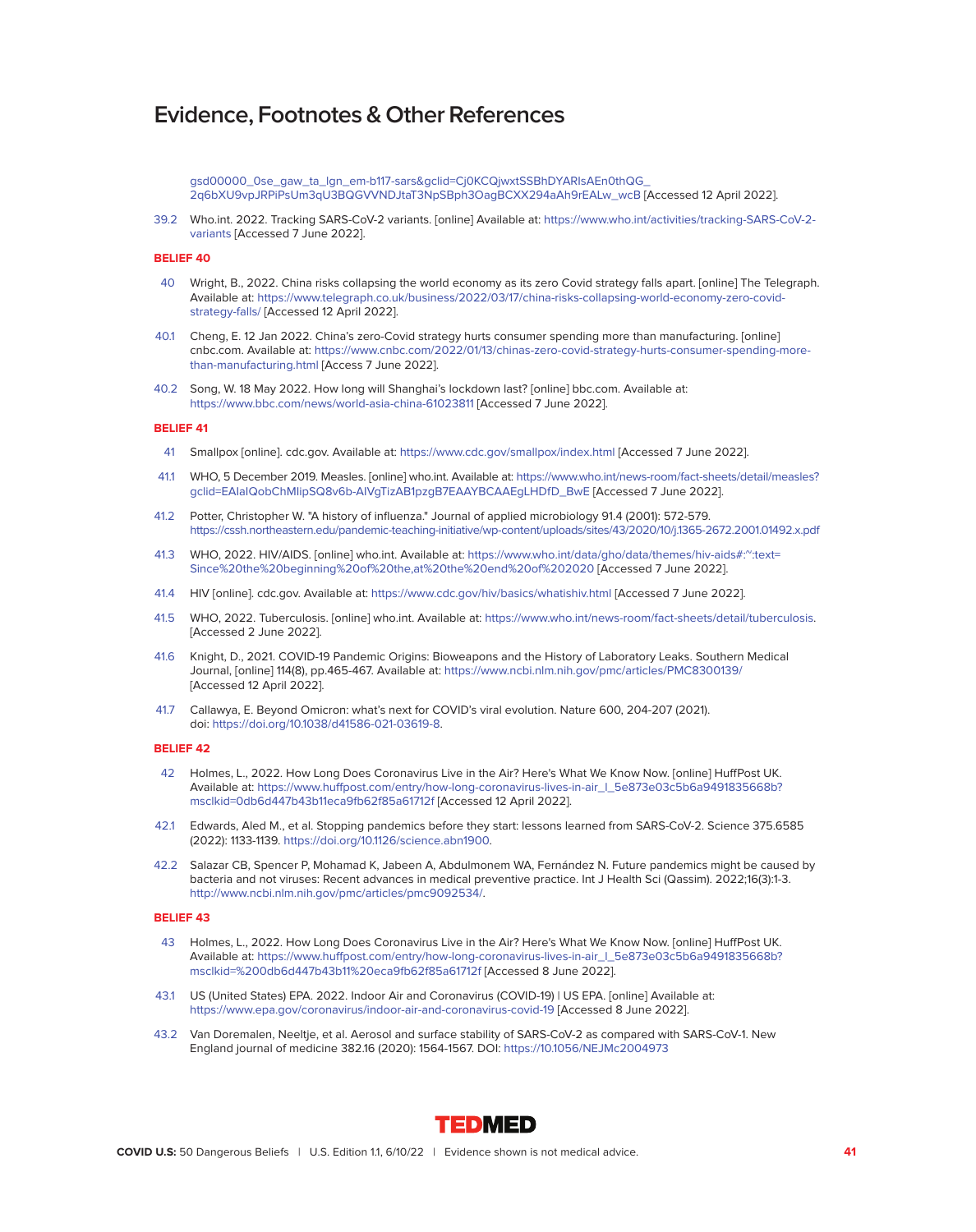# Evidence, Footnotes & Other References

gsd00000_0se_gaw_ta_lgn_em-b117-sars&gclid=Cj0KCQjwxtSSBhDYARIsAEn0thQG_2q6bXU9vpJRPiPsUm3qU3BQGVVNDJtaT3NpSBph3OagBCXX294aAh9rEALw_wcB [Accessed 12 April 2022].

39.2 Who.int. 2022. Tracking SARS-CoV-2 variants. [online] Available at: https://www.who.int/activities/tracking-SARS-CoV-2-variants [Accessed 7 June 2022].

**BELIEF 40**

40 Wright, B., 2022. China risks collapsing the world economy as its zero Covid strategy falls apart. [online] The Telegraph. Available at: https://www.telegraph.co.uk/business/2022/03/17/china-risks-collapsing-world-economy-zero-covid-strategy-falls/ [Accessed 12 April 2022].

40.1 Cheng, E. 12 Jan 2022. China's zero-Covid strategy hurts consumer spending more than manufacturing. [online] cnbc.com. Available at: https://www.cnbc.com/2022/01/13/chinas-zero-covid-strategy-hurts-consumer-spending-more-than-manufacturing.html [Access 7 June 2022].

40.2 Song, W. 18 May 2022. How long will Shanghai's lockdown last? [online] bbc.com. Available at: https://www.bbc.com/news/world-asia-china-61023811 [Accessed 7 June 2022].

**BELIEF 41**

41 Smallpox [online]. cdc.gov. Available at: https://www.cdc.gov/smallpox/index.html [Accessed 7 June 2022].

41.1 WHO, 5 December 2019. Measles. [online] who.int. Available at: https://www.who.int/news-room/fact-sheets/detail/measles?gclid=EAIaIQobChMIipSQ8v6b-AIVgTizAB1pzgB7EAAYBCAAEgLHDfD_BwE [Accessed 7 June 2022].

41.2 Potter, Christopher W. "A history of influenza." Journal of applied microbiology 91.4 (2001): 572-579. https://cssh.northeastern.edu/pandemic-teaching-initiative/wp-content/uploads/sites/43/2020/10/j.1365-2672.2001.01492.x.pdf

41.3 WHO, 2022. HIV/AIDS. [online] who.int. Available at: https://www.who.int/data/gho/data/themes/hiv-aids#:~:text=Since%20the%20beginning%20of%20the,at%20the%20end%20of%202020 [Accessed 7 June 2022].

41.4 HIV [online]. cdc.gov. Available at: https://www.cdc.gov/hiv/basics/whatishiv.html [Accessed 7 June 2022].

41.5 WHO, 2022. Tuberculosis. [online] who.int. Available at: https://www.who.int/news-room/fact-sheets/detail/tuberculosis. [Accessed 2 June 2022].

41.6 Knight, D., 2021. COVID-19 Pandemic Origins: Bioweapons and the History of Laboratory Leaks. Southern Medical Journal, [online] 114(8), pp.465-467. Available at: https://www.ncbi.nlm.nih.gov/pmc/articles/PMC8300139/ [Accessed 12 April 2022].

41.7 Callawya, E. Beyond Omicron: what's next for COVID's viral evolution. Nature 600, 204-207 (2021). doi: https://doi.org/10.1038/d41586-021-03619-8.

**BELIEF 42**

42 Holmes, L., 2022. How Long Does Coronavirus Live in the Air? Here's What We Know Now. [online] HuffPost UK. Available at: https://www.huffpost.com/entry/how-long-coronavirus-lives-in-air_l_5e873e03c5b6a9491835668b?msclkid=0db6d447b43b11eca9fb62f85a61712f [Accessed 12 April 2022].

42.1 Edwards, Aled M., et al. Stopping pandemics before they start: lessons learned from SARS-CoV-2. Science 375.6585 (2022): 1133-1139. https://doi.org/10.1126/science.abn1900.

42.2 Salazar CB, Spencer P, Mohamad K, Jabeen A, Abdulmonem WA, Fernández N. Future pandemics might be caused by bacteria and not viruses: Recent advances in medical preventive practice. Int J Health Sci (Qassim). 2022;16(3):1-3. http://www.ncbi.nlm.nih.gov/pmc/articles/pmc9092534/.

**BELIEF 43**

43 Holmes, L., 2022. How Long Does Coronavirus Live in the Air? Here's What We Know Now. [online] HuffPost UK. Available at: https://www.huffpost.com/entry/how-long-coronavirus-lives-in-air_l_5e873e03c5b6a9491835668b?msclkid=%200db6d447b43b11%20eca9fb62f85a61712f [Accessed 8 June 2022].

43.1 US (United States) EPA. 2022. Indoor Air and Coronavirus (COVID-19) | US EPA. [online] Available at: https://www.epa.gov/coronavirus/indoor-air-and-coronavirus-covid-19 [Accessed 8 June 2022].

43.2 Van Doremalen, Neeltje, et al. Aerosol and surface stability of SARS-CoV-2 as compared with SARS-CoV-1. New England journal of medicine 382.16 (2020): 1564-1567. DOI: https://10.1056/NEJMc2004973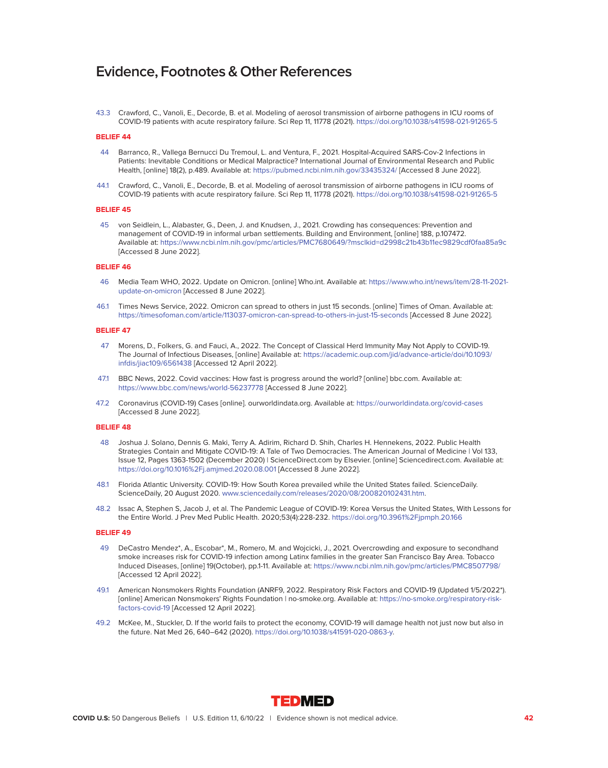# Evidence, Footnotes & Other References

43.3 Crawford, C., Vanoli, E., Decorde, B. et al. Modeling of aerosol transmission of airborne pathogens in ICU rooms of COVID-19 patients with acute respiratory failure. Sci Rep 11, 11778 (2021). https://doi.org/10.1038/s41598-021-91265-5

**BELIEF 44**

44 Barranco, R., Vallega Bernucci Du Tremoul, L. and Ventura, F., 2021. Hospital-Acquired SARS-Cov-2 Infections in Patients: Inevitable Conditions or Medical Malpractice? International Journal of Environmental Research and Public Health, [online] 18(2), p.489. Available at: https://pubmed.ncbi.nlm.nih.gov/33435324/ [Accessed 8 June 2022].

44.1 Crawford, C., Vanoli, E., Decorde, B. et al. Modeling of aerosol transmission of airborne pathogens in ICU rooms of COVID-19 patients with acute respiratory failure. Sci Rep 11, 11778 (2021). https://doi.org/10.1038/s41598-021-91265-5

**BELIEF 45**

45 von Seidlein, L., Alabaster, G., Deen, J. and Knudsen, J., 2021. Crowding has consequences: Prevention and management of COVID-19 in informal urban settlements. Building and Environment, [online] 188, p.107472. Available at: https://www.ncbi.nlm.nih.gov/pmc/articles/PMC7680649/?msclkid=d2998c21b43b11ec9829cdf0faa85a9c [Accessed 8 June 2022].

**BELIEF 46**

46 Media Team WHO, 2022. Update on Omicron. [online] Who.int. Available at: https://www.who.int/news/item/28-11-2021-update-on-omicron [Accessed 8 June 2022].

46.1 Times News Service, 2022. Omicron can spread to others in just 15 seconds. [online] Times of Oman. Available at: https://timesofoman.com/article/113037-omicron-can-spread-to-others-in-just-15-seconds [Accessed 8 June 2022].

**BELIEF 47**

47 Morens, D., Folkers, G. and Fauci, A., 2022. The Concept of Classical Herd Immunity May Not Apply to COVID-19. The Journal of Infectious Diseases, [online] Available at: https://academic.oup.com/jid/advance-article/doi/10.1093/infdis/jiac109/6561438 [Accessed 12 April 2022].

47.1 BBC News, 2022. Covid vaccines: How fast is progress around the world? [online] bbc.com. Available at: https://www.bbc.com/news/world-56237778 [Accessed 8 June 2022].

47.2 Coronavirus (COVID-19) Cases [online]. ourworldindata.org. Available at: https://ourworldindata.org/covid-cases [Accessed 8 June 2022].

**BELIEF 48**

48 Joshua J. Solano, Dennis G. Maki, Terry A. Adirim, Richard D. Shih, Charles H. Hennekens, 2022. Public Health Strategies Contain and Mitigate COVID-19: A Tale of Two Democracies. The American Journal of Medicine | Vol 133, Issue 12, Pages 1363-1502 (December 2020) | ScienceDirect.com by Elsevier. [online] Sciencedirect.com. Available at: https://doi.org/10.1016%2Fj.amjmed.2020.08.001 [Accessed 8 June 2022].

48.1 Florida Atlantic University. COVID-19: How South Korea prevailed while the United States failed. ScienceDaily. ScienceDaily, 20 August 2020. www.sciencedaily.com/releases/2020/08/200820102431.htm.

48.2 Issac A, Stephen S, Jacob J, et al. The Pandemic League of COVID-19: Korea Versus the United States, With Lessons for the Entire World. J Prev Med Public Health. 2020;53(4):228-232. https://doi.org/10.3961%2Fjpmph.20.166

**BELIEF 49**

49 DeCastro Mendez*, A., Escobar*, M., Romero, M. and Wojcicki, J., 2021. Overcrowding and exposure to secondhand smoke increases risk for COVID-19 infection among Latinx families in the greater San Francisco Bay Area. Tobacco Induced Diseases, [online] 19(October), pp.1-11. Available at: https://www.ncbi.nlm.nih.gov/pmc/articles/PMC8507798/ [Accessed 12 April 2022].

49.1 American Nonsmokers Rights Foundation (ANRF9, 2022. Respiratory Risk Factors and COVID-19 (Updated 1/5/2022*). [online] American Nonsmokers' Rights Foundation | no-smoke.org. Available at: https://no-smoke.org/respiratory-risk-factors-covid-19 [Accessed 12 April 2022].

49.2 McKee, M., Stuckler, D. If the world fails to protect the economy, COVID-19 will damage health not just now but also in the future. Nat Med 26, 640–642 (2020). https://doi.org/10.1038/s41591-020-0863-y.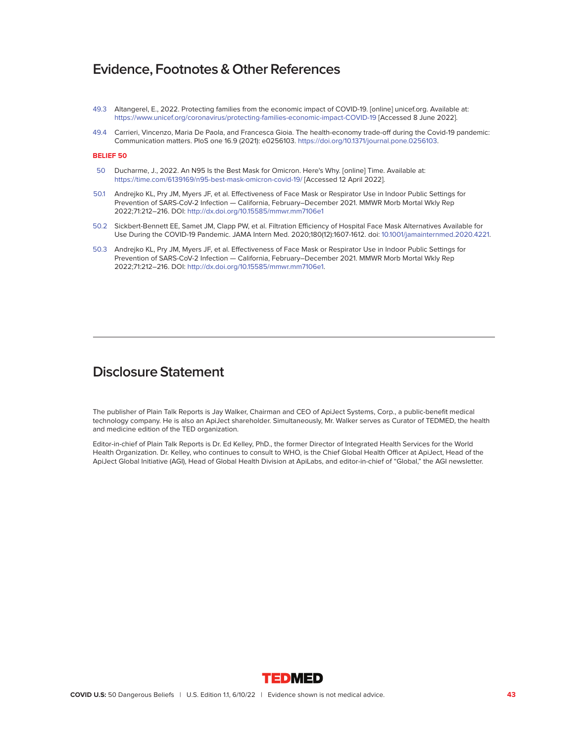## Evidence, Footnotes & Other References

49.3 Altangerel, E., 2022. Protecting families from the economic impact of COVID-19. [online] unicef.org. Available at: https://www.unicef.org/coronavirus/protecting-families-economic-impact-COVID-19 [Accessed 8 June 2022].

49.4 Carrieri, Vincenzo, Maria De Paola, and Francesca Gioia. The health-economy trade-off during the Covid-19 pandemic: Communication matters. PloS one 16.9 (2021): e0256103. https://doi.org/10.1371/journal.pone.0256103.

**BELIEF 50**

50 Ducharme, J., 2022. An N95 Is the Best Mask for Omicron. Here's Why. [online] Time. Available at: https://time.com/6139169/n95-best-mask-omicron-covid-19/ [Accessed 12 April 2022].

50.1 Andrejko KL, Pry JM, Myers JF, et al. Effectiveness of Face Mask or Respirator Use in Indoor Public Settings for Prevention of SARS-CoV-2 Infection — California, February–December 2021. MMWR Morb Mortal Wkly Rep 2022;71:212–216. DOI: http://dx.doi.org/10.15585/mmwr.mm7106e1

50.2 Sickbert-Bennett EE, Samet JM, Clapp PW, et al. Filtration Efficiency of Hospital Face Mask Alternatives Available for Use During the COVID-19 Pandemic. JAMA Intern Med. 2020;180(12):1607-1612. doi: 10.1001/jamainternmed.2020.4221.

50.3 Andrejko KL, Pry JM, Myers JF, et al. Effectiveness of Face Mask or Respirator Use in Indoor Public Settings for Prevention of SARS-CoV-2 Infection — California, February–December 2021. MMWR Morb Mortal Wkly Rep 2022;71:212–216. DOI: http://dx.doi.org/10.15585/mmwr.mm7106e1.

---

## Disclosure Statement

The publisher of Plain Talk Reports is Jay Walker, Chairman and CEO of ApiJect Systems, Corp., a public-benefit medical technology company. He is also an ApiJect shareholder. Simultaneously, Mr. Walker serves as Curator of TEDMED, the health and medicine edition of the TED organization.

Editor-in-chief of Plain Talk Reports is Dr. Ed Kelley, PhD., the former Director of Integrated Health Services for the World Health Organization. Dr. Kelley, who continues to consult to WHO, is the Chief Global Health Officer at ApiJect, Head of the ApiJect Global Initiative (AGI), Head of Global Health Division at ApiLabs, and editor-in-chief of "Global," the AGI newsletter.